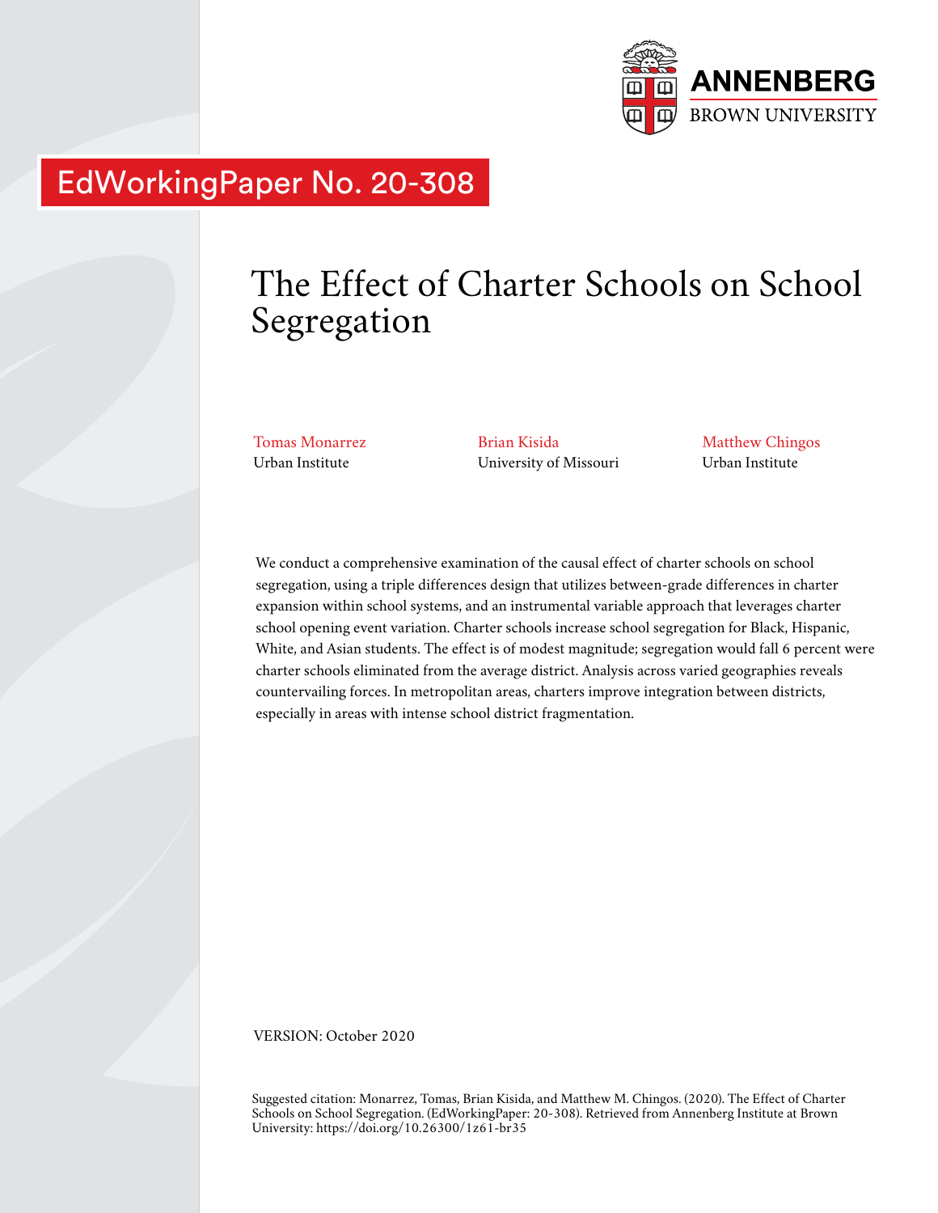ANNENBERG
BROWN UNIVERSITY

EdWorkingPaper No. 20-308

# The Effect of Charter Schools on School Segregation

Tomas Monarrez
Urban Institute

Brian Kisida
University of Missouri

Matthew Chingos
Urban Institute

We conduct a comprehensive examination of the causal effect of charter schools on school segregation, using a triple differences design that utilizes between-grade differences in charter expansion within school systems, and an instrumental variable approach that leverages charter school opening event variation. Charter schools increase school segregation for Black, Hispanic, White, and Asian students. The effect is of modest magnitude; segregation would fall 6 percent were charter schools eliminated from the average district. Analysis across varied geographies reveals countervailing forces. In metropolitan areas, charters improve integration between districts, especially in areas with intense school district fragmentation.

VERSION: October 2020

Suggested citation: Monarrez, Tomas, Brian Kisida, and Matthew M. Chingos. (2020). The Effect of Charter Schools on School Segregation. (EdWorkingPaper: 20-308). Retrieved from Annenberg Institute at Brown University: https://doi.org/10.26300/1z61-br35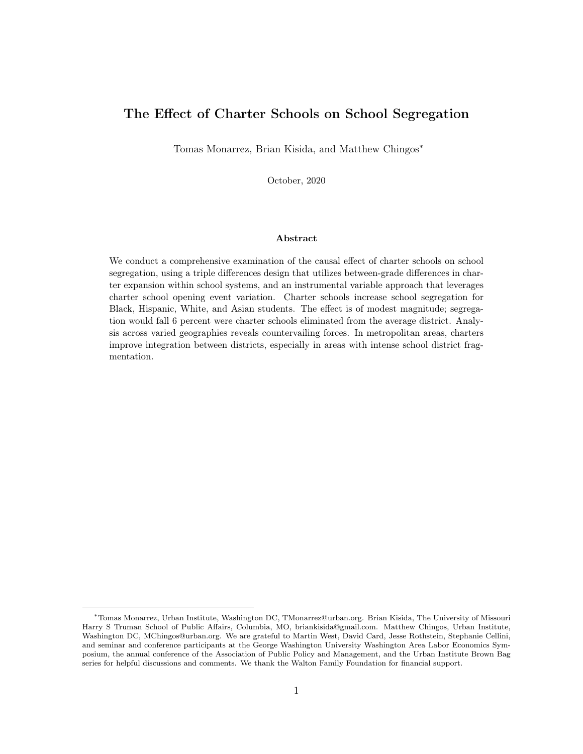# The Effect of Charter Schools on School Segregation

Tomas Monarrez, Brian Kisida, and Matthew Chingos*

October, 2020

### Abstract

We conduct a comprehensive examination of the causal effect of charter schools on school segregation, using a triple differences design that utilizes between-grade differences in charter expansion within school systems, and an instrumental variable approach that leverages charter school opening event variation. Charter schools increase school segregation for Black, Hispanic, White, and Asian students. The effect is of modest magnitude; segregation would fall 6 percent were charter schools eliminated from the average district. Analysis across varied geographies reveals countervailing forces. In metropolitan areas, charters improve integration between districts, especially in areas with intense school district fragmentation.

---

*Tomas Monarrez, Urban Institute, Washington DC, TMonarrez@urban.org. Brian Kisida, The University of Missouri Harry S Truman School of Public Affairs, Columbia, MO, briankisida@gmail.com. Matthew Chingos, Urban Institute, Washington DC, MChingos@urban.org. We are grateful to Martin West, David Card, Jesse Rothstein, Stephanie Cellini, and seminar and conference participants at the George Washington University Washington Area Labor Economics Symposium, the annual conference of the Association of Public Policy and Management, and the Urban Institute Brown Bag series for helpful discussions and comments. We thank the Walton Family Foundation for financial support.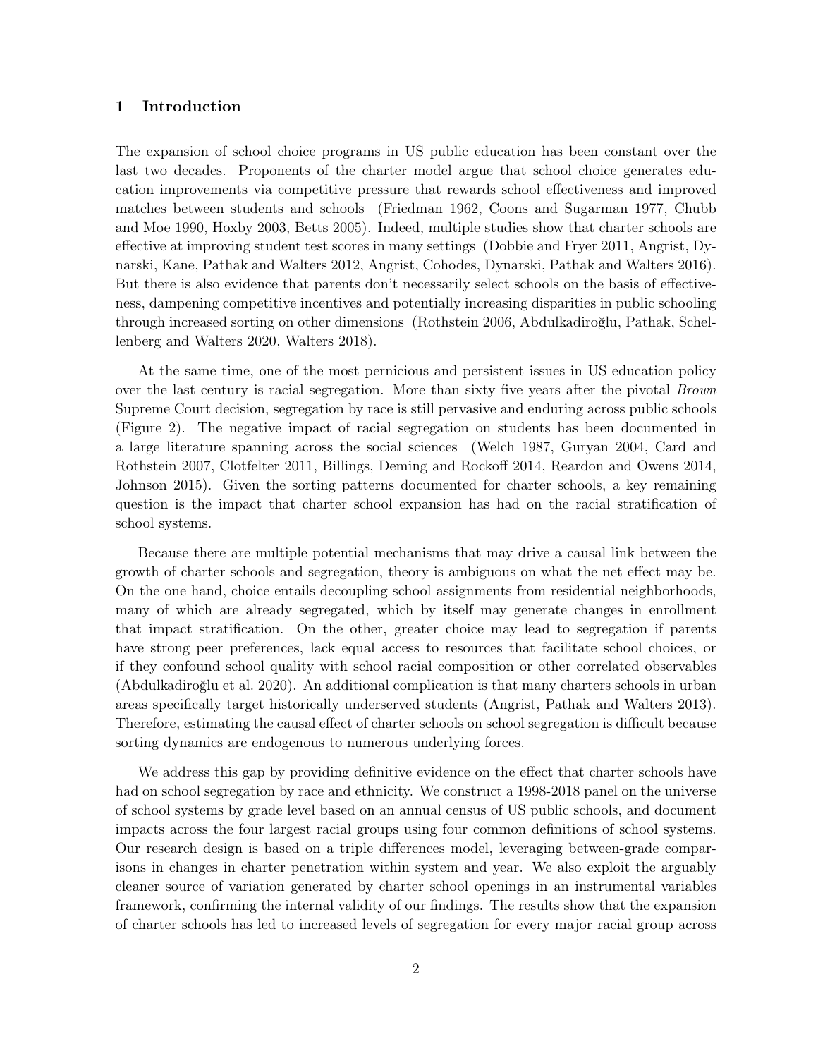## 1 Introduction

The expansion of school choice programs in US public education has been constant over the last two decades. Proponents of the charter model argue that school choice generates education improvements via competitive pressure that rewards school effectiveness and improved matches between students and schools (Friedman 1962, Coons and Sugarman 1977, Chubb and Moe 1990, Hoxby 2003, Betts 2005). Indeed, multiple studies show that charter schools are effective at improving student test scores in many settings (Dobbie and Fryer 2011, Angrist, Dynarski, Kane, Pathak and Walters 2012, Angrist, Cohodes, Dynarski, Pathak and Walters 2016). But there is also evidence that parents don't necessarily select schools on the basis of effectiveness, dampening competitive incentives and potentially increasing disparities in public schooling through increased sorting on other dimensions (Rothstein 2006, Abdulkadiroğlu, Pathak, Schellenberg and Walters 2020, Walters 2018).

At the same time, one of the most pernicious and persistent issues in US education policy over the last century is racial segregation. More than sixty five years after the pivotal *Brown* Supreme Court decision, segregation by race is still pervasive and enduring across public schools (Figure 2). The negative impact of racial segregation on students has been documented in a large literature spanning across the social sciences (Welch 1987, Guryan 2004, Card and Rothstein 2007, Clotfelter 2011, Billings, Deming and Rockoff 2014, Reardon and Owens 2014, Johnson 2015). Given the sorting patterns documented for charter schools, a key remaining question is the impact that charter school expansion has had on the racial stratification of school systems.

Because there are multiple potential mechanisms that may drive a causal link between the growth of charter schools and segregation, theory is ambiguous on what the net effect may be. On the one hand, choice entails decoupling school assignments from residential neighborhoods, many of which are already segregated, which by itself may generate changes in enrollment that impact stratification. On the other, greater choice may lead to segregation if parents have strong peer preferences, lack equal access to resources that facilitate school choices, or if they confound school quality with school racial composition or other correlated observables (Abdulkadiroğlu et al. 2020). An additional complication is that many charters schools in urban areas specifically target historically underserved students (Angrist, Pathak and Walters 2013). Therefore, estimating the causal effect of charter schools on school segregation is difficult because sorting dynamics are endogenous to numerous underlying forces.

We address this gap by providing definitive evidence on the effect that charter schools have had on school segregation by race and ethnicity. We construct a 1998-2018 panel on the universe of school systems by grade level based on an annual census of US public schools, and document impacts across the four largest racial groups using four common definitions of school systems. Our research design is based on a triple differences model, leveraging between-grade comparisons in changes in charter penetration within system and year. We also exploit the arguably cleaner source of variation generated by charter school openings in an instrumental variables framework, confirming the internal validity of our findings. The results show that the expansion of charter schools has led to increased levels of segregation for every major racial group across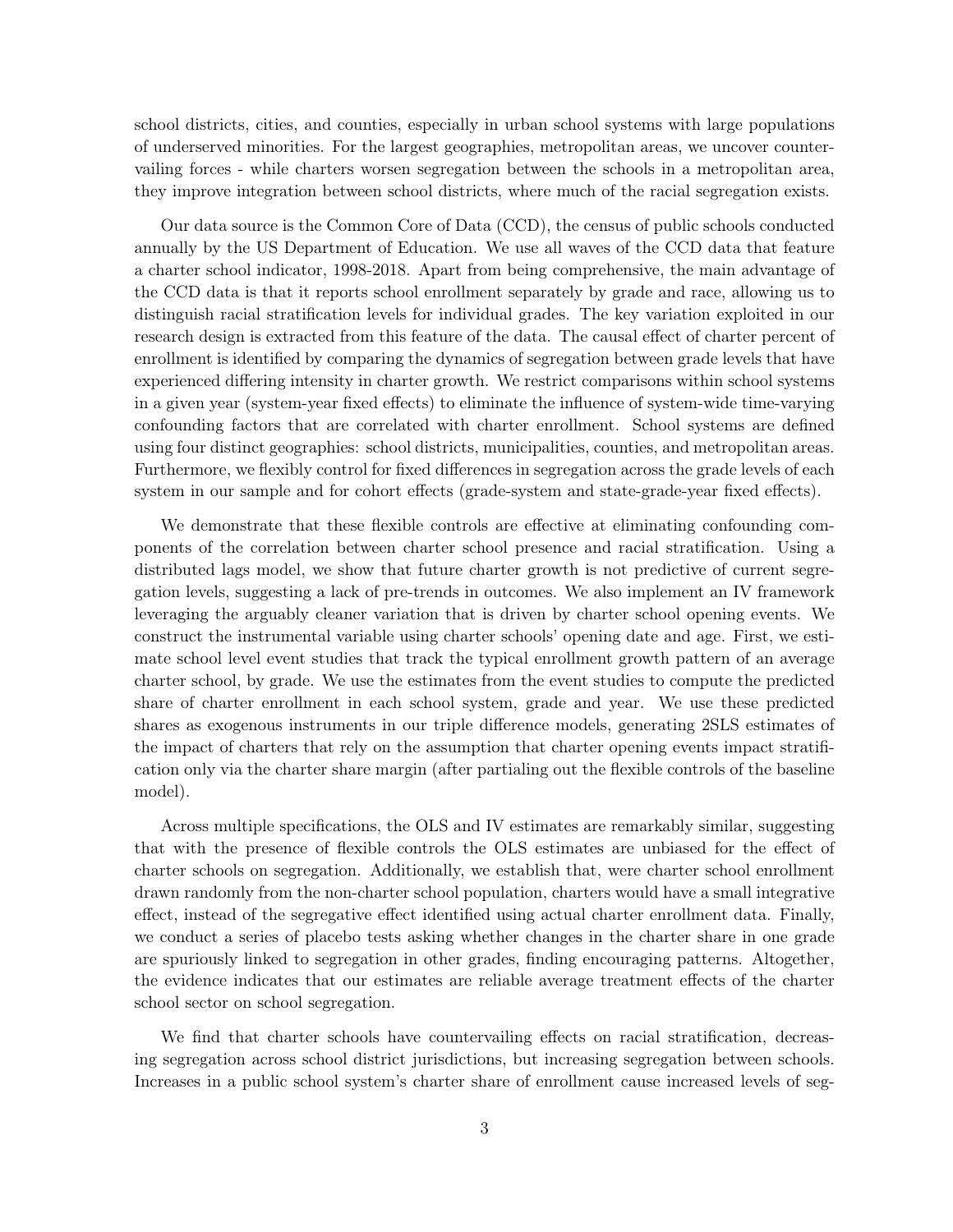school districts, cities, and counties, especially in urban school systems with large populations of underserved minorities. For the largest geographies, metropolitan areas, we uncover countervailing forces - while charters worsen segregation between the schools in a metropolitan area, they improve integration between school districts, where much of the racial segregation exists.

Our data source is the Common Core of Data (CCD), the census of public schools conducted annually by the US Department of Education. We use all waves of the CCD data that feature a charter school indicator, 1998-2018. Apart from being comprehensive, the main advantage of the CCD data is that it reports school enrollment separately by grade and race, allowing us to distinguish racial stratification levels for individual grades. The key variation exploited in our research design is extracted from this feature of the data. The causal effect of charter percent of enrollment is identified by comparing the dynamics of segregation between grade levels that have experienced differing intensity in charter growth. We restrict comparisons within school systems in a given year (system-year fixed effects) to eliminate the influence of system-wide time-varying confounding factors that are correlated with charter enrollment. School systems are defined using four distinct geographies: school districts, municipalities, counties, and metropolitan areas. Furthermore, we flexibly control for fixed differences in segregation across the grade levels of each system in our sample and for cohort effects (grade-system and state-grade-year fixed effects).

We demonstrate that these flexible controls are effective at eliminating confounding components of the correlation between charter school presence and racial stratification. Using a distributed lags model, we show that future charter growth is not predictive of current segregation levels, suggesting a lack of pre-trends in outcomes. We also implement an IV framework leveraging the arguably cleaner variation that is driven by charter school opening events. We construct the instrumental variable using charter schools' opening date and age. First, we estimate school level event studies that track the typical enrollment growth pattern of an average charter school, by grade. We use the estimates from the event studies to compute the predicted share of charter enrollment in each school system, grade and year. We use these predicted shares as exogenous instruments in our triple difference models, generating 2SLS estimates of the impact of charters that rely on the assumption that charter opening events impact stratification only via the charter share margin (after partialing out the flexible controls of the baseline model).

Across multiple specifications, the OLS and IV estimates are remarkably similar, suggesting that with the presence of flexible controls the OLS estimates are unbiased for the effect of charter schools on segregation. Additionally, we establish that, were charter school enrollment drawn randomly from the non-charter school population, charters would have a small integrative effect, instead of the segregative effect identified using actual charter enrollment data. Finally, we conduct a series of placebo tests asking whether changes in the charter share in one grade are spuriously linked to segregation in other grades, finding encouraging patterns. Altogether, the evidence indicates that our estimates are reliable average treatment effects of the charter school sector on school segregation.

We find that charter schools have countervailing effects on racial stratification, decreasing segregation across school district jurisdictions, but increasing segregation between schools. Increases in a public school system's charter share of enrollment cause increased levels of seg-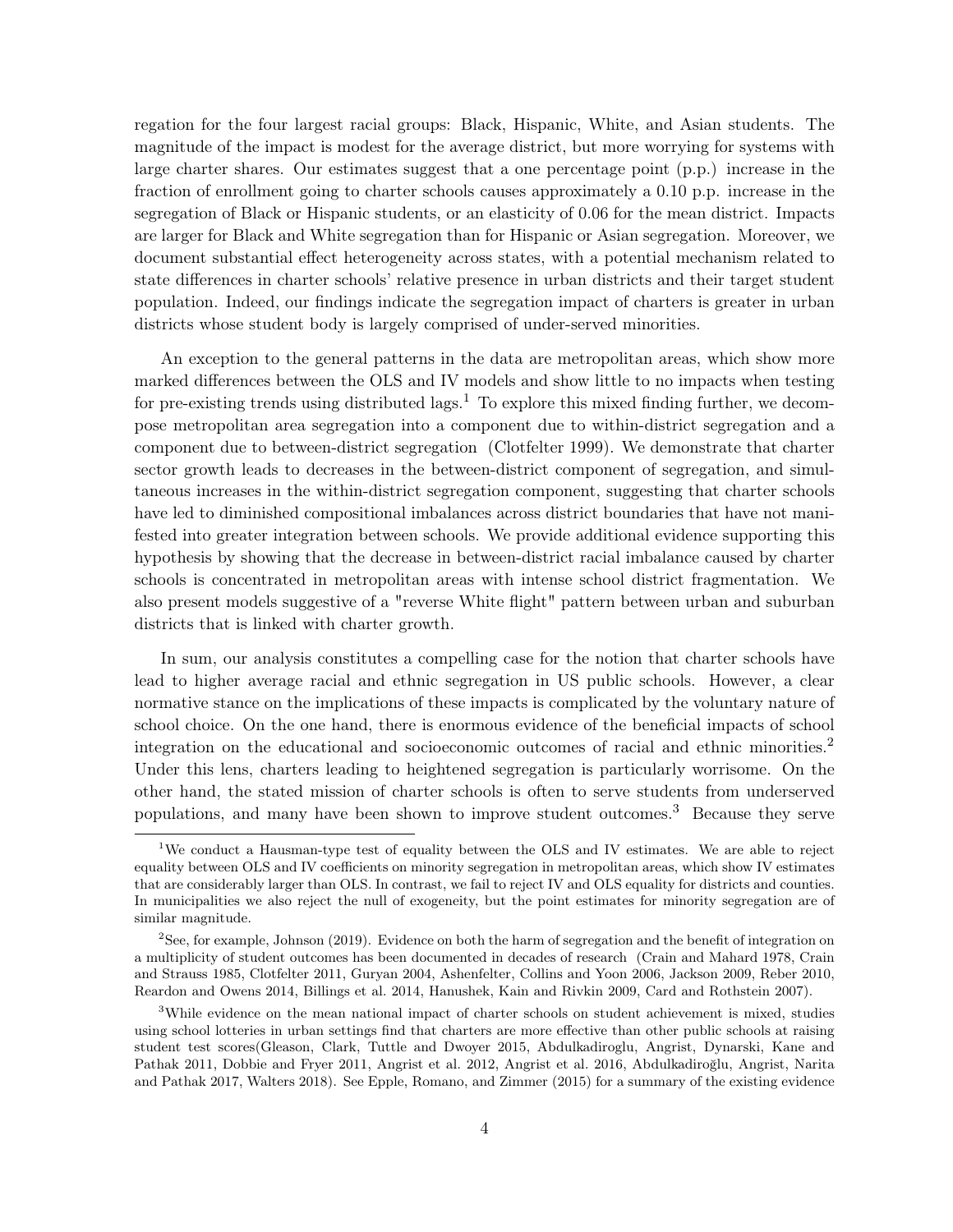regation for the four largest racial groups: Black, Hispanic, White, and Asian students. The magnitude of the impact is modest for the average district, but more worrying for systems with large charter shares. Our estimates suggest that a one percentage point (p.p.) increase in the fraction of enrollment going to charter schools causes approximately a 0.10 p.p. increase in the segregation of Black or Hispanic students, or an elasticity of 0.06 for the mean district. Impacts are larger for Black and White segregation than for Hispanic or Asian segregation. Moreover, we document substantial effect heterogeneity across states, with a potential mechanism related to state differences in charter schools' relative presence in urban districts and their target student population. Indeed, our findings indicate the segregation impact of charters is greater in urban districts whose student body is largely comprised of under-served minorities.

An exception to the general patterns in the data are metropolitan areas, which show more marked differences between the OLS and IV models and show little to no impacts when testing for pre-existing trends using distributed lags.[1] To explore this mixed finding further, we decompose metropolitan area segregation into a component due to within-district segregation and a component due to between-district segregation (Clotfelter 1999). We demonstrate that charter sector growth leads to decreases in the between-district component of segregation, and simultaneous increases in the within-district segregation component, suggesting that charter schools have led to diminished compositional imbalances across district boundaries that have not manifested into greater integration between schools. We provide additional evidence supporting this hypothesis by showing that the decrease in between-district racial imbalance caused by charter schools is concentrated in metropolitan areas with intense school district fragmentation. We also present models suggestive of a "reverse White flight" pattern between urban and suburban districts that is linked with charter growth.

In sum, our analysis constitutes a compelling case for the notion that charter schools have lead to higher average racial and ethnic segregation in US public schools. However, a clear normative stance on the implications of these impacts is complicated by the voluntary nature of school choice. On the one hand, there is enormous evidence of the beneficial impacts of school integration on the educational and socioeconomic outcomes of racial and ethnic minorities.[2] Under this lens, charters leading to heightened segregation is particularly worrisome. On the other hand, the stated mission of charter schools is often to serve students from underserved populations, and many have been shown to improve student outcomes.[3] Because they serve

---

[1] We conduct a Hausman-type test of equality between the OLS and IV estimates. We are able to reject equality between OLS and IV coefficients on minority segregation in metropolitan areas, which show IV estimates that are considerably larger than OLS. In contrast, we fail to reject IV and OLS equality for districts and counties. In municipalities we also reject the null of exogeneity, but the point estimates for minority segregation are of similar magnitude.

[2] See, for example, Johnson (2019). Evidence on both the harm of segregation and the benefit of integration on a multiplicity of student outcomes has been documented in decades of research (Crain and Mahard 1978, Crain and Strauss 1985, Clotfelter 2011, Guryan 2004, Ashenfelter, Collins and Yoon 2006, Jackson 2009, Reber 2010, Reardon and Owens 2014, Billings et al. 2014, Hanushek, Kain and Rivkin 2009, Card and Rothstein 2007).

[3] While evidence on the mean national impact of charter schools on student achievement is mixed, studies using school lotteries in urban settings find that charters are more effective than other public schools at raising student test scores(Gleason, Clark, Tuttle and Dwoyer 2015, Abdulkadiroglu, Angrist, Dynarski, Kane and Pathak 2011, Dobbie and Fryer 2011, Angrist et al. 2012, Angrist et al. 2016, Abdulkadiroğlu, Angrist, Narita and Pathak 2017, Walters 2018). See Epple, Romano, and Zimmer (2015) for a summary of the existing evidence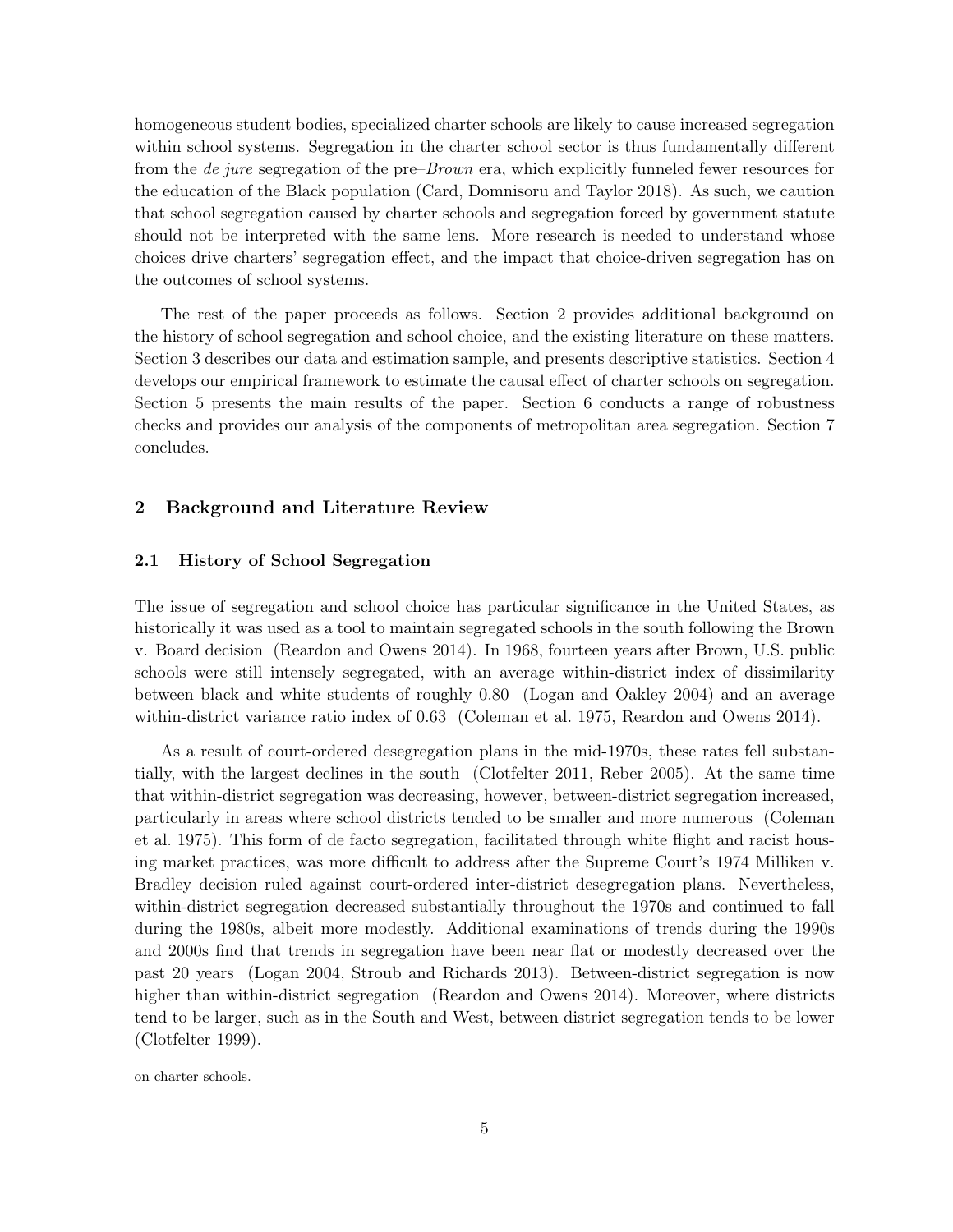homogeneous student bodies, specialized charter schools are likely to cause increased segregation within school systems. Segregation in the charter school sector is thus fundamentally different from the *de jure* segregation of the pre–*Brown* era, which explicitly funneled fewer resources for the education of the Black population (Card, Domnisoru and Taylor 2018). As such, we caution that school segregation caused by charter schools and segregation forced by government statute should not be interpreted with the same lens. More research is needed to understand whose choices drive charters' segregation effect, and the impact that choice-driven segregation has on the outcomes of school systems.

The rest of the paper proceeds as follows. Section 2 provides additional background on the history of school segregation and school choice, and the existing literature on these matters. Section 3 describes our data and estimation sample, and presents descriptive statistics. Section 4 develops our empirical framework to estimate the causal effect of charter schools on segregation. Section 5 presents the main results of the paper. Section 6 conducts a range of robustness checks and provides our analysis of the components of metropolitan area segregation. Section 7 concludes.

## 2 Background and Literature Review

### 2.1 History of School Segregation

The issue of segregation and school choice has particular significance in the United States, as historically it was used as a tool to maintain segregated schools in the south following the Brown v. Board decision (Reardon and Owens 2014). In 1968, fourteen years after Brown, U.S. public schools were still intensely segregated, with an average within-district index of dissimilarity between black and white students of roughly 0.80 (Logan and Oakley 2004) and an average within-district variance ratio index of 0.63 (Coleman et al. 1975, Reardon and Owens 2014).

As a result of court-ordered desegregation plans in the mid-1970s, these rates fell substantially, with the largest declines in the south (Clotfelter 2011, Reber 2005). At the same time that within-district segregation was decreasing, however, between-district segregation increased, particularly in areas where school districts tended to be smaller and more numerous (Coleman et al. 1975). This form of de facto segregation, facilitated through white flight and racist housing market practices, was more difficult to address after the Supreme Court's 1974 Milliken v. Bradley decision ruled against court-ordered inter-district desegregation plans. Nevertheless, within-district segregation decreased substantially throughout the 1970s and continued to fall during the 1980s, albeit more modestly. Additional examinations of trends during the 1990s and 2000s find that trends in segregation have been near flat or modestly decreased over the past 20 years (Logan 2004, Stroub and Richards 2013). Between-district segregation is now higher than within-district segregation (Reardon and Owens 2014). Moreover, where districts tend to be larger, such as in the South and West, between district segregation tends to be lower (Clotfelter 1999).

on charter schools.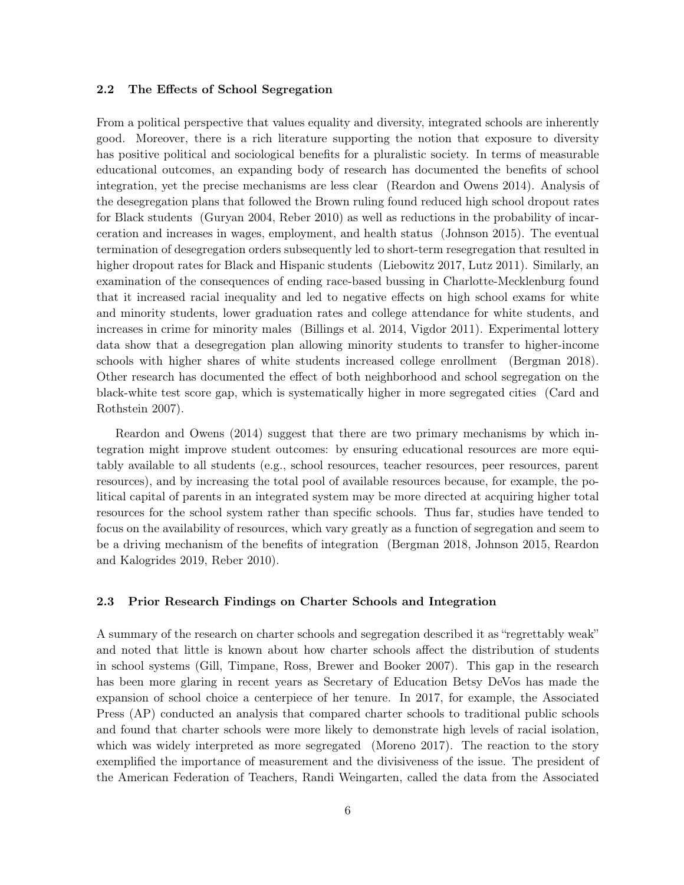## 2.2 The Effects of School Segregation

From a political perspective that values equality and diversity, integrated schools are inherently good. Moreover, there is a rich literature supporting the notion that exposure to diversity has positive political and sociological benefits for a pluralistic society. In terms of measurable educational outcomes, an expanding body of research has documented the benefits of school integration, yet the precise mechanisms are less clear (Reardon and Owens 2014). Analysis of the desegregation plans that followed the Brown ruling found reduced high school dropout rates for Black students (Guryan 2004, Reber 2010) as well as reductions in the probability of incarceration and increases in wages, employment, and health status (Johnson 2015). The eventual termination of desegregation orders subsequently led to short-term resegregation that resulted in higher dropout rates for Black and Hispanic students (Liebowitz 2017, Lutz 2011). Similarly, an examination of the consequences of ending race-based bussing in Charlotte-Mecklenburg found that it increased racial inequality and led to negative effects on high school exams for white and minority students, lower graduation rates and college attendance for white students, and increases in crime for minority males (Billings et al. 2014, Vigdor 2011). Experimental lottery data show that a desegregation plan allowing minority students to transfer to higher-income schools with higher shares of white students increased college enrollment (Bergman 2018). Other research has documented the effect of both neighborhood and school segregation on the black-white test score gap, which is systematically higher in more segregated cities (Card and Rothstein 2007).

Reardon and Owens (2014) suggest that there are two primary mechanisms by which integration might improve student outcomes: by ensuring educational resources are more equitably available to all students (e.g., school resources, teacher resources, peer resources, parent resources), and by increasing the total pool of available resources because, for example, the political capital of parents in an integrated system may be more directed at acquiring higher total resources for the school system rather than specific schools. Thus far, studies have tended to focus on the availability of resources, which vary greatly as a function of segregation and seem to be a driving mechanism of the benefits of integration (Bergman 2018, Johnson 2015, Reardon and Kalogrides 2019, Reber 2010).

## 2.3 Prior Research Findings on Charter Schools and Integration

A summary of the research on charter schools and segregation described it as "regrettably weak" and noted that little is known about how charter schools affect the distribution of students in school systems (Gill, Timpane, Ross, Brewer and Booker 2007). This gap in the research has been more glaring in recent years as Secretary of Education Betsy DeVos has made the expansion of school choice a centerpiece of her tenure. In 2017, for example, the Associated Press (AP) conducted an analysis that compared charter schools to traditional public schools and found that charter schools were more likely to demonstrate high levels of racial isolation, which was widely interpreted as more segregated (Moreno 2017). The reaction to the story exemplified the importance of measurement and the divisiveness of the issue. The president of the American Federation of Teachers, Randi Weingarten, called the data from the Associated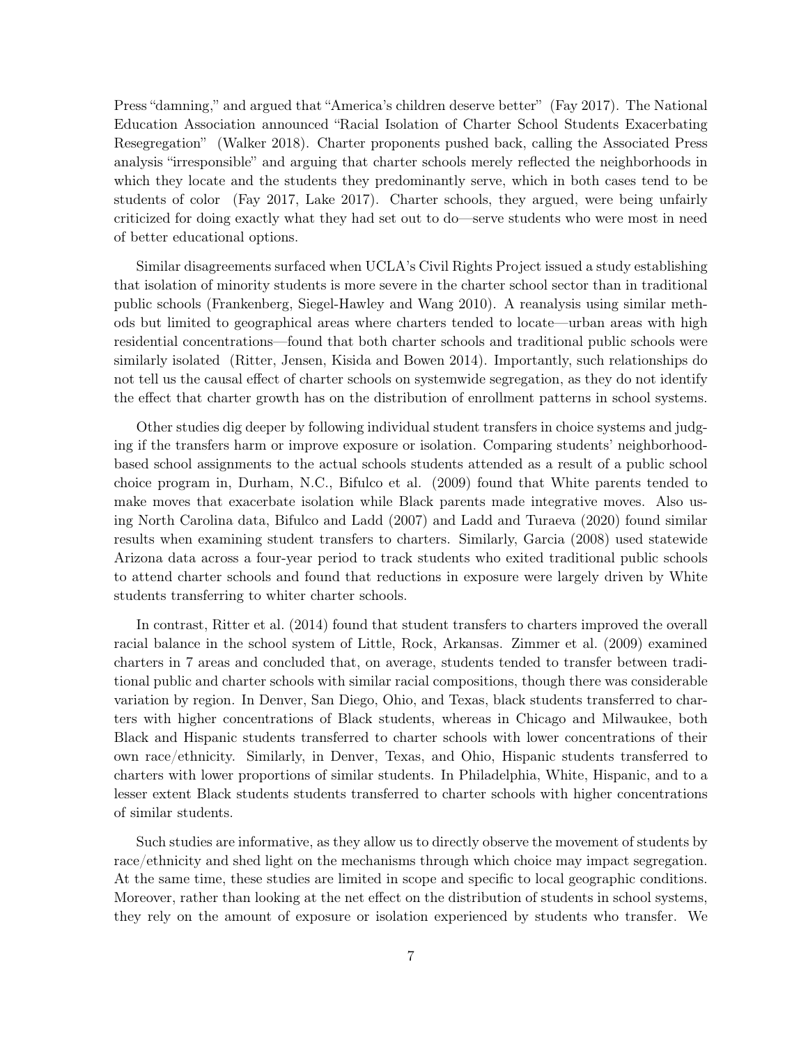Press "damning," and argued that "America's children deserve better" (Fay 2017). The National Education Association announced "Racial Isolation of Charter School Students Exacerbating Resegregation" (Walker 2018). Charter proponents pushed back, calling the Associated Press analysis "irresponsible" and arguing that charter schools merely reflected the neighborhoods in which they locate and the students they predominantly serve, which in both cases tend to be students of color (Fay 2017, Lake 2017). Charter schools, they argued, were being unfairly criticized for doing exactly what they had set out to do—serve students who were most in need of better educational options.

Similar disagreements surfaced when UCLA's Civil Rights Project issued a study establishing that isolation of minority students is more severe in the charter school sector than in traditional public schools (Frankenberg, Siegel-Hawley and Wang 2010). A reanalysis using similar methods but limited to geographical areas where charters tended to locate—urban areas with high residential concentrations—found that both charter schools and traditional public schools were similarly isolated (Ritter, Jensen, Kisida and Bowen 2014). Importantly, such relationships do not tell us the causal effect of charter schools on systemwide segregation, as they do not identify the effect that charter growth has on the distribution of enrollment patterns in school systems.

Other studies dig deeper by following individual student transfers in choice systems and judging if the transfers harm or improve exposure or isolation. Comparing students' neighborhood-based school assignments to the actual schools students attended as a result of a public school choice program in, Durham, N.C., Bifulco et al. (2009) found that White parents tended to make moves that exacerbate isolation while Black parents made integrative moves. Also using North Carolina data, Bifulco and Ladd (2007) and Ladd and Turaeva (2020) found similar results when examining student transfers to charters. Similarly, Garcia (2008) used statewide Arizona data across a four-year period to track students who exited traditional public schools to attend charter schools and found that reductions in exposure were largely driven by White students transferring to whiter charter schools.

In contrast, Ritter et al. (2014) found that student transfers to charters improved the overall racial balance in the school system of Little, Rock, Arkansas. Zimmer et al. (2009) examined charters in 7 areas and concluded that, on average, students tended to transfer between traditional public and charter schools with similar racial compositions, though there was considerable variation by region. In Denver, San Diego, Ohio, and Texas, black students transferred to charters with higher concentrations of Black students, whereas in Chicago and Milwaukee, both Black and Hispanic students transferred to charter schools with lower concentrations of their own race/ethnicity. Similarly, in Denver, Texas, and Ohio, Hispanic students transferred to charters with lower proportions of similar students. In Philadelphia, White, Hispanic, and to a lesser extent Black students students transferred to charter schools with higher concentrations of similar students.

Such studies are informative, as they allow us to directly observe the movement of students by race/ethnicity and shed light on the mechanisms through which choice may impact segregation. At the same time, these studies are limited in scope and specific to local geographic conditions. Moreover, rather than looking at the net effect on the distribution of students in school systems, they rely on the amount of exposure or isolation experienced by students who transfer. We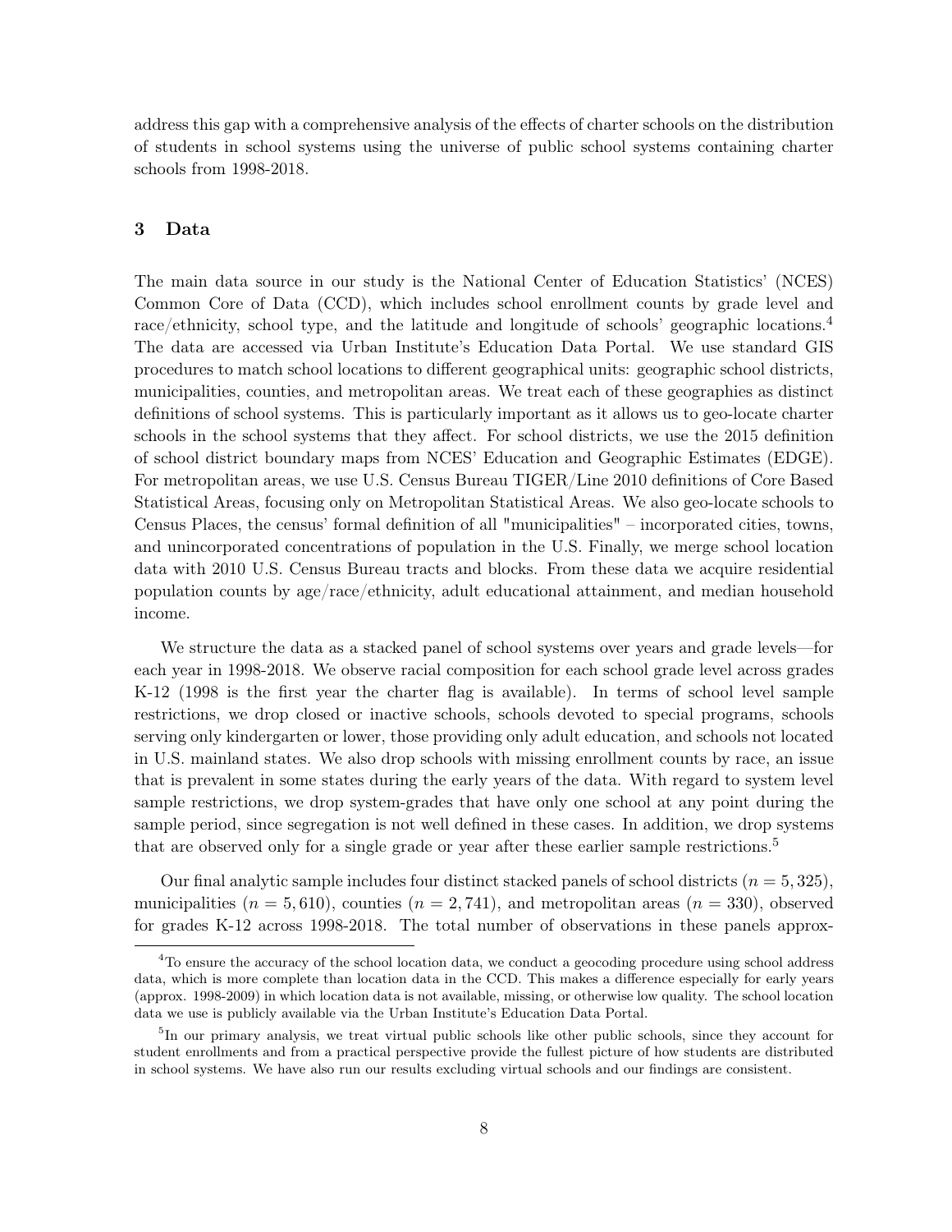address this gap with a comprehensive analysis of the effects of charter schools on the distribution of students in school systems using the universe of public school systems containing charter schools from 1998-2018.

## 3 Data

The main data source in our study is the National Center of Education Statistics' (NCES) Common Core of Data (CCD), which includes school enrollment counts by grade level and race/ethnicity, school type, and the latitude and longitude of schools' geographic locations.[4] The data are accessed via Urban Institute's Education Data Portal. We use standard GIS procedures to match school locations to different geographical units: geographic school districts, municipalities, counties, and metropolitan areas. We treat each of these geographies as distinct definitions of school systems. This is particularly important as it allows us to geo-locate charter schools in the school systems that they affect. For school districts, we use the 2015 definition of school district boundary maps from NCES' Education and Geographic Estimates (EDGE). For metropolitan areas, we use U.S. Census Bureau TIGER/Line 2010 definitions of Core Based Statistical Areas, focusing only on Metropolitan Statistical Areas. We also geo-locate schools to Census Places, the census' formal definition of all "municipalities" – incorporated cities, towns, and unincorporated concentrations of population in the U.S. Finally, we merge school location data with 2010 U.S. Census Bureau tracts and blocks. From these data we acquire residential population counts by age/race/ethnicity, adult educational attainment, and median household income.

We structure the data as a stacked panel of school systems over years and grade levels—for each year in 1998-2018. We observe racial composition for each school grade level across grades K-12 (1998 is the first year the charter flag is available). In terms of school level sample restrictions, we drop closed or inactive schools, schools devoted to special programs, schools serving only kindergarten or lower, those providing only adult education, and schools not located in U.S. mainland states. We also drop schools with missing enrollment counts by race, an issue that is prevalent in some states during the early years of the data. With regard to system level sample restrictions, we drop system-grades that have only one school at any point during the sample period, since segregation is not well defined in these cases. In addition, we drop systems that are observed only for a single grade or year after these earlier sample restrictions.[5]

Our final analytic sample includes four distinct stacked panels of school districts ($n = 5,325$), municipalities ($n = 5,610$), counties ($n = 2,741$), and metropolitan areas ($n = 330$), observed for grades K-12 across 1998-2018. The total number of observations in these panels approx-

[4] To ensure the accuracy of the school location data, we conduct a geocoding procedure using school address data, which is more complete than location data in the CCD. This makes a difference especially for early years (approx. 1998-2009) in which location data is not available, missing, or otherwise low quality. The school location data we use is publicly available via the Urban Institute's Education Data Portal.

[5] In our primary analysis, we treat virtual public schools like other public schools, since they account for student enrollments and from a practical perspective provide the fullest picture of how students are distributed in school systems. We have also run our results excluding virtual schools and our findings are consistent.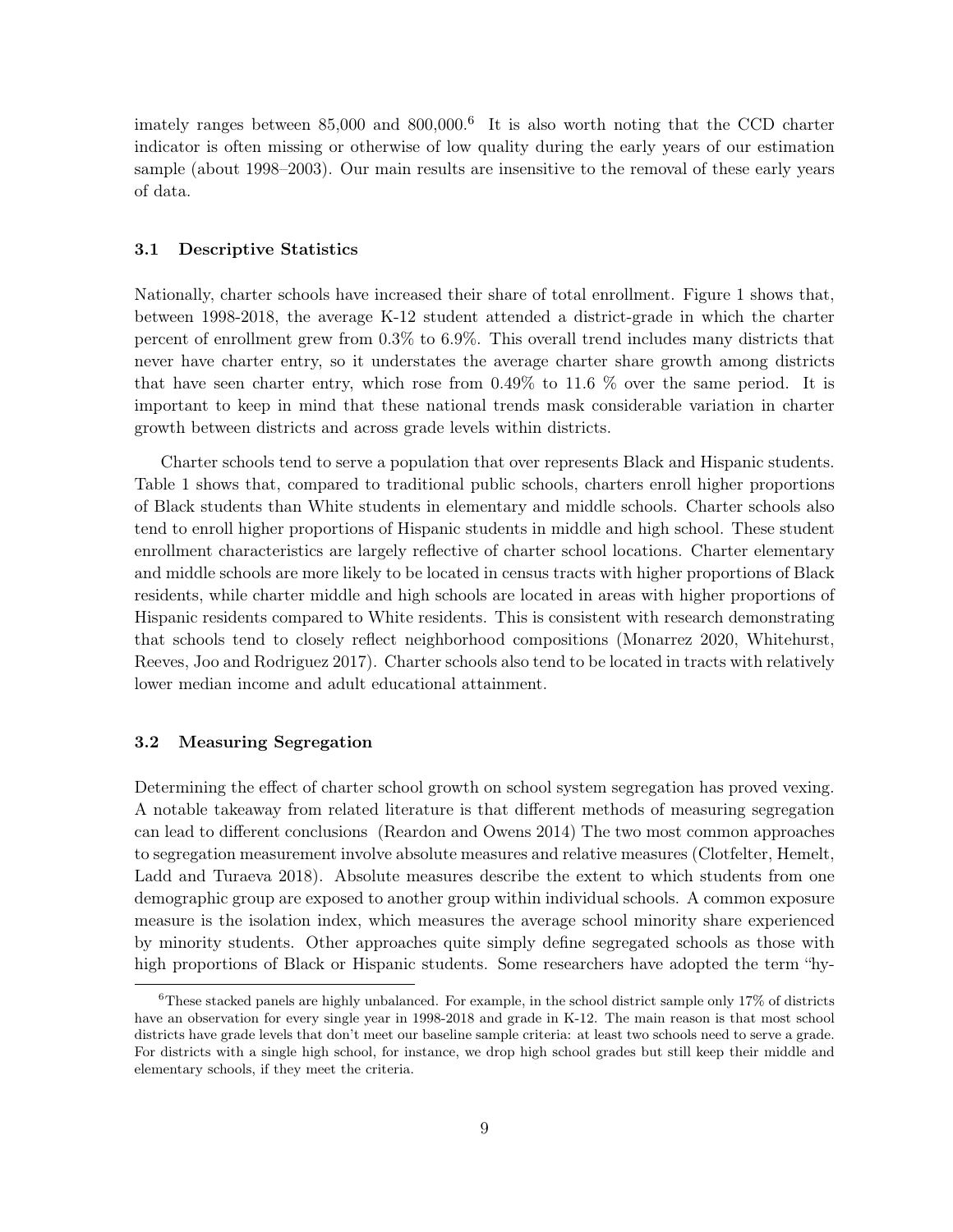imately ranges between 85,000 and 800,000.[6] It is also worth noting that the CCD charter indicator is often missing or otherwise of low quality during the early years of our estimation sample (about 1998–2003). Our main results are insensitive to the removal of these early years of data.

### 3.1 Descriptive Statistics

Nationally, charter schools have increased their share of total enrollment. Figure 1 shows that, between 1998-2018, the average K-12 student attended a district-grade in which the charter percent of enrollment grew from 0.3% to 6.9%. This overall trend includes many districts that never have charter entry, so it understates the average charter share growth among districts that have seen charter entry, which rose from 0.49% to 11.6 % over the same period. It is important to keep in mind that these national trends mask considerable variation in charter growth between districts and across grade levels within districts.

Charter schools tend to serve a population that over represents Black and Hispanic students. Table 1 shows that, compared to traditional public schools, charters enroll higher proportions of Black students than White students in elementary and middle schools. Charter schools also tend to enroll higher proportions of Hispanic students in middle and high school. These student enrollment characteristics are largely reflective of charter school locations. Charter elementary and middle schools are more likely to be located in census tracts with higher proportions of Black residents, while charter middle and high schools are located in areas with higher proportions of Hispanic residents compared to White residents. This is consistent with research demonstrating that schools tend to closely reflect neighborhood compositions (Monarrez 2020, Whitehurst, Reeves, Joo and Rodriguez 2017). Charter schools also tend to be located in tracts with relatively lower median income and adult educational attainment.

### 3.2 Measuring Segregation

Determining the effect of charter school growth on school system segregation has proved vexing. A notable takeaway from related literature is that different methods of measuring segregation can lead to different conclusions (Reardon and Owens 2014) The two most common approaches to segregation measurement involve absolute measures and relative measures (Clotfelter, Hemelt, Ladd and Turaeva 2018). Absolute measures describe the extent to which students from one demographic group are exposed to another group within individual schools. A common exposure measure is the isolation index, which measures the average school minority share experienced by minority students. Other approaches quite simply define segregated schools as those with high proportions of Black or Hispanic students. Some researchers have adopted the term "hy-

[6]These stacked panels are highly unbalanced. For example, in the school district sample only 17% of districts have an observation for every single year in 1998-2018 and grade in K-12. The main reason is that most school districts have grade levels that don't meet our baseline sample criteria: at least two schools need to serve a grade. For districts with a single high school, for instance, we drop high school grades but still keep their middle and elementary schools, if they meet the criteria.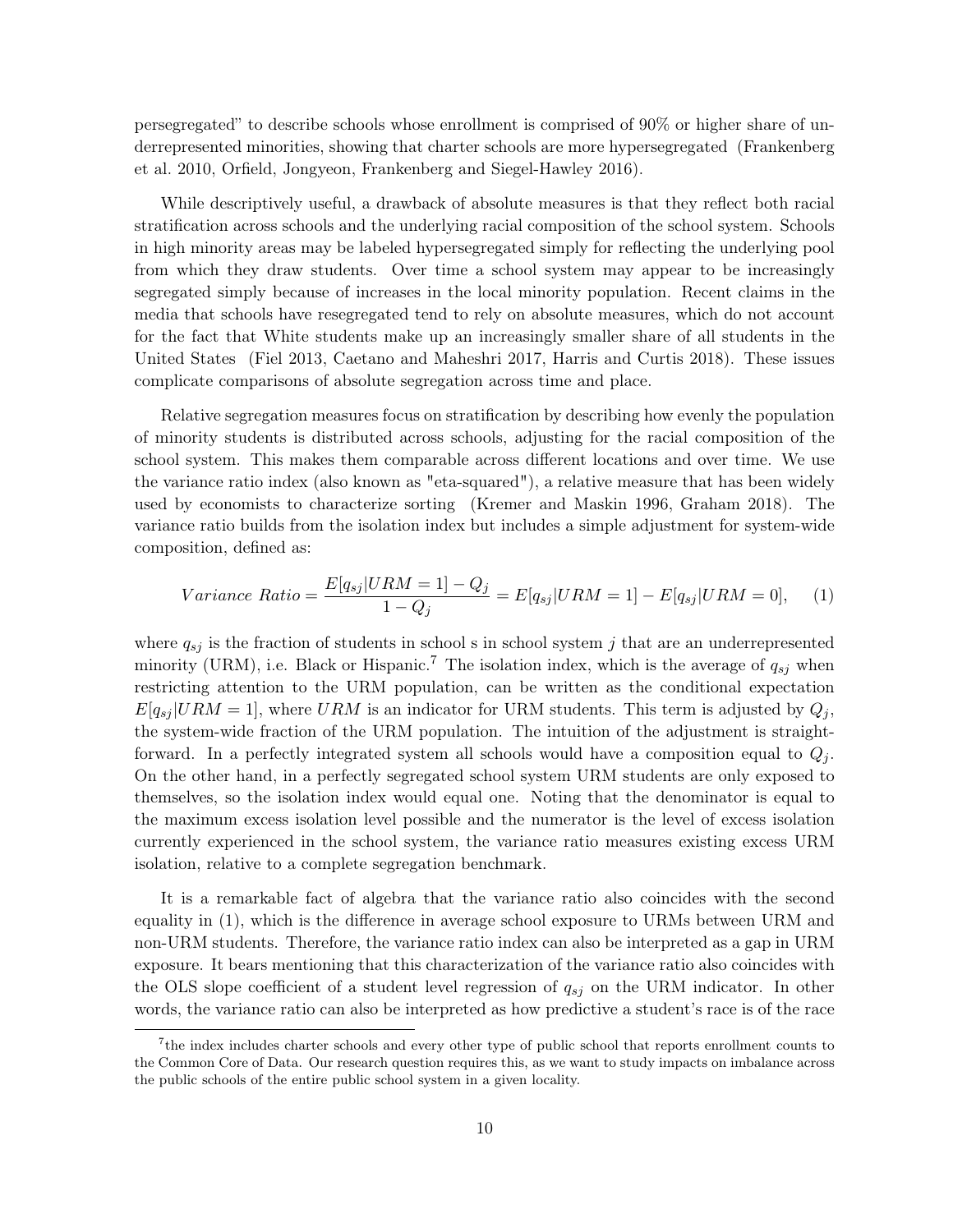persegregated" to describe schools whose enrollment is comprised of 90% or higher share of underrepresented minorities, showing that charter schools are more hypersegregated (Frankenberg et al. 2010, Orfield, Jongyeon, Frankenberg and Siegel-Hawley 2016).

While descriptively useful, a drawback of absolute measures is that they reflect both racial stratification across schools and the underlying racial composition of the school system. Schools in high minority areas may be labeled hypersegregated simply for reflecting the underlying pool from which they draw students. Over time a school system may appear to be increasingly segregated simply because of increases in the local minority population. Recent claims in the media that schools have resegregated tend to rely on absolute measures, which do not account for the fact that White students make up an increasingly smaller share of all students in the United States (Fiel 2013, Caetano and Maheshri 2017, Harris and Curtis 2018). These issues complicate comparisons of absolute segregation across time and place.

Relative segregation measures focus on stratification by describing how evenly the population of minority students is distributed across schools, adjusting for the racial composition of the school system. This makes them comparable across different locations and over time. We use the variance ratio index (also known as "eta-squared"), a relative measure that has been widely used by economists to characterize sorting (Kremer and Maskin 1996, Graham 2018). The variance ratio builds from the isolation index but includes a simple adjustment for system-wide composition, defined as:

$$Variance\ Ratio = \frac{E[q_{sj}|URM = 1] - Q_j}{1 - Q_j} = E[q_{sj}|URM = 1] - E[q_{sj}|URM = 0], \quad (1)$$

where $q_{sj}$ is the fraction of students in school s in school system $j$ that are an underrepresented minority (URM), i.e. Black or Hispanic.[7] The isolation index, which is the average of $q_{sj}$ when restricting attention to the URM population, can be written as the conditional expectation $E[q_{sj}|URM = 1]$, where $URM$ is an indicator for URM students. This term is adjusted by $Q_j$, the system-wide fraction of the URM population. The intuition of the adjustment is straightforward. In a perfectly integrated system all schools would have a composition equal to $Q_j$. On the other hand, in a perfectly segregated school system URM students are only exposed to themselves, so the isolation index would equal one. Noting that the denominator is equal to the maximum excess isolation level possible and the numerator is the level of excess isolation currently experienced in the school system, the variance ratio measures existing excess URM isolation, relative to a complete segregation benchmark.

It is a remarkable fact of algebra that the variance ratio also coincides with the second equality in (1), which is the difference in average school exposure to URMs between URM and non-URM students. Therefore, the variance ratio index can also be interpreted as a gap in URM exposure. It bears mentioning that this characterization of the variance ratio also coincides with the OLS slope coefficient of a student level regression of $q_{sj}$ on the URM indicator. In other words, the variance ratio can also be interpreted as how predictive a student's race is of the race

[7]the index includes charter schools and every other type of public school that reports enrollment counts to the Common Core of Data. Our research question requires this, as we want to study impacts on imbalance across the public schools of the entire public school system in a given locality.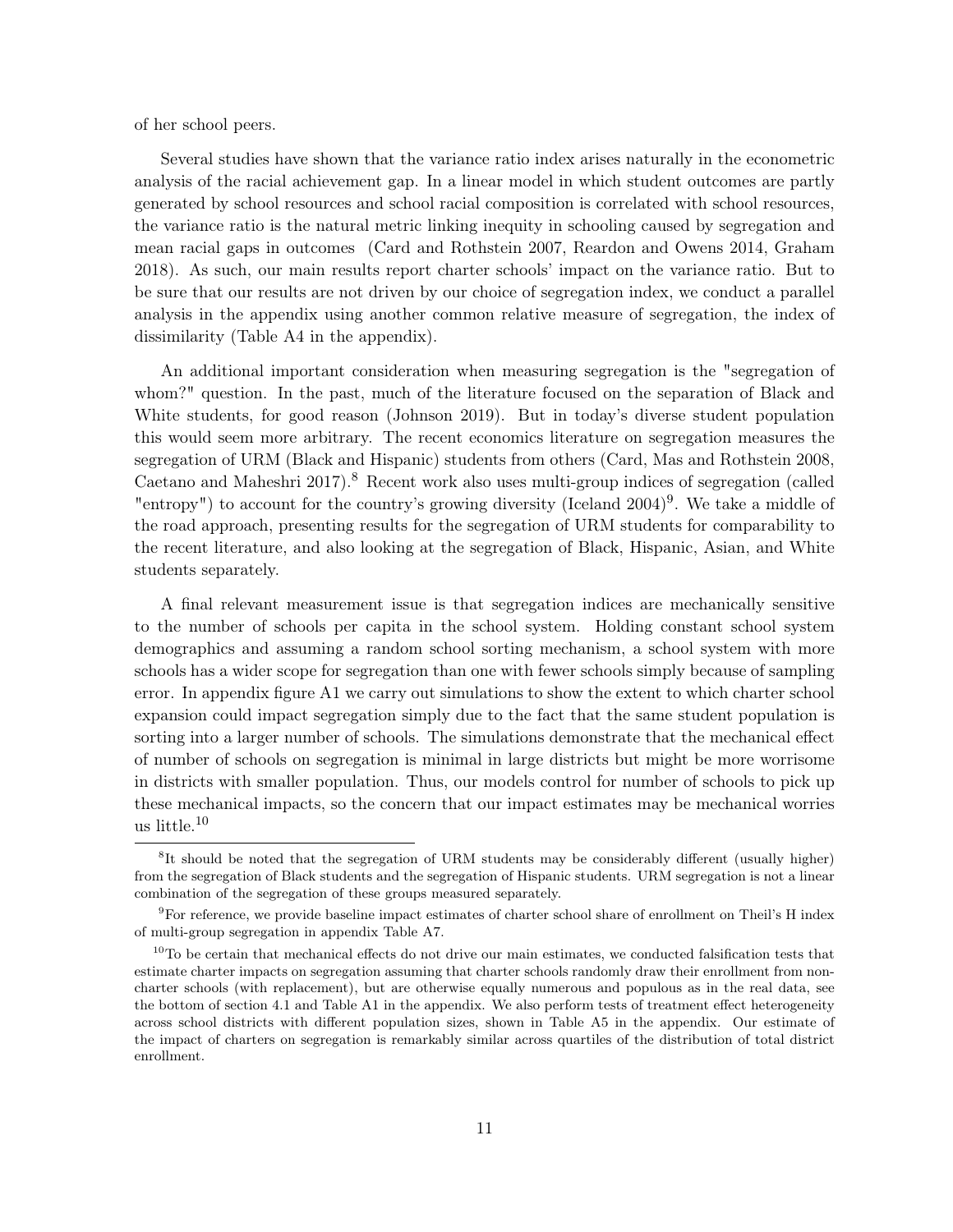of her school peers.

Several studies have shown that the variance ratio index arises naturally in the econometric analysis of the racial achievement gap. In a linear model in which student outcomes are partly generated by school resources and school racial composition is correlated with school resources, the variance ratio is the natural metric linking inequity in schooling caused by segregation and mean racial gaps in outcomes (Card and Rothstein 2007, Reardon and Owens 2014, Graham 2018). As such, our main results report charter schools' impact on the variance ratio. But to be sure that our results are not driven by our choice of segregation index, we conduct a parallel analysis in the appendix using another common relative measure of segregation, the index of dissimilarity (Table A4 in the appendix).

An additional important consideration when measuring segregation is the "segregation of whom?" question. In the past, much of the literature focused on the separation of Black and White students, for good reason (Johnson 2019). But in today's diverse student population this would seem more arbitrary. The recent economics literature on segregation measures the segregation of URM (Black and Hispanic) students from others (Card, Mas and Rothstein 2008, Caetano and Maheshri 2017).[8] Recent work also uses multi-group indices of segregation (called "entropy") to account for the country's growing diversity (Iceland 2004)[9]. We take a middle of the road approach, presenting results for the segregation of URM students for comparability to the recent literature, and also looking at the segregation of Black, Hispanic, Asian, and White students separately.

A final relevant measurement issue is that segregation indices are mechanically sensitive to the number of schools per capita in the school system. Holding constant school system demographics and assuming a random school sorting mechanism, a school system with more schools has a wider scope for segregation than one with fewer schools simply because of sampling error. In appendix figure A1 we carry out simulations to show the extent to which charter school expansion could impact segregation simply due to the fact that the same student population is sorting into a larger number of schools. The simulations demonstrate that the mechanical effect of number of schools on segregation is minimal in large districts but might be more worrisome in districts with smaller population. Thus, our models control for number of schools to pick up these mechanical impacts, so the concern that our impact estimates may be mechanical worries us little.[10]

[8] It should be noted that the segregation of URM students may be considerably different (usually higher) from the segregation of Black students and the segregation of Hispanic students. URM segregation is not a linear combination of the segregation of these groups measured separately.

[9] For reference, we provide baseline impact estimates of charter school share of enrollment on Theil's H index of multi-group segregation in appendix Table A7.

[10] To be certain that mechanical effects do not drive our main estimates, we conducted falsification tests that estimate charter impacts on segregation assuming that charter schools randomly draw their enrollment from non-charter schools (with replacement), but are otherwise equally numerous and populous as in the real data, see the bottom of section 4.1 and Table A1 in the appendix. We also perform tests of treatment effect heterogeneity across school districts with different population sizes, shown in Table A5 in the appendix. Our estimate of the impact of charters on segregation is remarkably similar across quartiles of the distribution of total district enrollment.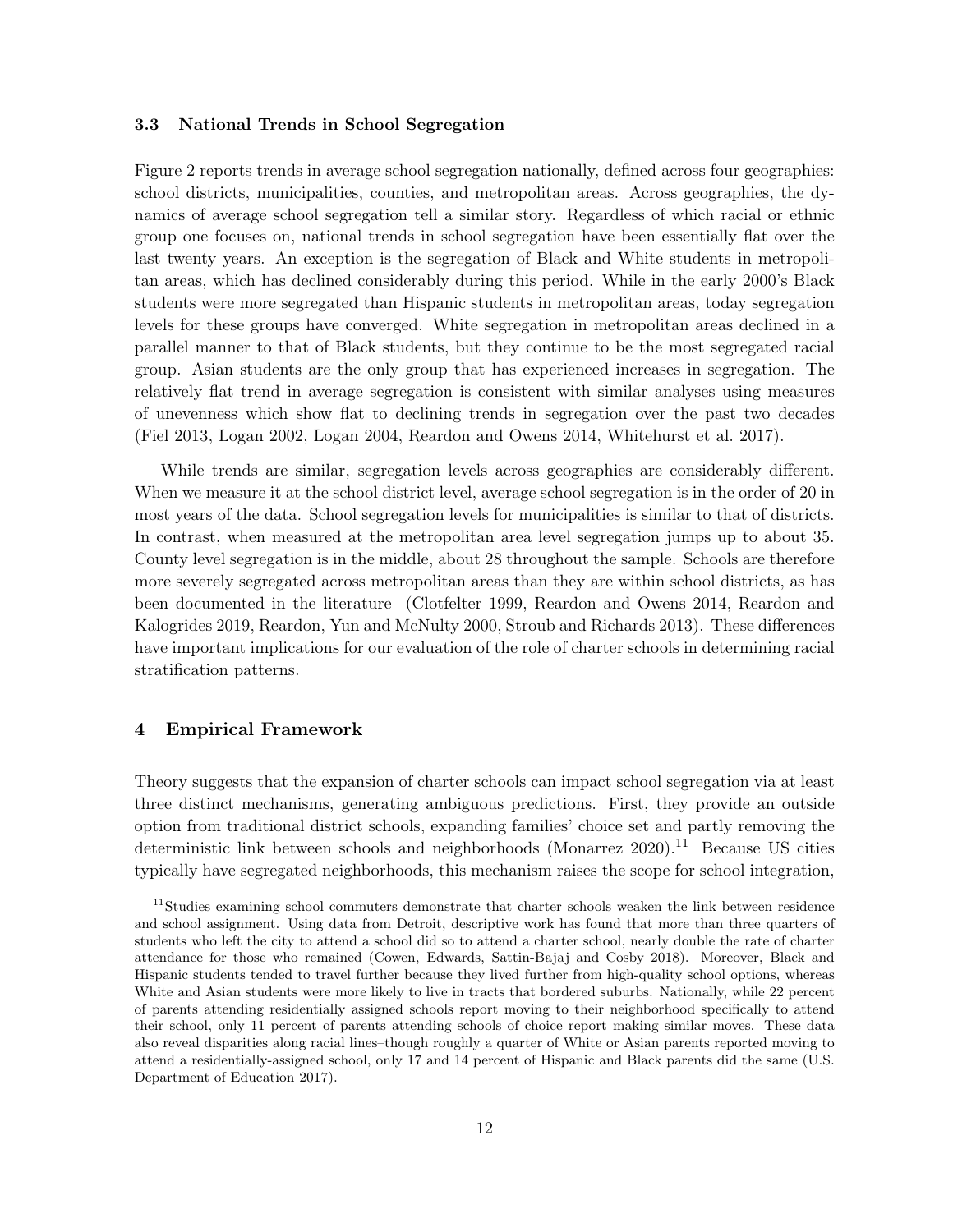### 3.3 National Trends in School Segregation

Figure 2 reports trends in average school segregation nationally, defined across four geographies: school districts, municipalities, counties, and metropolitan areas. Across geographies, the dynamics of average school segregation tell a similar story. Regardless of which racial or ethnic group one focuses on, national trends in school segregation have been essentially flat over the last twenty years. An exception is the segregation of Black and White students in metropolitan areas, which has declined considerably during this period. While in the early 2000's Black students were more segregated than Hispanic students in metropolitan areas, today segregation levels for these groups have converged. White segregation in metropolitan areas declined in a parallel manner to that of Black students, but they continue to be the most segregated racial group. Asian students are the only group that has experienced increases in segregation. The relatively flat trend in average segregation is consistent with similar analyses using measures of unevenness which show flat to declining trends in segregation over the past two decades (Fiel 2013, Logan 2002, Logan 2004, Reardon and Owens 2014, Whitehurst et al. 2017).

While trends are similar, segregation levels across geographies are considerably different. When we measure it at the school district level, average school segregation is in the order of 20 in most years of the data. School segregation levels for municipalities is similar to that of districts. In contrast, when measured at the metropolitan area level segregation jumps up to about 35. County level segregation is in the middle, about 28 throughout the sample. Schools are therefore more severely segregated across metropolitan areas than they are within school districts, as has been documented in the literature (Clotfelter 1999, Reardon and Owens 2014, Reardon and Kalogrides 2019, Reardon, Yun and McNulty 2000, Stroub and Richards 2013). These differences have important implications for our evaluation of the role of charter schools in determining racial stratification patterns.

## 4 Empirical Framework

Theory suggests that the expansion of charter schools can impact school segregation via at least three distinct mechanisms, generating ambiguous predictions. First, they provide an outside option from traditional district schools, expanding families' choice set and partly removing the deterministic link between schools and neighborhoods (Monarrez 2020).[11] Because US cities typically have segregated neighborhoods, this mechanism raises the scope for school integration,

[11] Studies examining school commuters demonstrate that charter schools weaken the link between residence and school assignment. Using data from Detroit, descriptive work has found that more than three quarters of students who left the city to attend a school did so to attend a charter school, nearly double the rate of charter attendance for those who remained (Cowen, Edwards, Sattin-Bajaj and Cosby 2018). Moreover, Black and Hispanic students tended to travel further because they lived further from high-quality school options, whereas White and Asian students were more likely to live in tracts that bordered suburbs. Nationally, while 22 percent of parents attending residentially assigned schools report moving to their neighborhood specifically to attend their school, only 11 percent of parents attending schools of choice report making similar moves. These data also reveal disparities along racial lines–though roughly a quarter of White or Asian parents reported moving to attend a residentially-assigned school, only 17 and 14 percent of Hispanic and Black parents did the same (U.S. Department of Education 2017).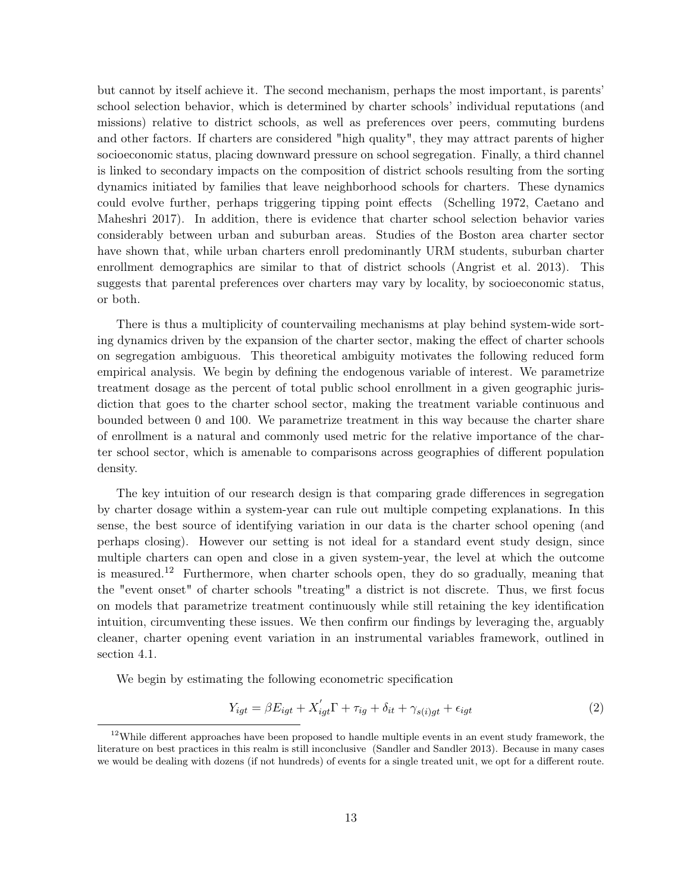but cannot by itself achieve it. The second mechanism, perhaps the most important, is parents' school selection behavior, which is determined by charter schools' individual reputations (and missions) relative to district schools, as well as preferences over peers, commuting burdens and other factors. If charters are considered "high quality", they may attract parents of higher socioeconomic status, placing downward pressure on school segregation. Finally, a third channel is linked to secondary impacts on the composition of district schools resulting from the sorting dynamics initiated by families that leave neighborhood schools for charters. These dynamics could evolve further, perhaps triggering tipping point effects (Schelling 1972, Caetano and Maheshri 2017). In addition, there is evidence that charter school selection behavior varies considerably between urban and suburban areas. Studies of the Boston area charter sector have shown that, while urban charters enroll predominantly URM students, suburban charter enrollment demographics are similar to that of district schools (Angrist et al. 2013). This suggests that parental preferences over charters may vary by locality, by socioeconomic status, or both.

There is thus a multiplicity of countervailing mechanisms at play behind system-wide sorting dynamics driven by the expansion of the charter sector, making the effect of charter schools on segregation ambiguous. This theoretical ambiguity motivates the following reduced form empirical analysis. We begin by defining the endogenous variable of interest. We parametrize treatment dosage as the percent of total public school enrollment in a given geographic jurisdiction that goes to the charter school sector, making the treatment variable continuous and bounded between 0 and 100. We parametrize treatment in this way because the charter share of enrollment is a natural and commonly used metric for the relative importance of the charter school sector, which is amenable to comparisons across geographies of different population density.

The key intuition of our research design is that comparing grade differences in segregation by charter dosage within a system-year can rule out multiple competing explanations. In this sense, the best source of identifying variation in our data is the charter school opening (and perhaps closing). However our setting is not ideal for a standard event study design, since multiple charters can open and close in a given system-year, the level at which the outcome is measured.[12] Furthermore, when charter schools open, they do so gradually, meaning that the "event onset" of charter schools "treating" a district is not discrete. Thus, we first focus on models that parametrize treatment continuously while still retaining the key identification intuition, circumventing these issues. We then confirm our findings by leveraging the, arguably cleaner, charter opening event variation in an instrumental variables framework, outlined in section 4.1.

We begin by estimating the following econometric specification

$$Y_{igt} = \beta E_{igt} + X_{igt}^{'}\Gamma + \tau_{ig} + \delta_{it} + \gamma_{s(i)gt} + \epsilon_{igt} \tag{2}$$

[12] While different approaches have been proposed to handle multiple events in an event study framework, the literature on best practices in this realm is still inconclusive (Sandler and Sandler 2013). Because in many cases we would be dealing with dozens (if not hundreds) of events for a single treated unit, we opt for a different route.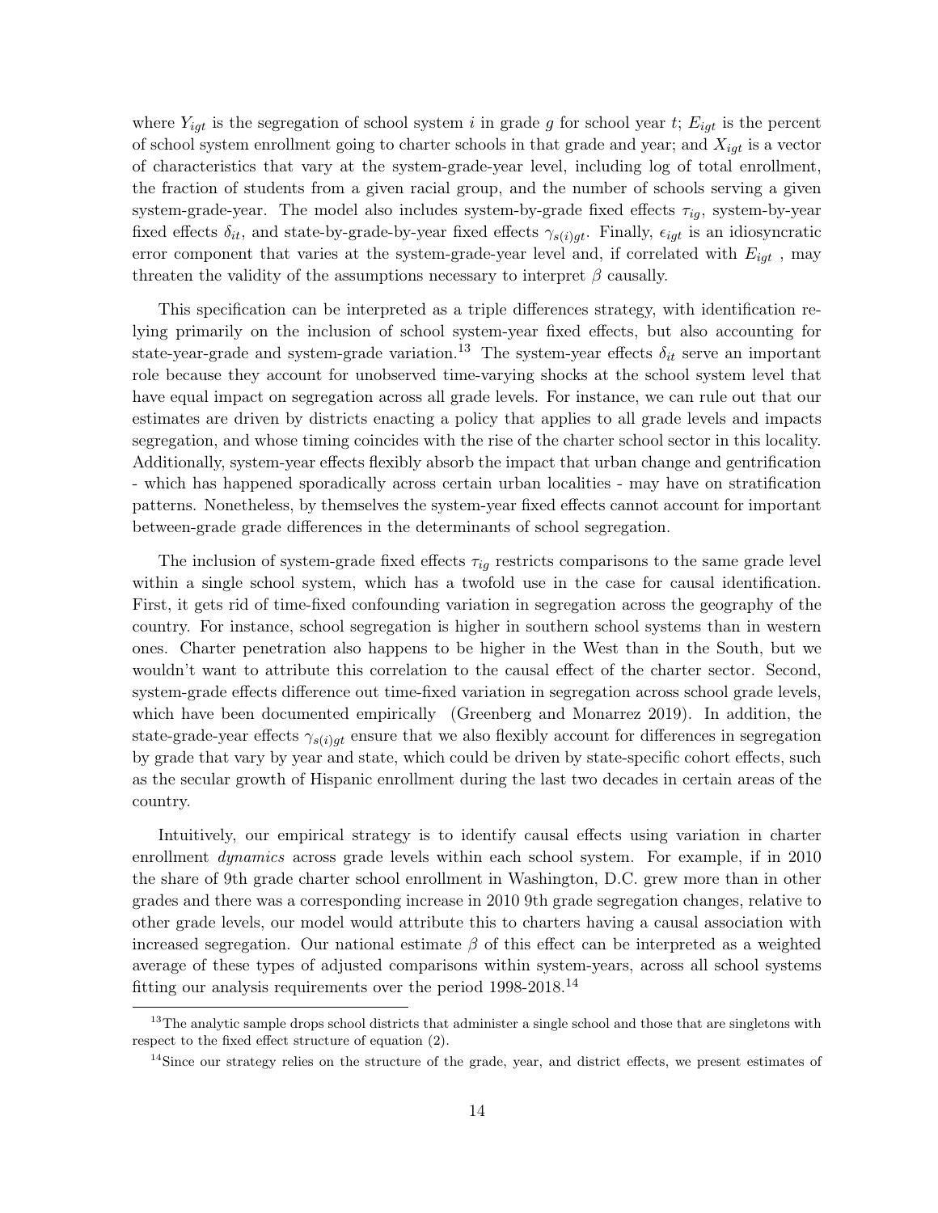where $Y_{igt}$ is the segregation of school system $i$ in grade $g$ for school year $t$; $E_{igt}$ is the percent of school system enrollment going to charter schools in that grade and year; and $X_{igt}$ is a vector of characteristics that vary at the system-grade-year level, including log of total enrollment, the fraction of students from a given racial group, and the number of schools serving a given system-grade-year. The model also includes system-by-grade fixed effects $\tau_{ig}$, system-by-year fixed effects $\delta_{it}$, and state-by-grade-by-year fixed effects $\gamma_{s(i)gt}$. Finally, $\epsilon_{igt}$ is an idiosyncratic error component that varies at the system-grade-year level and, if correlated with $E_{igt}$ , may threaten the validity of the assumptions necessary to interpret $\beta$ causally.

This specification can be interpreted as a triple differences strategy, with identification relying primarily on the inclusion of school system-year fixed effects, but also accounting for state-year-grade and system-grade variation.[13] The system-year effects $\delta_{it}$ serve an important role because they account for unobserved time-varying shocks at the school system level that have equal impact on segregation across all grade levels. For instance, we can rule out that our estimates are driven by districts enacting a policy that applies to all grade levels and impacts segregation, and whose timing coincides with the rise of the charter school sector in this locality. Additionally, system-year effects flexibly absorb the impact that urban change and gentrification - which has happened sporadically across certain urban localities - may have on stratification patterns. Nonetheless, by themselves the system-year fixed effects cannot account for important between-grade grade differences in the determinants of school segregation.

The inclusion of system-grade fixed effects $\tau_{ig}$ restricts comparisons to the same grade level within a single school system, which has a twofold use in the case for causal identification. First, it gets rid of time-fixed confounding variation in segregation across the geography of the country. For instance, school segregation is higher in southern school systems than in western ones. Charter penetration also happens to be higher in the West than in the South, but we wouldn't want to attribute this correlation to the causal effect of the charter sector. Second, system-grade effects difference out time-fixed variation in segregation across school grade levels, which have been documented empirically (Greenberg and Monarrez 2019). In addition, the state-grade-year effects $\gamma_{s(i)gt}$ ensure that we also flexibly account for differences in segregation by grade that vary by year and state, which could be driven by state-specific cohort effects, such as the secular growth of Hispanic enrollment during the last two decades in certain areas of the country.

Intuitively, our empirical strategy is to identify causal effects using variation in charter enrollment *dynamics* across grade levels within each school system. For example, if in 2010 the share of 9th grade charter school enrollment in Washington, D.C. grew more than in other grades and there was a corresponding increase in 2010 9th grade segregation changes, relative to other grade levels, our model would attribute this to charters having a causal association with increased segregation. Our national estimate $\beta$ of this effect can be interpreted as a weighted average of these types of adjusted comparisons within system-years, across all school systems fitting our analysis requirements over the period 1998-2018.[14]

[13]The analytic sample drops school districts that administer a single school and those that are singletons with respect to the fixed effect structure of equation (2).

[14]Since our strategy relies on the structure of the grade, year, and district effects, we present estimates of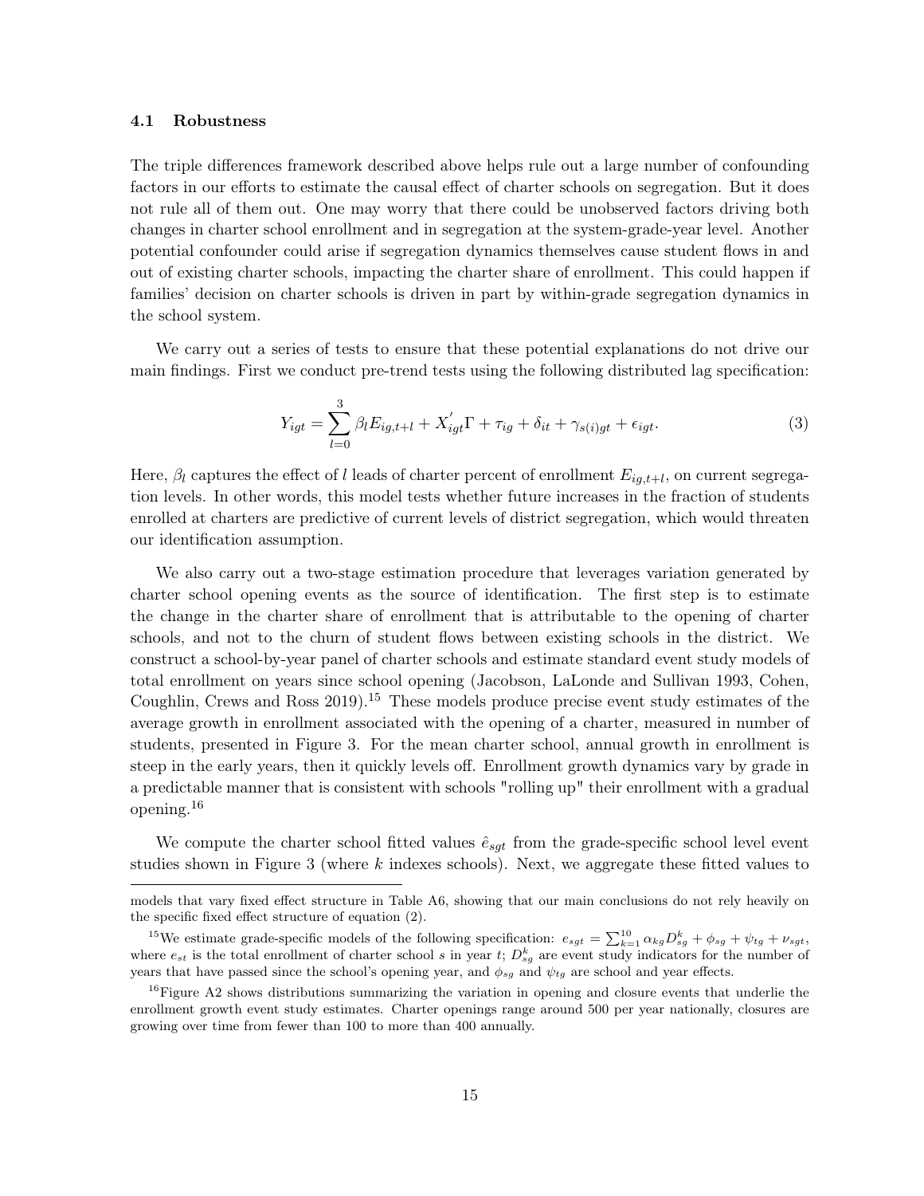### 4.1 Robustness

The triple differences framework described above helps rule out a large number of confounding factors in our efforts to estimate the causal effect of charter schools on segregation. But it does not rule all of them out. One may worry that there could be unobserved factors driving both changes in charter school enrollment and in segregation at the system-grade-year level. Another potential confounder could arise if segregation dynamics themselves cause student flows in and out of existing charter schools, impacting the charter share of enrollment. This could happen if families' decision on charter schools is driven in part by within-grade segregation dynamics in the school system.

We carry out a series of tests to ensure that these potential explanations do not drive our main findings. First we conduct pre-trend tests using the following distributed lag specification:

$$Y_{igt} = \sum_{l=0}^{3} \beta_l E_{ig,t+l} + X_{igt}^{'}\Gamma + \tau_{ig} + \delta_{it} + \gamma_{s(i)gt} + \epsilon_{igt}. \tag{3}$$

Here, $\beta_l$ captures the effect of $l$ leads of charter percent of enrollment $E_{ig,t+l}$, on current segregation levels. In other words, this model tests whether future increases in the fraction of students enrolled at charters are predictive of current levels of district segregation, which would threaten our identification assumption.

We also carry out a two-stage estimation procedure that leverages variation generated by charter school opening events as the source of identification. The first step is to estimate the change in the charter share of enrollment that is attributable to the opening of charter schools, and not to the churn of student flows between existing schools in the district. We construct a school-by-year panel of charter schools and estimate standard event study models of total enrollment on years since school opening (Jacobson, LaLonde and Sullivan 1993, Cohen, Coughlin, Crews and Ross 2019).[15] These models produce precise event study estimates of the average growth in enrollment associated with the opening of a charter, measured in number of students, presented in Figure 3. For the mean charter school, annual growth in enrollment is steep in the early years, then it quickly levels off. Enrollment growth dynamics vary by grade in a predictable manner that is consistent with schools "rolling up" their enrollment with a gradual opening.[16]

We compute the charter school fitted values $\hat{e}_{sgt}$ from the grade-specific school level event studies shown in Figure 3 (where $k$ indexes schools). Next, we aggregate these fitted values to

---

models that vary fixed effect structure in Table A6, showing that our main conclusions do not rely heavily on the specific fixed effect structure of equation (2).

[15] We estimate grade-specific models of the following specification: $e_{sgt} = \sum_{k=1}^{10} \alpha_{kg} D_{sg}^{k} + \phi_{sg} + \psi_{tg} + \nu_{sgt}$, where $e_{st}$ is the total enrollment of charter school $s$ in year $t$; $D_{sg}^{k}$ are event study indicators for the number of years that have passed since the school's opening year, and $\phi_{sg}$ and $\psi_{tg}$ are school and year effects.

[16] Figure A2 shows distributions summarizing the variation in opening and closure events that underlie the enrollment growth event study estimates. Charter openings range around 500 per year nationally, closures are growing over time from fewer than 100 to more than 400 annually.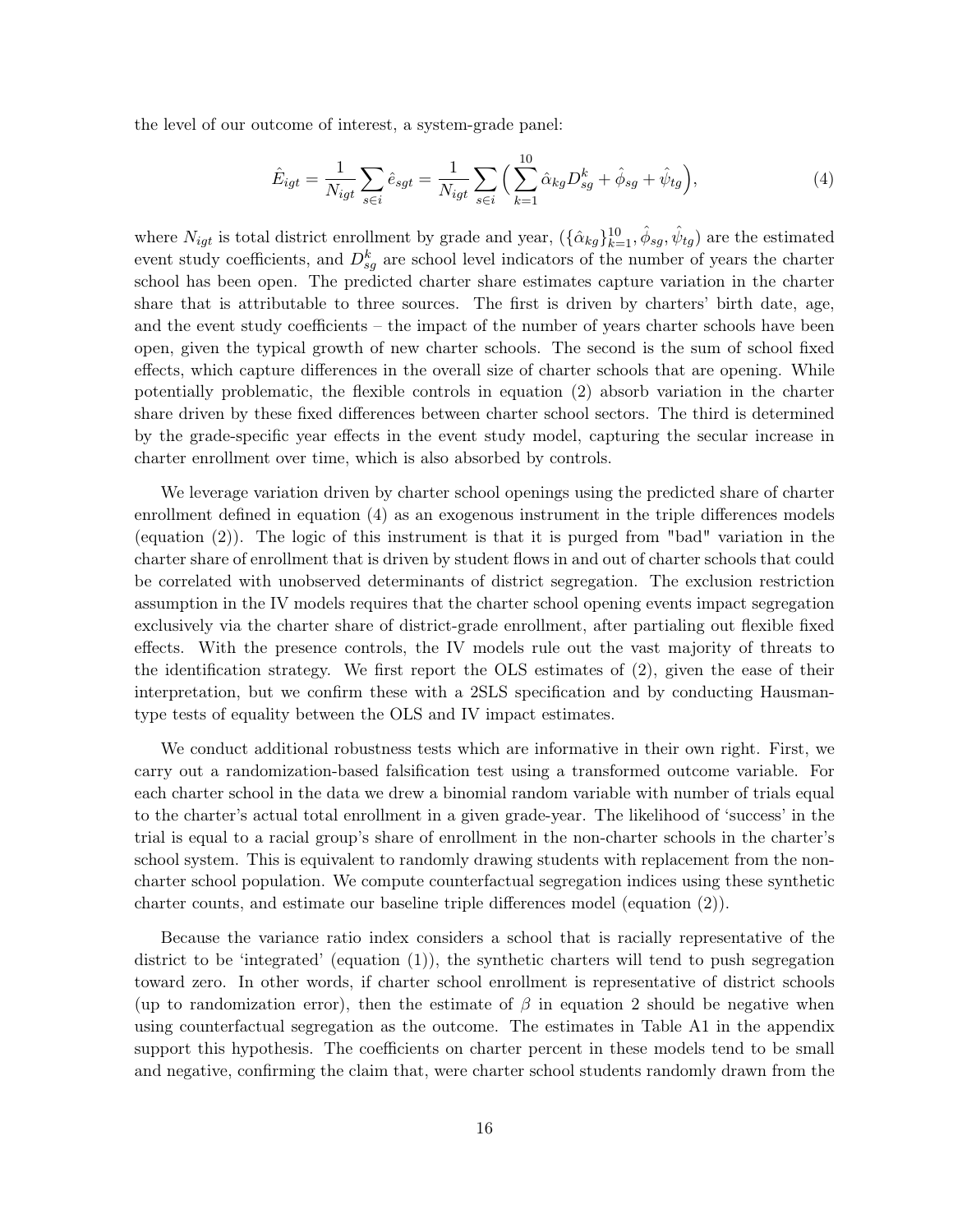the level of our outcome of interest, a system-grade panel:

$$\hat{E}_{igt} = \frac{1}{N_{igt}} \sum_{s \in i} \hat{e}_{sgt} = \frac{1}{N_{igt}} \sum_{s \in i} \Big( \sum_{k=1}^{10} \hat{\alpha}_{kg} D^k_{sg} + \hat{\phi}_{sg} + \hat{\psi}_{tg} \Big), \tag{4}$$

where $N_{igt}$ is total district enrollment by grade and year, $(\{\hat{\alpha}_{kg}\}_{k=1}^{10}, \hat{\phi}_{sg}, \hat{\psi}_{tg})$ are the estimated event study coefficients, and $D^k_{sg}$ are school level indicators of the number of years the charter school has been open. The predicted charter share estimates capture variation in the charter share that is attributable to three sources. The first is driven by charters' birth date, age, and the event study coefficients – the impact of the number of years charter schools have been open, given the typical growth of new charter schools. The second is the sum of school fixed effects, which capture differences in the overall size of charter schools that are opening. While potentially problematic, the flexible controls in equation (2) absorb variation in the charter share driven by these fixed differences between charter school sectors. The third is determined by the grade-specific year effects in the event study model, capturing the secular increase in charter enrollment over time, which is also absorbed by controls.

We leverage variation driven by charter school openings using the predicted share of charter enrollment defined in equation (4) as an exogenous instrument in the triple differences models (equation (2)). The logic of this instrument is that it is purged from "bad" variation in the charter share of enrollment that is driven by student flows in and out of charter schools that could be correlated with unobserved determinants of district segregation. The exclusion restriction assumption in the IV models requires that the charter school opening events impact segregation exclusively via the charter share of district-grade enrollment, after partialing out flexible fixed effects. With the presence controls, the IV models rule out the vast majority of threats to the identification strategy. We first report the OLS estimates of (2), given the ease of their interpretation, but we confirm these with a 2SLS specification and by conducting Hausman-type tests of equality between the OLS and IV impact estimates.

We conduct additional robustness tests which are informative in their own right. First, we carry out a randomization-based falsification test using a transformed outcome variable. For each charter school in the data we drew a binomial random variable with number of trials equal to the charter's actual total enrollment in a given grade-year. The likelihood of 'success' in the trial is equal to a racial group's share of enrollment in the non-charter schools in the charter's school system. This is equivalent to randomly drawing students with replacement from the non-charter school population. We compute counterfactual segregation indices using these synthetic charter counts, and estimate our baseline triple differences model (equation (2)).

Because the variance ratio index considers a school that is racially representative of the district to be 'integrated' (equation (1)), the synthetic charters will tend to push segregation toward zero. In other words, if charter school enrollment is representative of district schools (up to randomization error), then the estimate of $\beta$ in equation 2 should be negative when using counterfactual segregation as the outcome. The estimates in Table A1 in the appendix support this hypothesis. The coefficients on charter percent in these models tend to be small and negative, confirming the claim that, were charter school students randomly drawn from the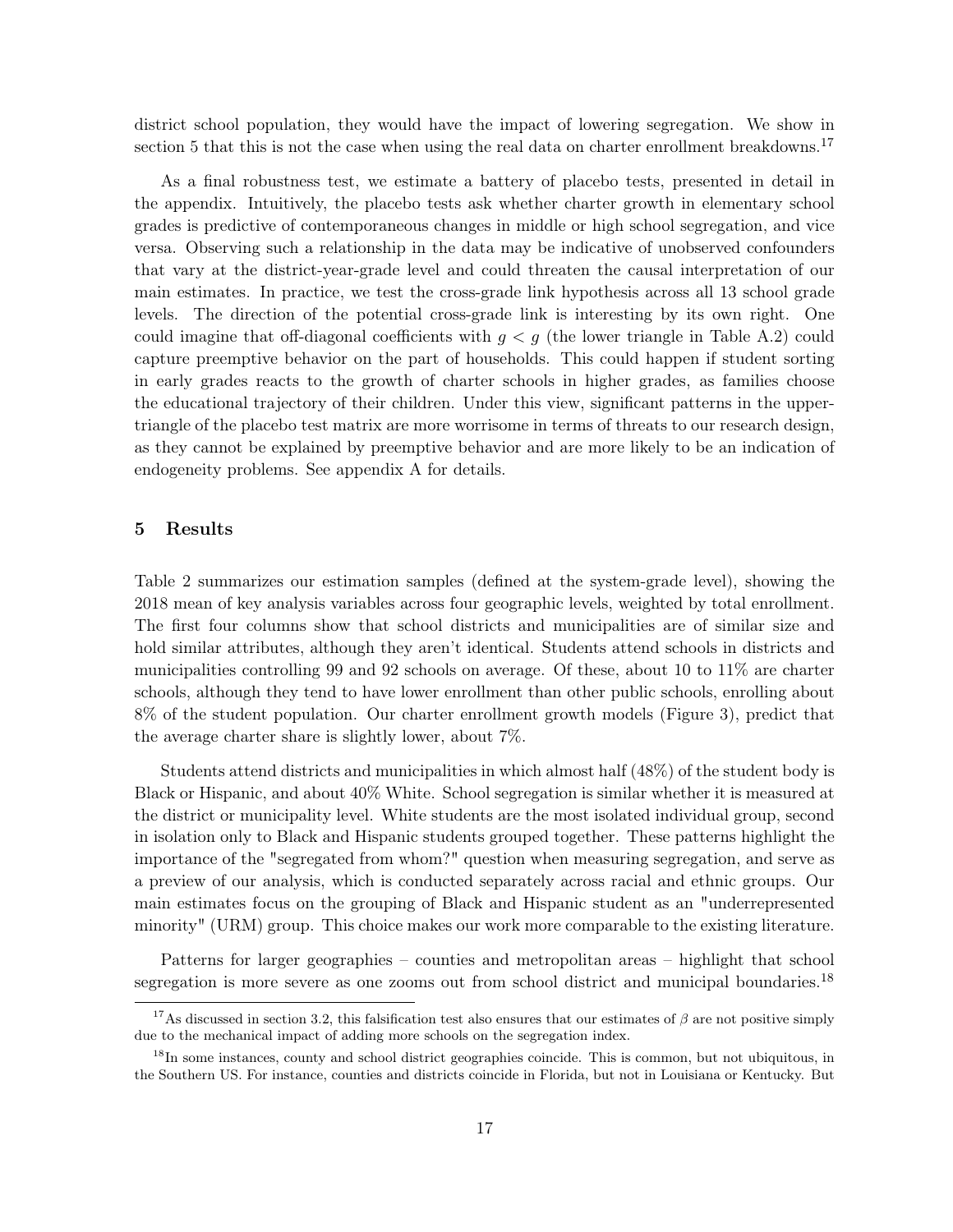district school population, they would have the impact of lowering segregation. We show in section 5 that this is not the case when using the real data on charter enrollment breakdowns.[17]

As a final robustness test, we estimate a battery of placebo tests, presented in detail in the appendix. Intuitively, the placebo tests ask whether charter growth in elementary school grades is predictive of contemporaneous changes in middle or high school segregation, and vice versa. Observing such a relationship in the data may be indicative of unobserved confounders that vary at the district-year-grade level and could threaten the causal interpretation of our main estimates. In practice, we test the cross-grade link hypothesis across all 13 school grade levels. The direction of the potential cross-grade link is interesting by its own right. One could imagine that off-diagonal coefficients with $g < g$ (the lower triangle in Table A.2) could capture preemptive behavior on the part of households. This could happen if student sorting in early grades reacts to the growth of charter schools in higher grades, as families choose the educational trajectory of their children. Under this view, significant patterns in the upper-triangle of the placebo test matrix are more worrisome in terms of threats to our research design, as they cannot be explained by preemptive behavior and are more likely to be an indication of endogeneity problems. See appendix A for details.

## 5 Results

Table 2 summarizes our estimation samples (defined at the system-grade level), showing the 2018 mean of key analysis variables across four geographic levels, weighted by total enrollment. The first four columns show that school districts and municipalities are of similar size and hold similar attributes, although they aren't identical. Students attend schools in districts and municipalities controlling 99 and 92 schools on average. Of these, about 10 to 11% are charter schools, although they tend to have lower enrollment than other public schools, enrolling about 8% of the student population. Our charter enrollment growth models (Figure 3), predict that the average charter share is slightly lower, about 7%.

Students attend districts and municipalities in which almost half (48%) of the student body is Black or Hispanic, and about 40% White. School segregation is similar whether it is measured at the district or municipality level. White students are the most isolated individual group, second in isolation only to Black and Hispanic students grouped together. These patterns highlight the importance of the "segregated from whom?" question when measuring segregation, and serve as a preview of our analysis, which is conducted separately across racial and ethnic groups. Our main estimates focus on the grouping of Black and Hispanic student as an "underrepresented minority" (URM) group. This choice makes our work more comparable to the existing literature.

Patterns for larger geographies – counties and metropolitan areas – highlight that school segregation is more severe as one zooms out from school district and municipal boundaries.[18]

[17] As discussed in section 3.2, this falsification test also ensures that our estimates of $\beta$ are not positive simply due to the mechanical impact of adding more schools on the segregation index.

[18] In some instances, county and school district geographies coincide. This is common, but not ubiquitous, in the Southern US. For instance, counties and districts coincide in Florida, but not in Louisiana or Kentucky. But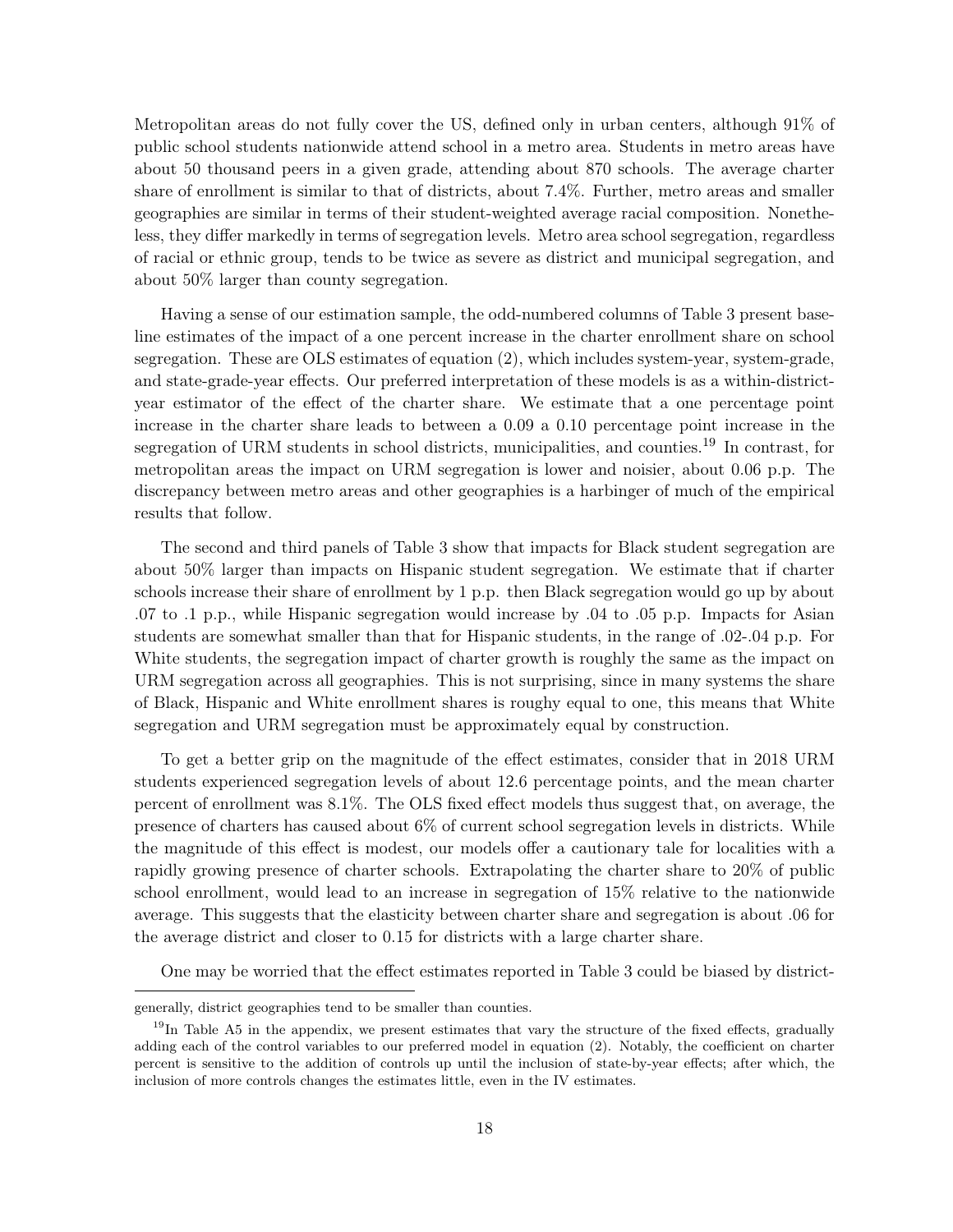Metropolitan areas do not fully cover the US, defined only in urban centers, although 91% of public school students nationwide attend school in a metro area. Students in metro areas have about 50 thousand peers in a given grade, attending about 870 schools. The average charter share of enrollment is similar to that of districts, about 7.4%. Further, metro areas and smaller geographies are similar in terms of their student-weighted average racial composition. Nonetheless, they differ markedly in terms of segregation levels. Metro area school segregation, regardless of racial or ethnic group, tends to be twice as severe as district and municipal segregation, and about 50% larger than county segregation.

Having a sense of our estimation sample, the odd-numbered columns of Table 3 present baseline estimates of the impact of a one percent increase in the charter enrollment share on school segregation. These are OLS estimates of equation (2), which includes system-year, system-grade, and state-grade-year effects. Our preferred interpretation of these models is as a within-district-year estimator of the effect of the charter share. We estimate that a one percentage point increase in the charter share leads to between a 0.09 a 0.10 percentage point increase in the segregation of URM students in school districts, municipalities, and counties.[19] In contrast, for metropolitan areas the impact on URM segregation is lower and noisier, about 0.06 p.p. The discrepancy between metro areas and other geographies is a harbinger of much of the empirical results that follow.

The second and third panels of Table 3 show that impacts for Black student segregation are about 50% larger than impacts on Hispanic student segregation. We estimate that if charter schools increase their share of enrollment by 1 p.p. then Black segregation would go up by about .07 to .1 p.p., while Hispanic segregation would increase by .04 to .05 p.p. Impacts for Asian students are somewhat smaller than that for Hispanic students, in the range of .02-.04 p.p. For White students, the segregation impact of charter growth is roughly the same as the impact on URM segregation across all geographies. This is not surprising, since in many systems the share of Black, Hispanic and White enrollment shares is roughy equal to one, this means that White segregation and URM segregation must be approximately equal by construction.

To get a better grip on the magnitude of the effect estimates, consider that in 2018 URM students experienced segregation levels of about 12.6 percentage points, and the mean charter percent of enrollment was 8.1%. The OLS fixed effect models thus suggest that, on average, the presence of charters has caused about 6% of current school segregation levels in districts. While the magnitude of this effect is modest, our models offer a cautionary tale for localities with a rapidly growing presence of charter schools. Extrapolating the charter share to 20% of public school enrollment, would lead to an increase in segregation of 15% relative to the nationwide average. This suggests that the elasticity between charter share and segregation is about .06 for the average district and closer to 0.15 for districts with a large charter share.

One may be worried that the effect estimates reported in Table 3 could be biased by district-

---

generally, district geographies tend to be smaller than counties.

[19] In Table A5 in the appendix, we present estimates that vary the structure of the fixed effects, gradually adding each of the control variables to our preferred model in equation (2). Notably, the coefficient on charter percent is sensitive to the addition of controls up until the inclusion of state-by-year effects; after which, the inclusion of more controls changes the estimates little, even in the IV estimates.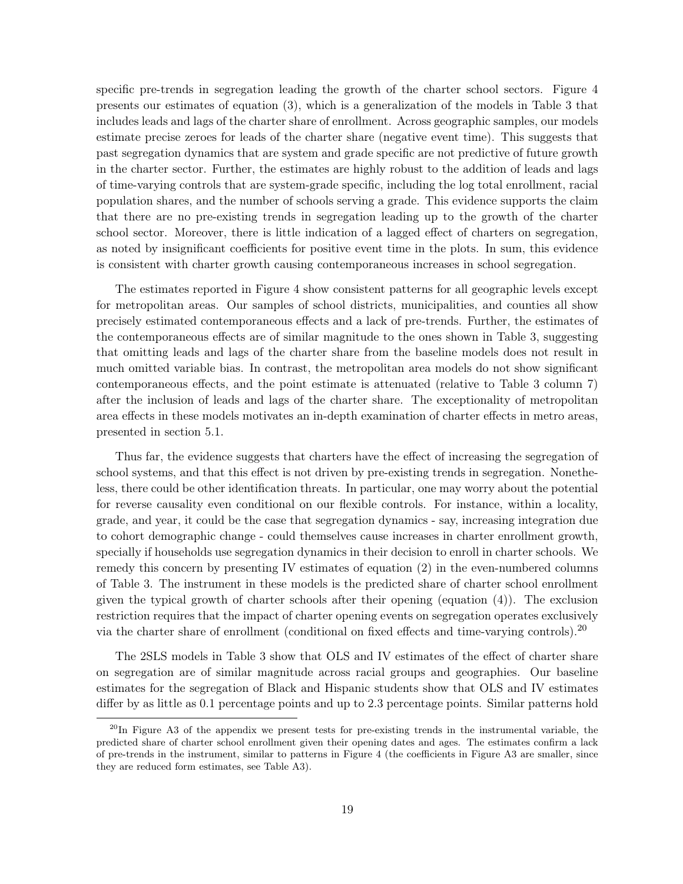specific pre-trends in segregation leading the growth of the charter school sectors. Figure 4 presents our estimates of equation (3), which is a generalization of the models in Table 3 that includes leads and lags of the charter share of enrollment. Across geographic samples, our models estimate precise zeroes for leads of the charter share (negative event time). This suggests that past segregation dynamics that are system and grade specific are not predictive of future growth in the charter sector. Further, the estimates are highly robust to the addition of leads and lags of time-varying controls that are system-grade specific, including the log total enrollment, racial population shares, and the number of schools serving a grade. This evidence supports the claim that there are no pre-existing trends in segregation leading up to the growth of the charter school sector. Moreover, there is little indication of a lagged effect of charters on segregation, as noted by insignificant coefficients for positive event time in the plots. In sum, this evidence is consistent with charter growth causing contemporaneous increases in school segregation.

The estimates reported in Figure 4 show consistent patterns for all geographic levels except for metropolitan areas. Our samples of school districts, municipalities, and counties all show precisely estimated contemporaneous effects and a lack of pre-trends. Further, the estimates of the contemporaneous effects are of similar magnitude to the ones shown in Table 3, suggesting that omitting leads and lags of the charter share from the baseline models does not result in much omitted variable bias. In contrast, the metropolitan area models do not show significant contemporaneous effects, and the point estimate is attenuated (relative to Table 3 column 7) after the inclusion of leads and lags of the charter share. The exceptionality of metropolitan area effects in these models motivates an in-depth examination of charter effects in metro areas, presented in section 5.1.

Thus far, the evidence suggests that charters have the effect of increasing the segregation of school systems, and that this effect is not driven by pre-existing trends in segregation. Nonetheless, there could be other identification threats. In particular, one may worry about the potential for reverse causality even conditional on our flexible controls. For instance, within a locality, grade, and year, it could be the case that segregation dynamics - say, increasing integration due to cohort demographic change - could themselves cause increases in charter enrollment growth, specially if households use segregation dynamics in their decision to enroll in charter schools. We remedy this concern by presenting IV estimates of equation (2) in the even-numbered columns of Table 3. The instrument in these models is the predicted share of charter school enrollment given the typical growth of charter schools after their opening (equation (4)). The exclusion restriction requires that the impact of charter opening events on segregation operates exclusively via the charter share of enrollment (conditional on fixed effects and time-varying controls).[20]

The 2SLS models in Table 3 show that OLS and IV estimates of the effect of charter share on segregation are of similar magnitude across racial groups and geographies. Our baseline estimates for the segregation of Black and Hispanic students show that OLS and IV estimates differ by as little as 0.1 percentage points and up to 2.3 percentage points. Similar patterns hold

[20] In Figure A3 of the appendix we present tests for pre-existing trends in the instrumental variable, the predicted share of charter school enrollment given their opening dates and ages. The estimates confirm a lack of pre-trends in the instrument, similar to patterns in Figure 4 (the coefficients in Figure A3 are smaller, since they are reduced form estimates, see Table A3).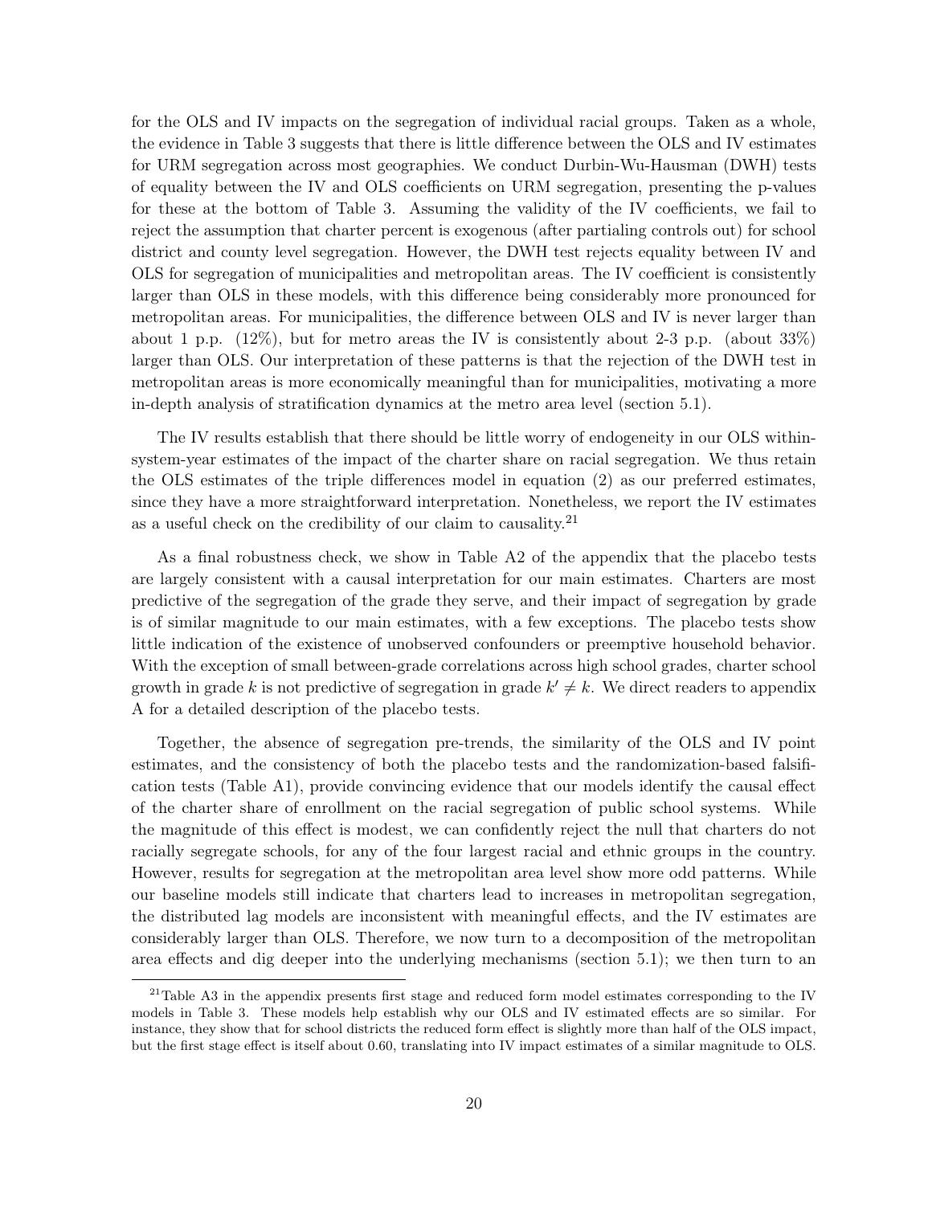for the OLS and IV impacts on the segregation of individual racial groups. Taken as a whole, the evidence in Table 3 suggests that there is little difference between the OLS and IV estimates for URM segregation across most geographies. We conduct Durbin-Wu-Hausman (DWH) tests of equality between the IV and OLS coefficients on URM segregation, presenting the p-values for these at the bottom of Table 3. Assuming the validity of the IV coefficients, we fail to reject the assumption that charter percent is exogenous (after partialing controls out) for school district and county level segregation. However, the DWH test rejects equality between IV and OLS for segregation of municipalities and metropolitan areas. The IV coefficient is consistently larger than OLS in these models, with this difference being considerably more pronounced for metropolitan areas. For municipalities, the difference between OLS and IV is never larger than about 1 p.p. (12%), but for metro areas the IV is consistently about 2-3 p.p. (about 33%) larger than OLS. Our interpretation of these patterns is that the rejection of the DWH test in metropolitan areas is more economically meaningful than for municipalities, motivating a more in-depth analysis of stratification dynamics at the metro area level (section 5.1).

The IV results establish that there should be little worry of endogeneity in our OLS within-system-year estimates of the impact of the charter share on racial segregation. We thus retain the OLS estimates of the triple differences model in equation (2) as our preferred estimates, since they have a more straightforward interpretation. Nonetheless, we report the IV estimates as a useful check on the credibility of our claim to causality.[21]

As a final robustness check, we show in Table A2 of the appendix that the placebo tests are largely consistent with a causal interpretation for our main estimates. Charters are most predictive of the segregation of the grade they serve, and their impact of segregation by grade is of similar magnitude to our main estimates, with a few exceptions. The placebo tests show little indication of the existence of unobserved confounders or preemptive household behavior. With the exception of small between-grade correlations across high school grades, charter school growth in grade $k$ is not predictive of segregation in grade $k' \neq k$. We direct readers to appendix A for a detailed description of the placebo tests.

Together, the absence of segregation pre-trends, the similarity of the OLS and IV point estimates, and the consistency of both the placebo tests and the randomization-based falsification tests (Table A1), provide convincing evidence that our models identify the causal effect of the charter share of enrollment on the racial segregation of public school systems. While the magnitude of this effect is modest, we can confidently reject the null that charters do not racially segregate schools, for any of the four largest racial and ethnic groups in the country. However, results for segregation at the metropolitan area level show more odd patterns. While our baseline models still indicate that charters lead to increases in metropolitan segregation, the distributed lag models are inconsistent with meaningful effects, and the IV estimates are considerably larger than OLS. Therefore, we now turn to a decomposition of the metropolitan area effects and dig deeper into the underlying mechanisms (section 5.1); we then turn to an

[21] Table A3 in the appendix presents first stage and reduced form model estimates corresponding to the IV models in Table 3. These models help establish why our OLS and IV estimated effects are so similar. For instance, they show that for school districts the reduced form effect is slightly more than half of the OLS impact, but the first stage effect is itself about 0.60, translating into IV impact estimates of a similar magnitude to OLS.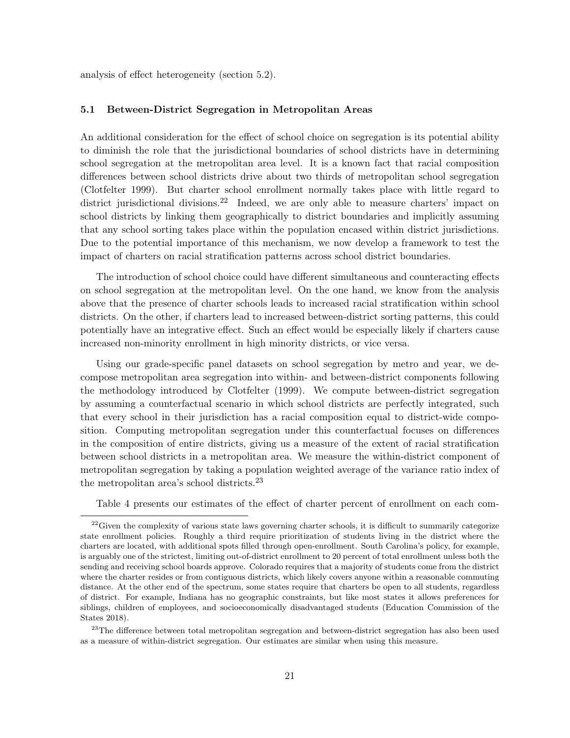analysis of effect heterogeneity (section 5.2).

### 5.1 Between-District Segregation in Metropolitan Areas

An additional consideration for the effect of school choice on segregation is its potential ability to diminish the role that the jurisdictional boundaries of school districts have in determining school segregation at the metropolitan area level. It is a known fact that racial composition differences between school districts drive about two thirds of metropolitan school segregation (Clotfelter 1999). But charter school enrollment normally takes place with little regard to district jurisdictional divisions.[22] Indeed, we are only able to measure charters' impact on school districts by linking them geographically to district boundaries and implicitly assuming that any school sorting takes place within the population encased within district jurisdictions. Due to the potential importance of this mechanism, we now develop a framework to test the impact of charters on racial stratification patterns across school district boundaries.

The introduction of school choice could have different simultaneous and counteracting effects on school segregation at the metropolitan level. On the one hand, we know from the analysis above that the presence of charter schools leads to increased racial stratification within school districts. On the other, if charters lead to increased between-district sorting patterns, this could potentially have an integrative effect. Such an effect would be especially likely if charters cause increased non-minority enrollment in high minority districts, or vice versa.

Using our grade-specific panel datasets on school segregation by metro and year, we decompose metropolitan area segregation into within- and between-district components following the methodology introduced by Clotfelter (1999). We compute between-district segregation by assuming a counterfactual scenario in which school districts are perfectly integrated, such that every school in their jurisdiction has a racial composition equal to district-wide composition. Computing metropolitan segregation under this counterfactual focuses on differences in the composition of entire districts, giving us a measure of the extent of racial stratification between school districts in a metropolitan area. We measure the within-district component of metropolitan segregation by taking a population weighted average of the variance ratio index of the metropolitan area's school districts.[23]

Table 4 presents our estimates of the effect of charter percent of enrollment on each com-

[22] Given the complexity of various state laws governing charter schools, it is difficult to summarily categorize state enrollment policies. Roughly a third require prioritization of students living in the district where the charters are located, with additional spots filled through open-enrollment. South Carolina's policy, for example, is arguably one of the strictest, limiting out-of-district enrollment to 20 percent of total enrollment unless both the sending and receiving school boards approve. Colorado requires that a majority of students come from the district where the charter resides or from contiguous districts, which likely covers anyone within a reasonable commuting distance. At the other end of the spectrum, some states require that charters be open to all students, regardless of district. For example, Indiana has no geographic constraints, but like most states it allows preferences for siblings, children of employees, and socioeconomically disadvantaged students (Education Commission of the States 2018).

[23] The difference between total metropolitan segregation and between-district segregation has also been used as a measure of within-district segregation. Our estimates are similar when using this measure.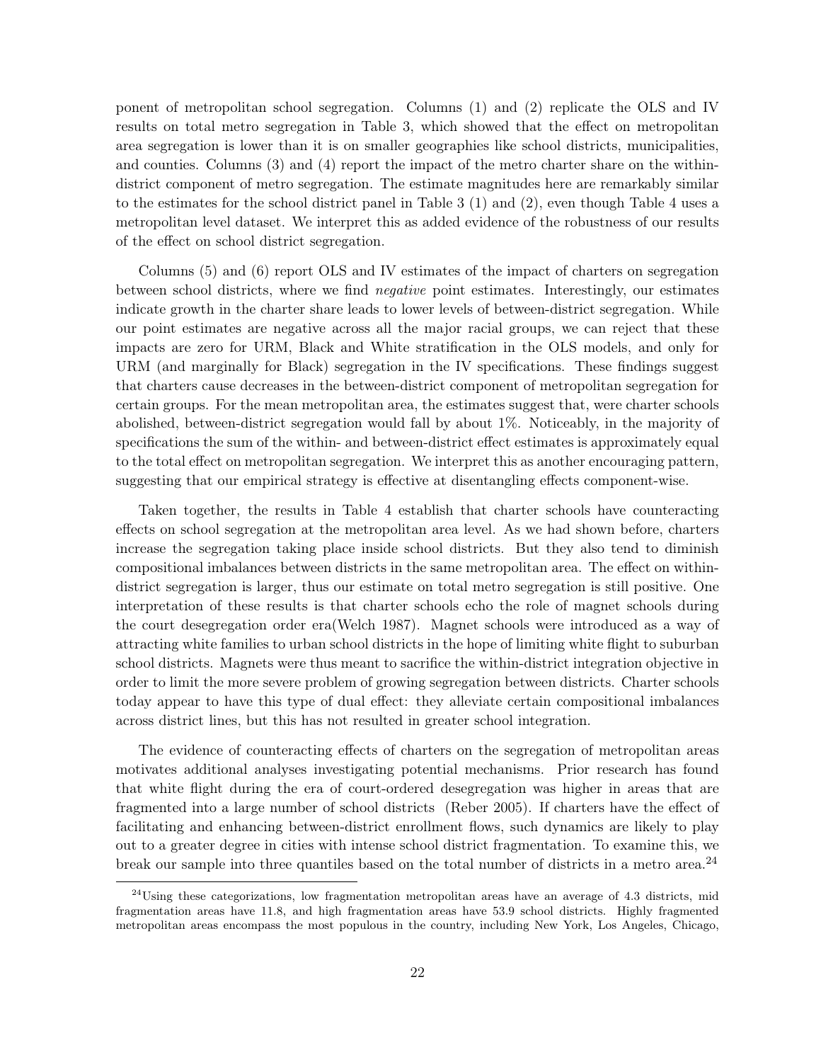ponent of metropolitan school segregation. Columns (1) and (2) replicate the OLS and IV results on total metro segregation in Table 3, which showed that the effect on metropolitan area segregation is lower than it is on smaller geographies like school districts, municipalities, and counties. Columns (3) and (4) report the impact of the metro charter share on the within-district component of metro segregation. The estimate magnitudes here are remarkably similar to the estimates for the school district panel in Table 3 (1) and (2), even though Table 4 uses a metropolitan level dataset. We interpret this as added evidence of the robustness of our results of the effect on school district segregation.

Columns (5) and (6) report OLS and IV estimates of the impact of charters on segregation between school districts, where we find *negative* point estimates. Interestingly, our estimates indicate growth in the charter share leads to lower levels of between-district segregation. While our point estimates are negative across all the major racial groups, we can reject that these impacts are zero for URM, Black and White stratification in the OLS models, and only for URM (and marginally for Black) segregation in the IV specifications. These findings suggest that charters cause decreases in the between-district component of metropolitan segregation for certain groups. For the mean metropolitan area, the estimates suggest that, were charter schools abolished, between-district segregation would fall by about 1%. Noticeably, in the majority of specifications the sum of the within- and between-district effect estimates is approximately equal to the total effect on metropolitan segregation. We interpret this as another encouraging pattern, suggesting that our empirical strategy is effective at disentangling effects component-wise.

Taken together, the results in Table 4 establish that charter schools have counteracting effects on school segregation at the metropolitan area level. As we had shown before, charters increase the segregation taking place inside school districts. But they also tend to diminish compositional imbalances between districts in the same metropolitan area. The effect on within-district segregation is larger, thus our estimate on total metro segregation is still positive. One interpretation of these results is that charter schools echo the role of magnet schools during the court desegregation order era(Welch 1987). Magnet schools were introduced as a way of attracting white families to urban school districts in the hope of limiting white flight to suburban school districts. Magnets were thus meant to sacrifice the within-district integration objective in order to limit the more severe problem of growing segregation between districts. Charter schools today appear to have this type of dual effect: they alleviate certain compositional imbalances across district lines, but this has not resulted in greater school integration.

The evidence of counteracting effects of charters on the segregation of metropolitan areas motivates additional analyses investigating potential mechanisms. Prior research has found that white flight during the era of court-ordered desegregation was higher in areas that are fragmented into a large number of school districts (Reber 2005). If charters have the effect of facilitating and enhancing between-district enrollment flows, such dynamics are likely to play out to a greater degree in cities with intense school district fragmentation. To examine this, we break our sample into three quantiles based on the total number of districts in a metro area.[24]

[24]Using these categorizations, low fragmentation metropolitan areas have an average of 4.3 districts, mid fragmentation areas have 11.8, and high fragmentation areas have 53.9 school districts. Highly fragmented metropolitan areas encompass the most populous in the country, including New York, Los Angeles, Chicago,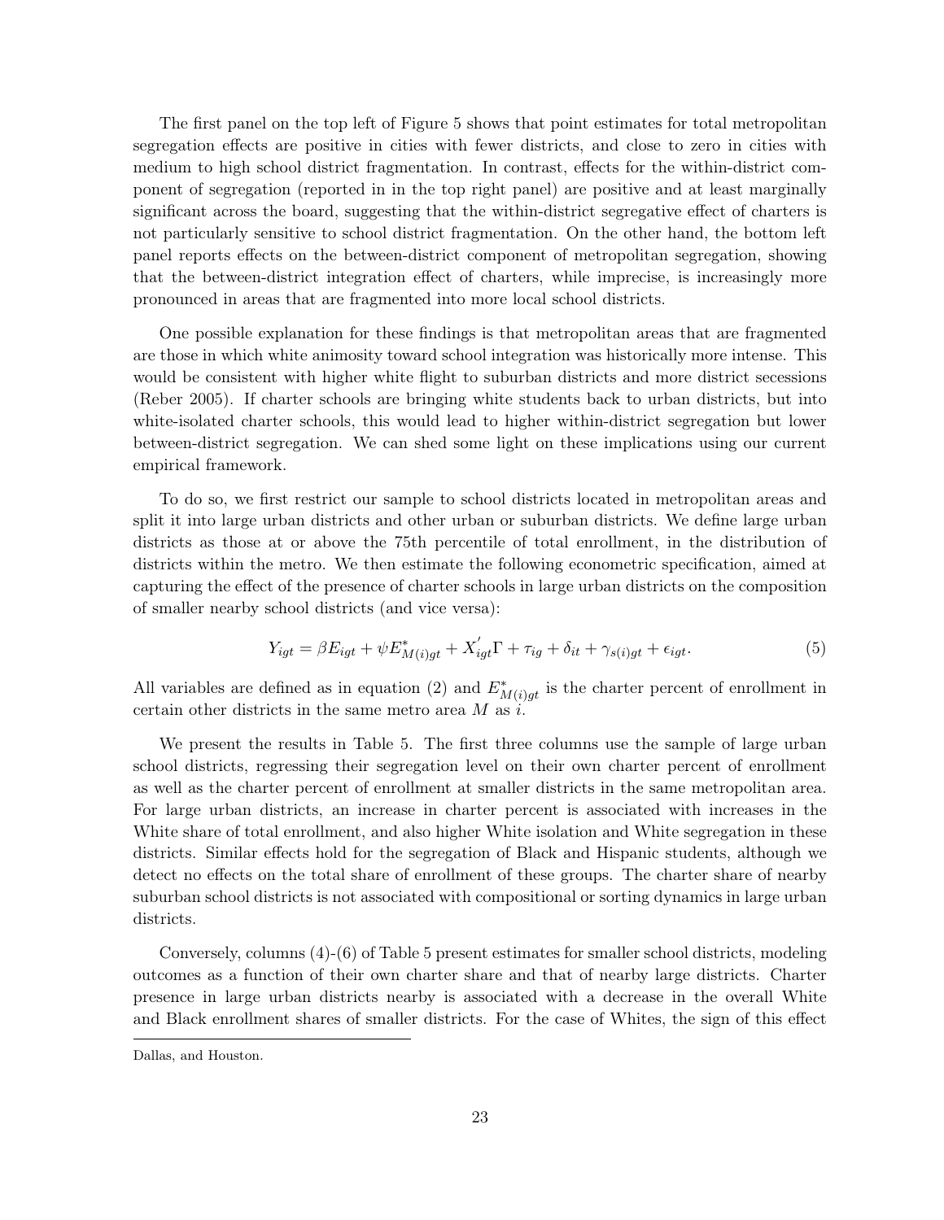The first panel on the top left of Figure 5 shows that point estimates for total metropolitan segregation effects are positive in cities with fewer districts, and close to zero in cities with medium to high school district fragmentation. In contrast, effects for the within-district component of segregation (reported in in the top right panel) are positive and at least marginally significant across the board, suggesting that the within-district segregative effect of charters is not particularly sensitive to school district fragmentation. On the other hand, the bottom left panel reports effects on the between-district component of metropolitan segregation, showing that the between-district integration effect of charters, while imprecise, is increasingly more pronounced in areas that are fragmented into more local school districts.

One possible explanation for these findings is that metropolitan areas that are fragmented are those in which white animosity toward school integration was historically more intense. This would be consistent with higher white flight to suburban districts and more district secessions (Reber 2005). If charter schools are bringing white students back to urban districts, but into white-isolated charter schools, this would lead to higher within-district segregation but lower between-district segregation. We can shed some light on these implications using our current empirical framework.

To do so, we first restrict our sample to school districts located in metropolitan areas and split it into large urban districts and other urban or suburban districts. We define large urban districts as those at or above the 75th percentile of total enrollment, in the distribution of districts within the metro. We then estimate the following econometric specification, aimed at capturing the effect of the presence of charter schools in large urban districts on the composition of smaller nearby school districts (and vice versa):

$$Y_{igt} = \beta E_{igt} + \psi E^{*}_{M(i)gt} + X^{'}_{igt}\Gamma + \tau_{ig} + \delta_{it} + \gamma_{s(i)gt} + \epsilon_{igt}. \tag{5}$$

All variables are defined as in equation (2) and $E^{*}_{M(i)gt}$ is the charter percent of enrollment in certain other districts in the same metro area $M$ as $i$.

We present the results in Table 5. The first three columns use the sample of large urban school districts, regressing their segregation level on their own charter percent of enrollment as well as the charter percent of enrollment at smaller districts in the same metropolitan area. For large urban districts, an increase in charter percent is associated with increases in the White share of total enrollment, and also higher White isolation and White segregation in these districts. Similar effects hold for the segregation of Black and Hispanic students, although we detect no effects on the total share of enrollment of these groups. The charter share of nearby suburban school districts is not associated with compositional or sorting dynamics in large urban districts.

Conversely, columns (4)-(6) of Table 5 present estimates for smaller school districts, modeling outcomes as a function of their own charter share and that of nearby large districts. Charter presence in large urban districts nearby is associated with a decrease in the overall White and Black enrollment shares of smaller districts. For the case of Whites, the sign of this effect

Dallas, and Houston.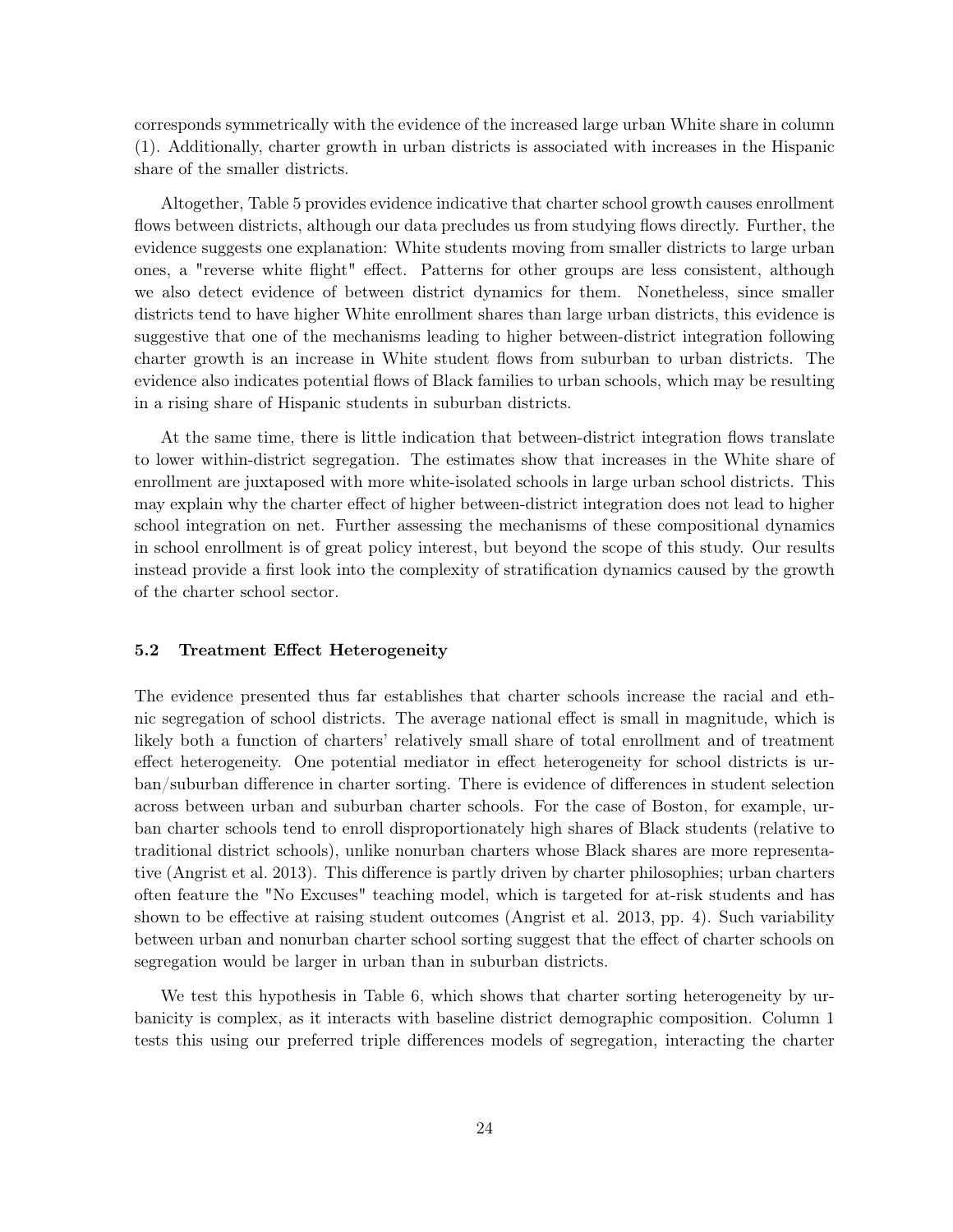corresponds symmetrically with the evidence of the increased large urban White share in column (1). Additionally, charter growth in urban districts is associated with increases in the Hispanic share of the smaller districts.

Altogether, Table 5 provides evidence indicative that charter school growth causes enrollment flows between districts, although our data precludes us from studying flows directly. Further, the evidence suggests one explanation: White students moving from smaller districts to large urban ones, a "reverse white flight" effect. Patterns for other groups are less consistent, although we also detect evidence of between district dynamics for them. Nonetheless, since smaller districts tend to have higher White enrollment shares than large urban districts, this evidence is suggestive that one of the mechanisms leading to higher between-district integration following charter growth is an increase in White student flows from suburban to urban districts. The evidence also indicates potential flows of Black families to urban schools, which may be resulting in a rising share of Hispanic students in suburban districts.

At the same time, there is little indication that between-district integration flows translate to lower within-district segregation. The estimates show that increases in the White share of enrollment are juxtaposed with more white-isolated schools in large urban school districts. This may explain why the charter effect of higher between-district integration does not lead to higher school integration on net. Further assessing the mechanisms of these compositional dynamics in school enrollment is of great policy interest, but beyond the scope of this study. Our results instead provide a first look into the complexity of stratification dynamics caused by the growth of the charter school sector.

### 5.2 Treatment Effect Heterogeneity

The evidence presented thus far establishes that charter schools increase the racial and ethnic segregation of school districts. The average national effect is small in magnitude, which is likely both a function of charters' relatively small share of total enrollment and of treatment effect heterogeneity. One potential mediator in effect heterogeneity for school districts is urban/suburban difference in charter sorting. There is evidence of differences in student selection across between urban and suburban charter schools. For the case of Boston, for example, urban charter schools tend to enroll disproportionately high shares of Black students (relative to traditional district schools), unlike nonurban charters whose Black shares are more representative (Angrist et al. 2013). This difference is partly driven by charter philosophies; urban charters often feature the "No Excuses" teaching model, which is targeted for at-risk students and has shown to be effective at raising student outcomes (Angrist et al. 2013, pp. 4). Such variability between urban and nonurban charter school sorting suggest that the effect of charter schools on segregation would be larger in urban than in suburban districts.

We test this hypothesis in Table 6, which shows that charter sorting heterogeneity by urbanicity is complex, as it interacts with baseline district demographic composition. Column 1 tests this using our preferred triple differences models of segregation, interacting the charter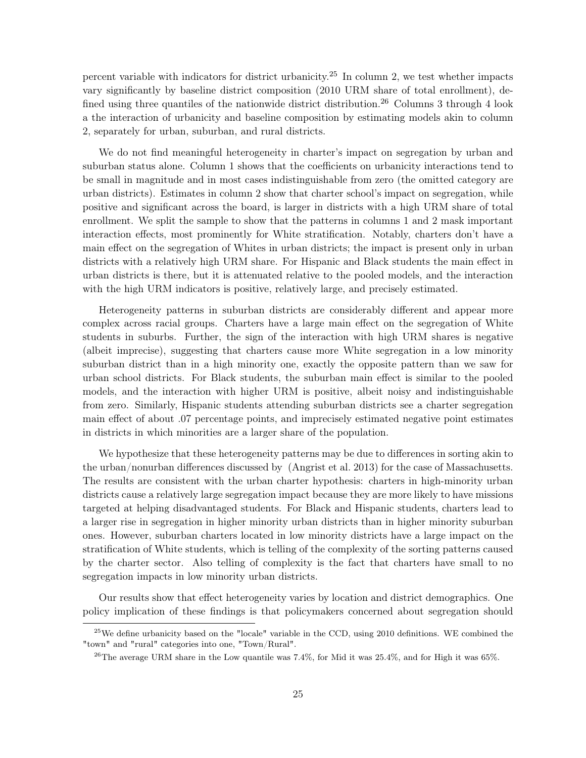percent variable with indicators for district urbanicity.[25] In column 2, we test whether impacts vary significantly by baseline district composition (2010 URM share of total enrollment), defined using three quantiles of the nationwide district distribution.[26] Columns 3 through 4 look a the interaction of urbanicity and baseline composition by estimating models akin to column 2, separately for urban, suburban, and rural districts.

We do not find meaningful heterogeneity in charter's impact on segregation by urban and suburban status alone. Column 1 shows that the coefficients on urbanicity interactions tend to be small in magnitude and in most cases indistinguishable from zero (the omitted category are urban districts). Estimates in column 2 show that charter school's impact on segregation, while positive and significant across the board, is larger in districts with a high URM share of total enrollment. We split the sample to show that the patterns in columns 1 and 2 mask important interaction effects, most prominently for White stratification. Notably, charters don't have a main effect on the segregation of Whites in urban districts; the impact is present only in urban districts with a relatively high URM share. For Hispanic and Black students the main effect in urban districts is there, but it is attenuated relative to the pooled models, and the interaction with the high URM indicators is positive, relatively large, and precisely estimated.

Heterogeneity patterns in suburban districts are considerably different and appear more complex across racial groups. Charters have a large main effect on the segregation of White students in suburbs. Further, the sign of the interaction with high URM shares is negative (albeit imprecise), suggesting that charters cause more White segregation in a low minority suburban district than in a high minority one, exactly the opposite pattern than we saw for urban school districts. For Black students, the suburban main effect is similar to the pooled models, and the interaction with higher URM is positive, albeit noisy and indistinguishable from zero. Similarly, Hispanic students attending suburban districts see a charter segregation main effect of about .07 percentage points, and imprecisely estimated negative point estimates in districts in which minorities are a larger share of the population.

We hypothesize that these heterogeneity patterns may be due to differences in sorting akin to the urban/nonurban differences discussed by (Angrist et al. 2013) for the case of Massachusetts. The results are consistent with the urban charter hypothesis: charters in high-minority urban districts cause a relatively large segregation impact because they are more likely to have missions targeted at helping disadvantaged students. For Black and Hispanic students, charters lead to a larger rise in segregation in higher minority urban districts than in higher minority suburban ones. However, suburban charters located in low minority districts have a large impact on the stratification of White students, which is telling of the complexity of the sorting patterns caused by the charter sector. Also telling of complexity is the fact that charters have small to no segregation impacts in low minority urban districts.

Our results show that effect heterogeneity varies by location and district demographics. One policy implication of these findings is that policymakers concerned about segregation should

[25] We define urbanicity based on the "locale" variable in the CCD, using 2010 definitions. WE combined the "town" and "rural" categories into one, "Town/Rural".

[26] The average URM share in the Low quantile was 7.4%, for Mid it was 25.4%, and for High it was 65%.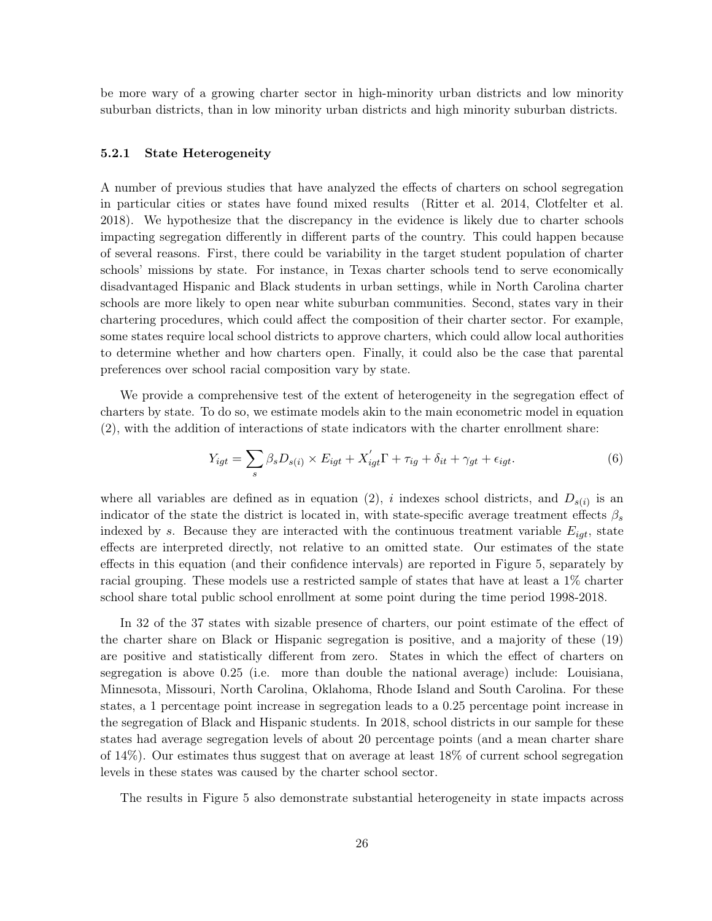be more wary of a growing charter sector in high-minority urban districts and low minority suburban districts, than in low minority urban districts and high minority suburban districts.

### 5.2.1 State Heterogeneity

A number of previous studies that have analyzed the effects of charters on school segregation in particular cities or states have found mixed results (Ritter et al. 2014, Clotfelter et al. 2018). We hypothesize that the discrepancy in the evidence is likely due to charter schools impacting segregation differently in different parts of the country. This could happen because of several reasons. First, there could be variability in the target student population of charter schools' missions by state. For instance, in Texas charter schools tend to serve economically disadvantaged Hispanic and Black students in urban settings, while in North Carolina charter schools are more likely to open near white suburban communities. Second, states vary in their chartering procedures, which could affect the composition of their charter sector. For example, some states require local school districts to approve charters, which could allow local authorities to determine whether and how charters open. Finally, it could also be the case that parental preferences over school racial composition vary by state.

We provide a comprehensive test of the extent of heterogeneity in the segregation effect of charters by state. To do so, we estimate models akin to the main econometric model in equation (2), with the addition of interactions of state indicators with the charter enrollment share:

$$Y_{igt} = \sum_{s} \beta_s D_{s(i)} \times E_{igt} + X_{igt}^{'}\Gamma + \tau_{ig} + \delta_{it} + \gamma_{gt} + \epsilon_{igt}. \tag{6}$$

where all variables are defined as in equation (2), $i$ indexes school districts, and $D_{s(i)}$ is an indicator of the state the district is located in, with state-specific average treatment effects $\beta_s$ indexed by $s$. Because they are interacted with the continuous treatment variable $E_{igt}$, state effects are interpreted directly, not relative to an omitted state. Our estimates of the state effects in this equation (and their confidence intervals) are reported in Figure 5, separately by racial grouping. These models use a restricted sample of states that have at least a 1% charter school share total public school enrollment at some point during the time period 1998-2018.

In 32 of the 37 states with sizable presence of charters, our point estimate of the effect of the charter share on Black or Hispanic segregation is positive, and a majority of these (19) are positive and statistically different from zero. States in which the effect of charters on segregation is above 0.25 (i.e. more than double the national average) include: Louisiana, Minnesota, Missouri, North Carolina, Oklahoma, Rhode Island and South Carolina. For these states, a 1 percentage point increase in segregation leads to a 0.25 percentage point increase in the segregation of Black and Hispanic students. In 2018, school districts in our sample for these states had average segregation levels of about 20 percentage points (and a mean charter share of 14%). Our estimates thus suggest that on average at least 18% of current school segregation levels in these states was caused by the charter school sector.

The results in Figure 5 also demonstrate substantial heterogeneity in state impacts across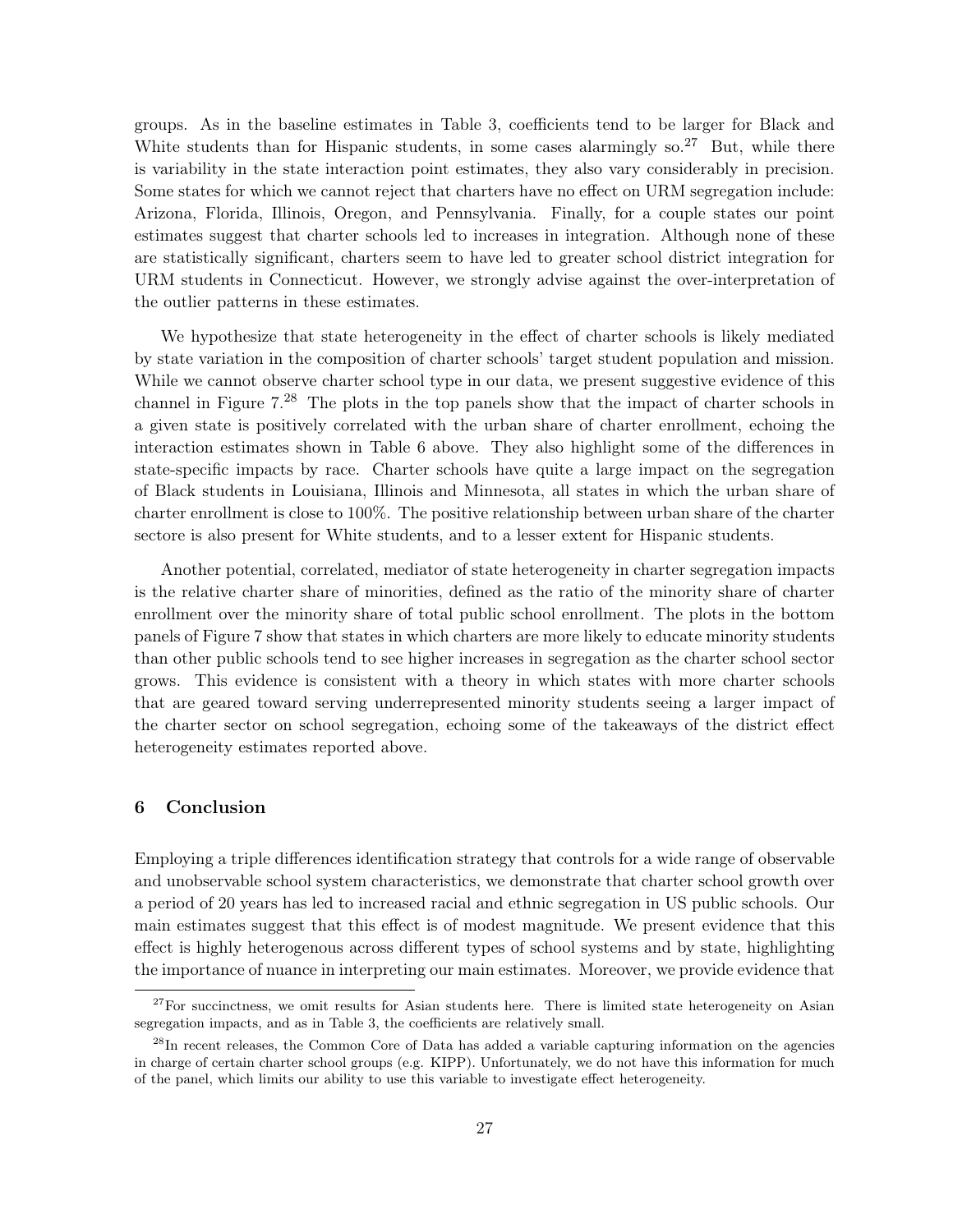groups. As in the baseline estimates in Table 3, coefficients tend to be larger for Black and White students than for Hispanic students, in some cases alarmingly so.[27] But, while there is variability in the state interaction point estimates, they also vary considerably in precision. Some states for which we cannot reject that charters have no effect on URM segregation include: Arizona, Florida, Illinois, Oregon, and Pennsylvania. Finally, for a couple states our point estimates suggest that charter schools led to increases in integration. Although none of these are statistically significant, charters seem to have led to greater school district integration for URM students in Connecticut. However, we strongly advise against the over-interpretation of the outlier patterns in these estimates.

We hypothesize that state heterogeneity in the effect of charter schools is likely mediated by state variation in the composition of charter schools' target student population and mission. While we cannot observe charter school type in our data, we present suggestive evidence of this channel in Figure 7.[28] The plots in the top panels show that the impact of charter schools in a given state is positively correlated with the urban share of charter enrollment, echoing the interaction estimates shown in Table 6 above. They also highlight some of the differences in state-specific impacts by race. Charter schools have quite a large impact on the segregation of Black students in Louisiana, Illinois and Minnesota, all states in which the urban share of charter enrollment is close to 100%. The positive relationship between urban share of the charter sectore is also present for White students, and to a lesser extent for Hispanic students.

Another potential, correlated, mediator of state heterogeneity in charter segregation impacts is the relative charter share of minorities, defined as the ratio of the minority share of charter enrollment over the minority share of total public school enrollment. The plots in the bottom panels of Figure 7 show that states in which charters are more likely to educate minority students than other public schools tend to see higher increases in segregation as the charter school sector grows. This evidence is consistent with a theory in which states with more charter schools that are geared toward serving underrepresented minority students seeing a larger impact of the charter sector on school segregation, echoing some of the takeaways of the district effect heterogeneity estimates reported above.

## 6 Conclusion

Employing a triple differences identification strategy that controls for a wide range of observable and unobservable school system characteristics, we demonstrate that charter school growth over a period of 20 years has led to increased racial and ethnic segregation in US public schools. Our main estimates suggest that this effect is of modest magnitude. We present evidence that this effect is highly heterogenous across different types of school systems and by state, highlighting the importance of nuance in interpreting our main estimates. Moreover, we provide evidence that

[27] For succinctness, we omit results for Asian students here. There is limited state heterogeneity on Asian segregation impacts, and as in Table 3, the coefficients are relatively small.

[28] In recent releases, the Common Core of Data has added a variable capturing information on the agencies in charge of certain charter school groups (e.g. KIPP). Unfortunately, we do not have this information for much of the panel, which limits our ability to use this variable to investigate effect heterogeneity.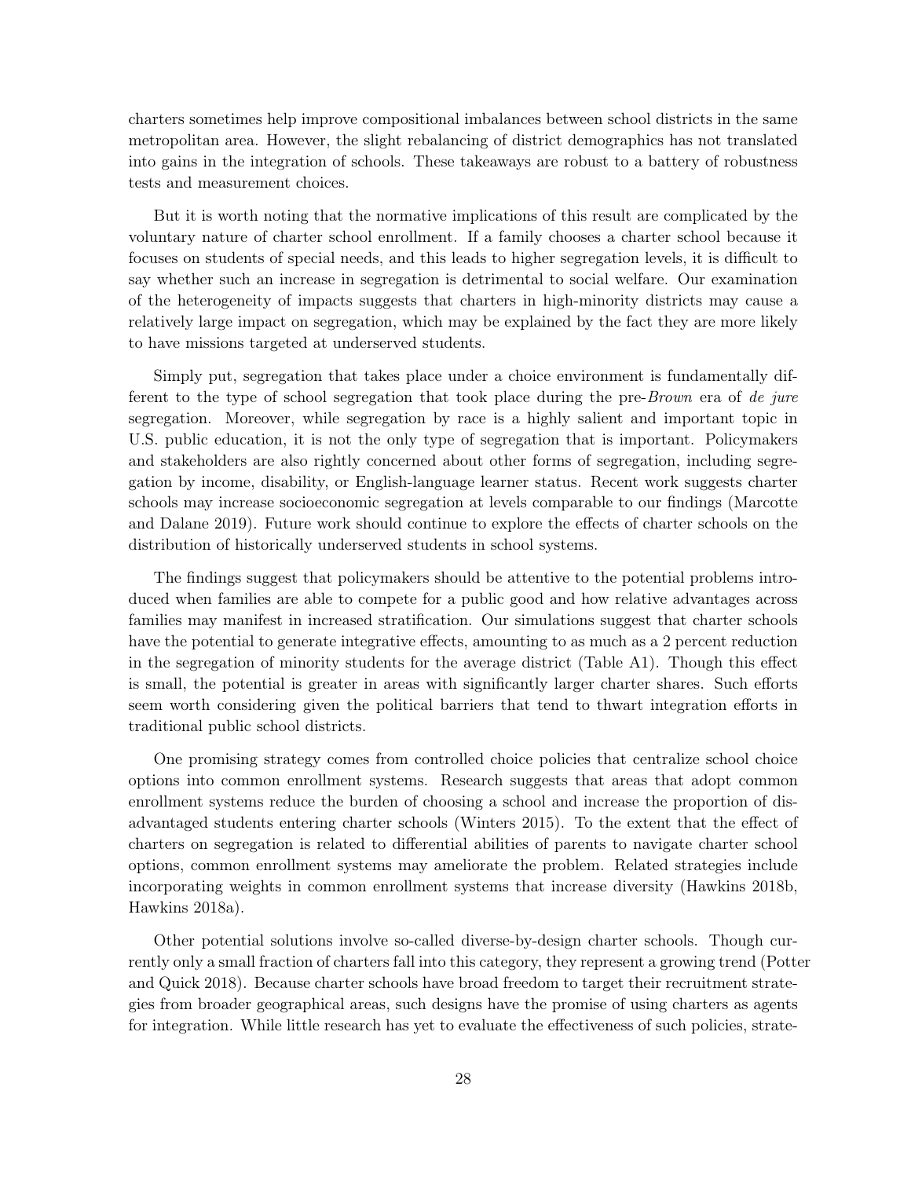charters sometimes help improve compositional imbalances between school districts in the same metropolitan area. However, the slight rebalancing of district demographics has not translated into gains in the integration of schools. These takeaways are robust to a battery of robustness tests and measurement choices.

But it is worth noting that the normative implications of this result are complicated by the voluntary nature of charter school enrollment. If a family chooses a charter school because it focuses on students of special needs, and this leads to higher segregation levels, it is difficult to say whether such an increase in segregation is detrimental to social welfare. Our examination of the heterogeneity of impacts suggests that charters in high-minority districts may cause a relatively large impact on segregation, which may be explained by the fact they are more likely to have missions targeted at underserved students.

Simply put, segregation that takes place under a choice environment is fundamentally different to the type of school segregation that took place during the pre-*Brown* era of *de jure* segregation. Moreover, while segregation by race is a highly salient and important topic in U.S. public education, it is not the only type of segregation that is important. Policymakers and stakeholders are also rightly concerned about other forms of segregation, including segregation by income, disability, or English-language learner status. Recent work suggests charter schools may increase socioeconomic segregation at levels comparable to our findings (Marcotte and Dalane 2019). Future work should continue to explore the effects of charter schools on the distribution of historically underserved students in school systems.

The findings suggest that policymakers should be attentive to the potential problems introduced when families are able to compete for a public good and how relative advantages across families may manifest in increased stratification. Our simulations suggest that charter schools have the potential to generate integrative effects, amounting to as much as a 2 percent reduction in the segregation of minority students for the average district (Table A1). Though this effect is small, the potential is greater in areas with significantly larger charter shares. Such efforts seem worth considering given the political barriers that tend to thwart integration efforts in traditional public school districts.

One promising strategy comes from controlled choice policies that centralize school choice options into common enrollment systems. Research suggests that areas that adopt common enrollment systems reduce the burden of choosing a school and increase the proportion of disadvantaged students entering charter schools (Winters 2015). To the extent that the effect of charters on segregation is related to differential abilities of parents to navigate charter school options, common enrollment systems may ameliorate the problem. Related strategies include incorporating weights in common enrollment systems that increase diversity (Hawkins 2018b, Hawkins 2018a).

Other potential solutions involve so-called diverse-by-design charter schools. Though currently only a small fraction of charters fall into this category, they represent a growing trend (Potter and Quick 2018). Because charter schools have broad freedom to target their recruitment strategies from broader geographical areas, such designs have the promise of using charters as agents for integration. While little research has yet to evaluate the effectiveness of such policies, strate-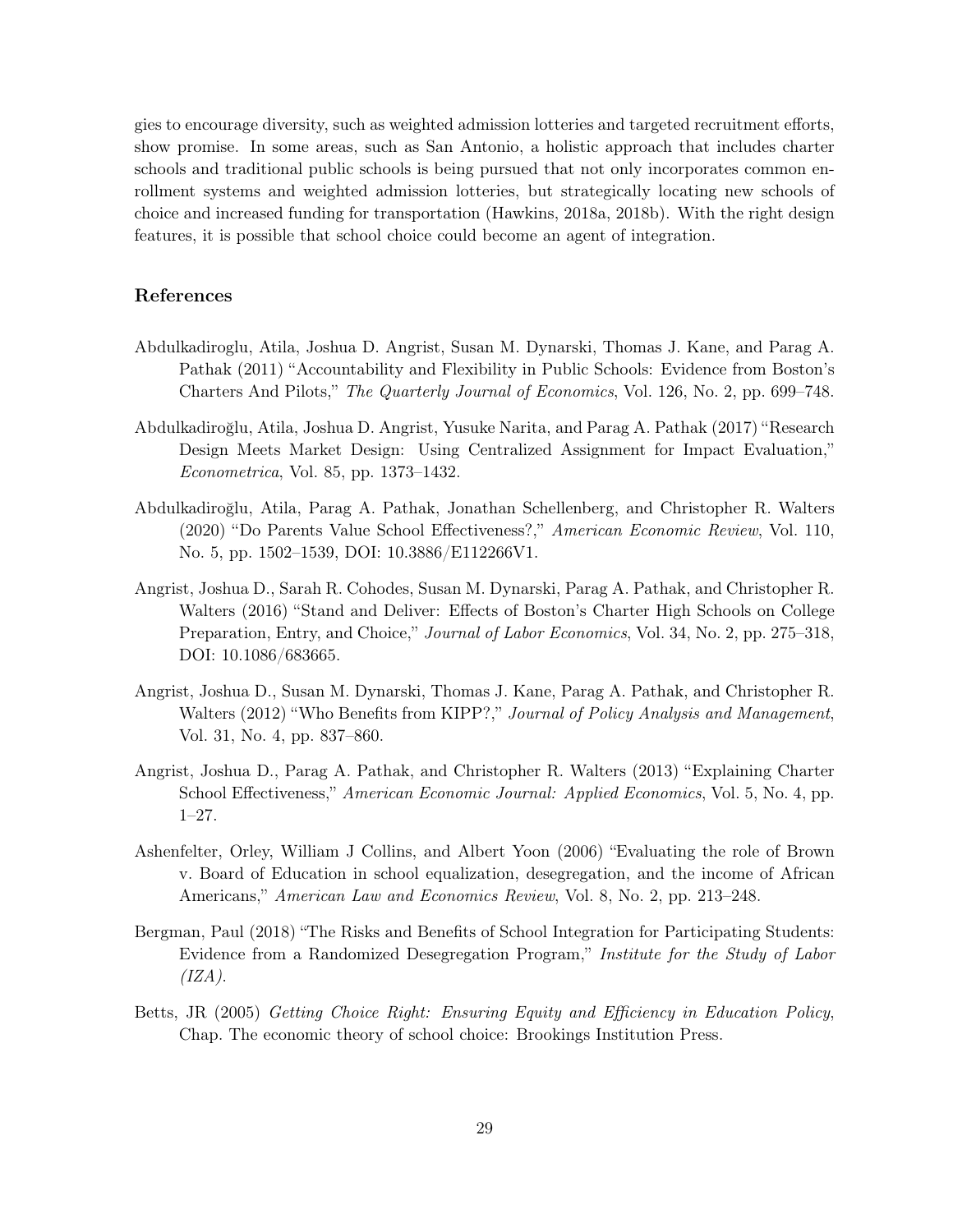gies to encourage diversity, such as weighted admission lotteries and targeted recruitment efforts, show promise. In some areas, such as San Antonio, a holistic approach that includes charter schools and traditional public schools is being pursued that not only incorporates common enrollment systems and weighted admission lotteries, but strategically locating new schools of choice and increased funding for transportation (Hawkins, 2018a, 2018b). With the right design features, it is possible that school choice could become an agent of integration.

## References

Abdulkadiroglu, Atila, Joshua D. Angrist, Susan M. Dynarski, Thomas J. Kane, and Parag A. Pathak (2011) "Accountability and Flexibility in Public Schools: Evidence from Boston's Charters And Pilots," *The Quarterly Journal of Economics*, Vol. 126, No. 2, pp. 699–748.

Abdulkadiroğlu, Atila, Joshua D. Angrist, Yusuke Narita, and Parag A. Pathak (2017) "Research Design Meets Market Design: Using Centralized Assignment for Impact Evaluation," *Econometrica*, Vol. 85, pp. 1373–1432.

Abdulkadiroğlu, Atila, Parag A. Pathak, Jonathan Schellenberg, and Christopher R. Walters (2020) "Do Parents Value School Effectiveness?," *American Economic Review*, Vol. 110, No. 5, pp. 1502–1539, DOI: 10.3886/E112266V1.

Angrist, Joshua D., Sarah R. Cohodes, Susan M. Dynarski, Parag A. Pathak, and Christopher R. Walters (2016) "Stand and Deliver: Effects of Boston's Charter High Schools on College Preparation, Entry, and Choice," *Journal of Labor Economics*, Vol. 34, No. 2, pp. 275–318, DOI: 10.1086/683665.

Angrist, Joshua D., Susan M. Dynarski, Thomas J. Kane, Parag A. Pathak, and Christopher R. Walters (2012) "Who Benefits from KIPP?," *Journal of Policy Analysis and Management*, Vol. 31, No. 4, pp. 837–860.

Angrist, Joshua D., Parag A. Pathak, and Christopher R. Walters (2013) "Explaining Charter School Effectiveness," *American Economic Journal: Applied Economics*, Vol. 5, No. 4, pp. 1–27.

Ashenfelter, Orley, William J Collins, and Albert Yoon (2006) "Evaluating the role of Brown v. Board of Education in school equalization, desegregation, and the income of African Americans," *American Law and Economics Review*, Vol. 8, No. 2, pp. 213–248.

Bergman, Paul (2018) "The Risks and Benefits of School Integration for Participating Students: Evidence from a Randomized Desegregation Program," *Institute for the Study of Labor (IZA)*.

Betts, JR (2005) *Getting Choice Right: Ensuring Equity and Efficiency in Education Policy*, Chap. The economic theory of school choice: Brookings Institution Press.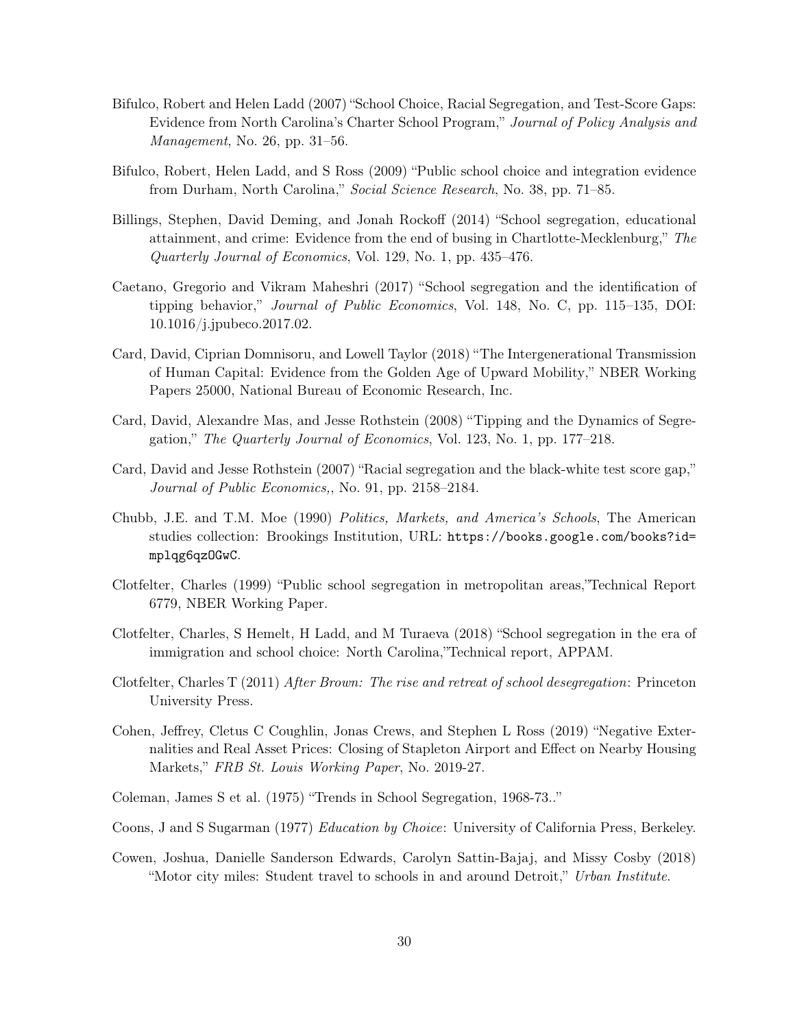Bifulco, Robert and Helen Ladd (2007) "School Choice, Racial Segregation, and Test-Score Gaps: Evidence from North Carolina's Charter School Program," *Journal of Policy Analysis and Management*, No. 26, pp. 31–56.

Bifulco, Robert, Helen Ladd, and S Ross (2009) "Public school choice and integration evidence from Durham, North Carolina," *Social Science Research*, No. 38, pp. 71–85.

Billings, Stephen, David Deming, and Jonah Rockoff (2014) "School segregation, educational attainment, and crime: Evidence from the end of busing in Chartlotte-Mecklenburg," *The Quarterly Journal of Economics*, Vol. 129, No. 1, pp. 435–476.

Caetano, Gregorio and Vikram Maheshri (2017) "School segregation and the identification of tipping behavior," *Journal of Public Economics*, Vol. 148, No. C, pp. 115–135, DOI: 10.1016/j.jpubeco.2017.02.

Card, David, Ciprian Domnisoru, and Lowell Taylor (2018) "The Intergenerational Transmission of Human Capital: Evidence from the Golden Age of Upward Mobility," NBER Working Papers 25000, National Bureau of Economic Research, Inc.

Card, David, Alexandre Mas, and Jesse Rothstein (2008) "Tipping and the Dynamics of Segregation," *The Quarterly Journal of Economics*, Vol. 123, No. 1, pp. 177–218.

Card, David and Jesse Rothstein (2007) "Racial segregation and the black-white test score gap," *Journal of Public Economics,*, No. 91, pp. 2158–2184.

Chubb, J.E. and T.M. Moe (1990) *Politics, Markets, and America's Schools*, The American studies collection: Brookings Institution, URL: `https://books.google.com/books?id=mplqg6qzOGwC`.

Clotfelter, Charles (1999) "Public school segregation in metropolitan areas,"Technical Report 6779, NBER Working Paper.

Clotfelter, Charles, S Hemelt, H Ladd, and M Turaeva (2018) "School segregation in the era of immigration and school choice: North Carolina,"Technical report, APPAM.

Clotfelter, Charles T (2011) *After Brown: The rise and retreat of school desegregation*: Princeton University Press.

Cohen, Jeffrey, Cletus C Coughlin, Jonas Crews, and Stephen L Ross (2019) "Negative Externalities and Real Asset Prices: Closing of Stapleton Airport and Effect on Nearby Housing Markets," *FRB St. Louis Working Paper*, No. 2019-27.

Coleman, James S et al. (1975) "Trends in School Segregation, 1968-73.."

Coons, J and S Sugarman (1977) *Education by Choice*: University of California Press, Berkeley.

Cowen, Joshua, Danielle Sanderson Edwards, Carolyn Sattin-Bajaj, and Missy Cosby (2018) "Motor city miles: Student travel to schools in and around Detroit," *Urban Institute*.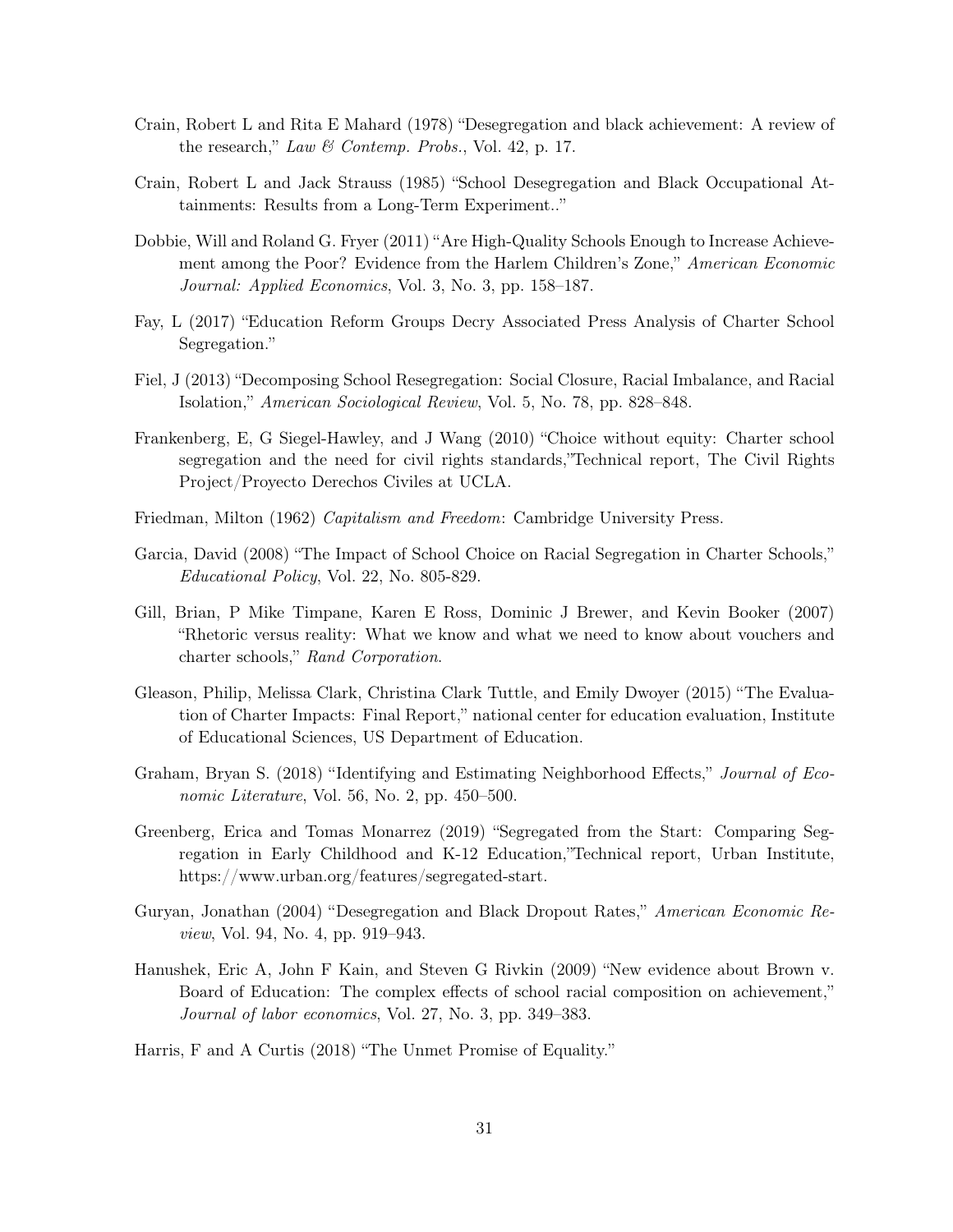Crain, Robert L and Rita E Mahard (1978) "Desegregation and black achievement: A review of the research," *Law & Contemp. Probs.*, Vol. 42, p. 17.

Crain, Robert L and Jack Strauss (1985) "School Desegregation and Black Occupational Attainments: Results from a Long-Term Experiment.."

Dobbie, Will and Roland G. Fryer (2011) "Are High-Quality Schools Enough to Increase Achievement among the Poor? Evidence from the Harlem Children's Zone," *American Economic Journal: Applied Economics*, Vol. 3, No. 3, pp. 158–187.

Fay, L (2017) "Education Reform Groups Decry Associated Press Analysis of Charter School Segregation."

Fiel, J (2013) "Decomposing School Resegregation: Social Closure, Racial Imbalance, and Racial Isolation," *American Sociological Review*, Vol. 5, No. 78, pp. 828–848.

Frankenberg, E, G Siegel-Hawley, and J Wang (2010) "Choice without equity: Charter school segregation and the need for civil rights standards,"Technical report, The Civil Rights Project/Proyecto Derechos Civiles at UCLA.

Friedman, Milton (1962) *Capitalism and Freedom*: Cambridge University Press.

Garcia, David (2008) "The Impact of School Choice on Racial Segregation in Charter Schools," *Educational Policy*, Vol. 22, No. 805-829.

Gill, Brian, P Mike Timpane, Karen E Ross, Dominic J Brewer, and Kevin Booker (2007) "Rhetoric versus reality: What we know and what we need to know about vouchers and charter schools," *Rand Corporation*.

Gleason, Philip, Melissa Clark, Christina Clark Tuttle, and Emily Dwoyer (2015) "The Evaluation of Charter Impacts: Final Report," national center for education evaluation, Institute of Educational Sciences, US Department of Education.

Graham, Bryan S. (2018) "Identifying and Estimating Neighborhood Effects," *Journal of Economic Literature*, Vol. 56, No. 2, pp. 450–500.

Greenberg, Erica and Tomas Monarrez (2019) "Segregated from the Start: Comparing Segregation in Early Childhood and K-12 Education,"Technical report, Urban Institute, https://www.urban.org/features/segregated-start.

Guryan, Jonathan (2004) "Desegregation and Black Dropout Rates," *American Economic Review*, Vol. 94, No. 4, pp. 919–943.

Hanushek, Eric A, John F Kain, and Steven G Rivkin (2009) "New evidence about Brown v. Board of Education: The complex effects of school racial composition on achievement," *Journal of labor economics*, Vol. 27, No. 3, pp. 349–383.

Harris, F and A Curtis (2018) "The Unmet Promise of Equality."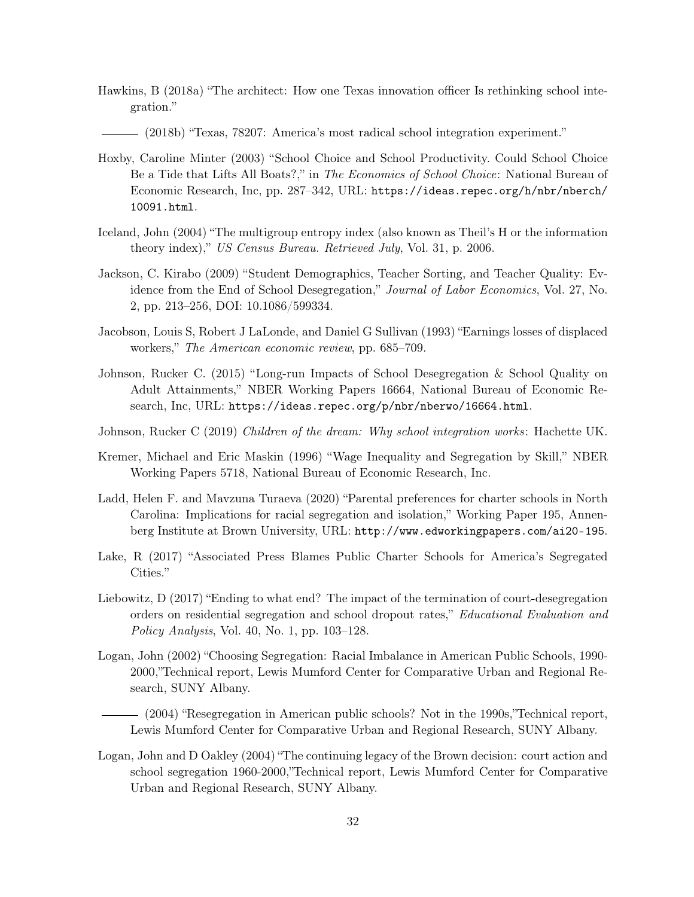Hawkins, B (2018a) "The architect: How one Texas innovation officer Is rethinking school integration."

——— (2018b) "Texas, 78207: America's most radical school integration experiment."

Hoxby, Caroline Minter (2003) "School Choice and School Productivity. Could School Choice Be a Tide that Lifts All Boats?," in *The Economics of School Choice*: National Bureau of Economic Research, Inc, pp. 287–342, URL: `https://ideas.repec.org/h/nbr/nberch/10091.html`.

Iceland, John (2004) "The multigroup entropy index (also known as Theil's H or the information theory index)," *US Census Bureau. Retrieved July*, Vol. 31, p. 2006.

Jackson, C. Kirabo (2009) "Student Demographics, Teacher Sorting, and Teacher Quality: Evidence from the End of School Desegregation," *Journal of Labor Economics*, Vol. 27, No. 2, pp. 213–256, DOI: 10.1086/599334.

Jacobson, Louis S, Robert J LaLonde, and Daniel G Sullivan (1993) "Earnings losses of displaced workers," *The American economic review*, pp. 685–709.

Johnson, Rucker C. (2015) "Long-run Impacts of School Desegregation & School Quality on Adult Attainments," NBER Working Papers 16664, National Bureau of Economic Research, Inc, URL: `https://ideas.repec.org/p/nbr/nberwo/16664.html`.

Johnson, Rucker C (2019) *Children of the dream: Why school integration works*: Hachette UK.

Kremer, Michael and Eric Maskin (1996) "Wage Inequality and Segregation by Skill," NBER Working Papers 5718, National Bureau of Economic Research, Inc.

Ladd, Helen F. and Mavzuna Turaeva (2020) "Parental preferences for charter schools in North Carolina: Implications for racial segregation and isolation," Working Paper 195, Annenberg Institute at Brown University, URL: `http://www.edworkingpapers.com/ai20-195`.

Lake, R (2017) "Associated Press Blames Public Charter Schools for America's Segregated Cities."

Liebowitz, D (2017) "Ending to what end? The impact of the termination of court-desegregation orders on residential segregation and school dropout rates," *Educational Evaluation and Policy Analysis*, Vol. 40, No. 1, pp. 103–128.

Logan, John (2002) "Choosing Segregation: Racial Imbalance in American Public Schools, 1990-2000,"Technical report, Lewis Mumford Center for Comparative Urban and Regional Research, SUNY Albany.

——— (2004) "Resegregation in American public schools? Not in the 1990s,"Technical report, Lewis Mumford Center for Comparative Urban and Regional Research, SUNY Albany.

Logan, John and D Oakley (2004) "The continuing legacy of the Brown decision: court action and school segregation 1960-2000,"Technical report, Lewis Mumford Center for Comparative Urban and Regional Research, SUNY Albany.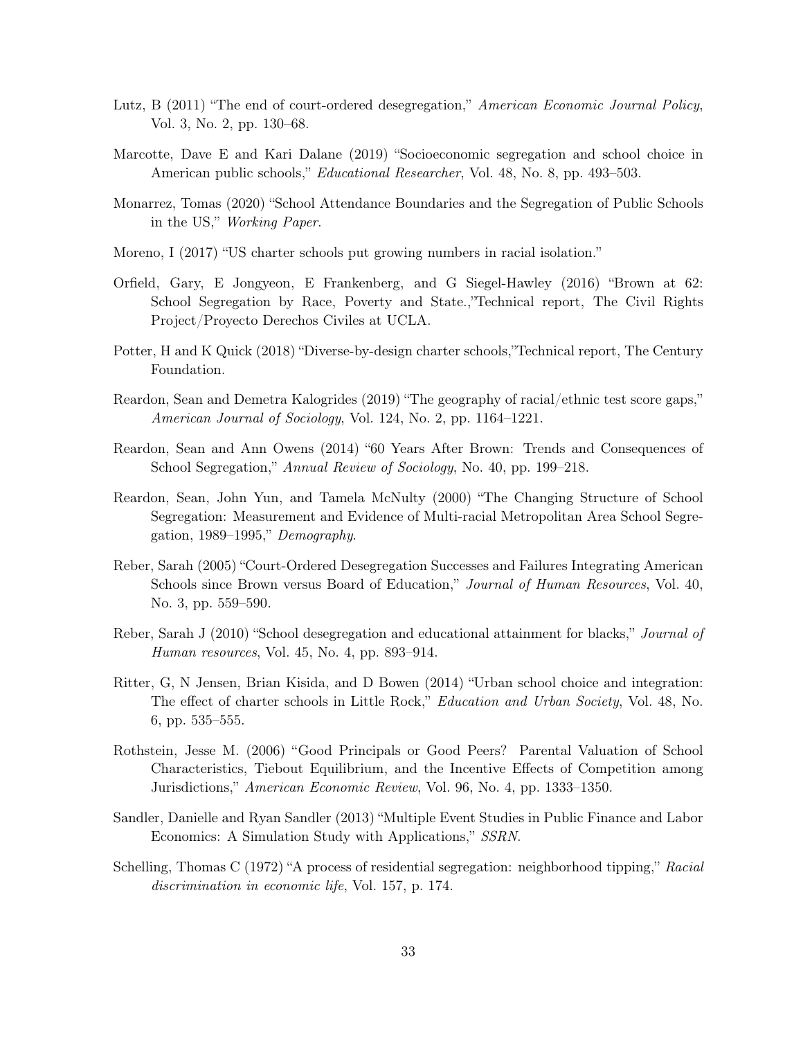Lutz, B (2011) "The end of court-ordered desegregation," *American Economic Journal Policy*, Vol. 3, No. 2, pp. 130–68.

Marcotte, Dave E and Kari Dalane (2019) "Socioeconomic segregation and school choice in American public schools," *Educational Researcher*, Vol. 48, No. 8, pp. 493–503.

Monarrez, Tomas (2020) "School Attendance Boundaries and the Segregation of Public Schools in the US," *Working Paper*.

Moreno, I (2017) "US charter schools put growing numbers in racial isolation."

Orfield, Gary, E Jongyeon, E Frankenberg, and G Siegel-Hawley (2016) "Brown at 62: School Segregation by Race, Poverty and State.,"Technical report, The Civil Rights Project/Proyecto Derechos Civiles at UCLA.

Potter, H and K Quick (2018) "Diverse-by-design charter schools,"Technical report, The Century Foundation.

Reardon, Sean and Demetra Kalogrides (2019) "The geography of racial/ethnic test score gaps," *American Journal of Sociology*, Vol. 124, No. 2, pp. 1164–1221.

Reardon, Sean and Ann Owens (2014) "60 Years After Brown: Trends and Consequences of School Segregation," *Annual Review of Sociology*, No. 40, pp. 199–218.

Reardon, Sean, John Yun, and Tamela McNulty (2000) "The Changing Structure of School Segregation: Measurement and Evidence of Multi-racial Metropolitan Area School Segregation, 1989–1995," *Demography*.

Reber, Sarah (2005) "Court-Ordered Desegregation Successes and Failures Integrating American Schools since Brown versus Board of Education," *Journal of Human Resources*, Vol. 40, No. 3, pp. 559–590.

Reber, Sarah J (2010) "School desegregation and educational attainment for blacks," *Journal of Human resources*, Vol. 45, No. 4, pp. 893–914.

Ritter, G, N Jensen, Brian Kisida, and D Bowen (2014) "Urban school choice and integration: The effect of charter schools in Little Rock," *Education and Urban Society*, Vol. 48, No. 6, pp. 535–555.

Rothstein, Jesse M. (2006) "Good Principals or Good Peers? Parental Valuation of School Characteristics, Tiebout Equilibrium, and the Incentive Effects of Competition among Jurisdictions," *American Economic Review*, Vol. 96, No. 4, pp. 1333–1350.

Sandler, Danielle and Ryan Sandler (2013) "Multiple Event Studies in Public Finance and Labor Economics: A Simulation Study with Applications," *SSRN*.

Schelling, Thomas C (1972) "A process of residential segregation: neighborhood tipping," *Racial discrimination in economic life*, Vol. 157, p. 174.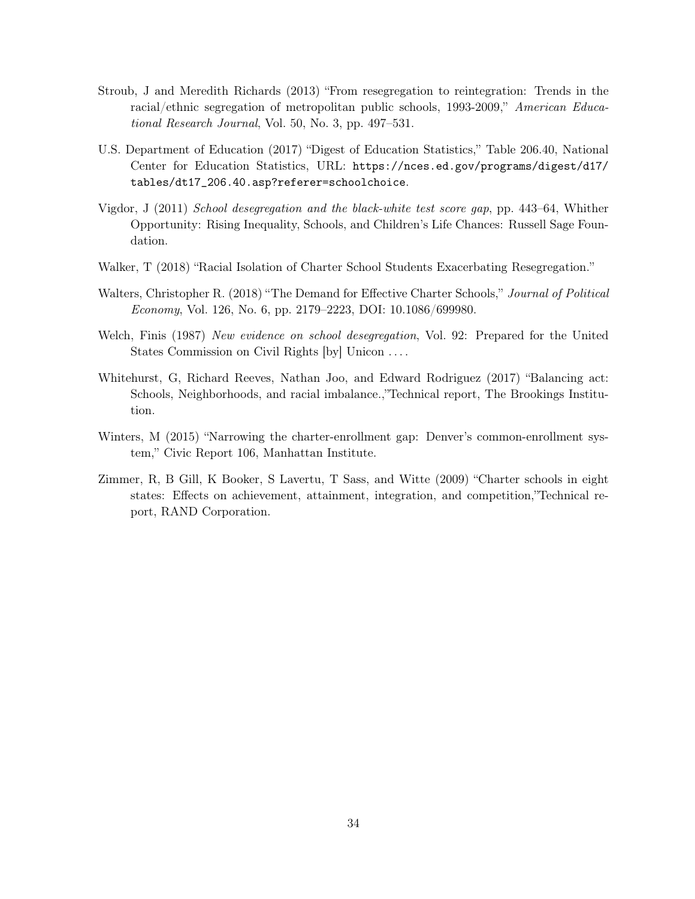Stroub, J and Meredith Richards (2013) "From resegregation to reintegration: Trends in the racial/ethnic segregation of metropolitan public schools, 1993-2009," *American Educational Research Journal*, Vol. 50, No. 3, pp. 497–531.

U.S. Department of Education (2017) "Digest of Education Statistics," Table 206.40, National Center for Education Statistics, URL: https://nces.ed.gov/programs/digest/d17/tables/dt17_206.40.asp?referer=schoolchoice.

Vigdor, J (2011) *School desegregation and the black-white test score gap*, pp. 443–64, Whither Opportunity: Rising Inequality, Schools, and Children's Life Chances: Russell Sage Foundation.

Walker, T (2018) "Racial Isolation of Charter School Students Exacerbating Resegregation."

Walters, Christopher R. (2018) "The Demand for Effective Charter Schools," *Journal of Political Economy*, Vol. 126, No. 6, pp. 2179–2223, DOI: 10.1086/699980.

Welch, Finis (1987) *New evidence on school desegregation*, Vol. 92: Prepared for the United States Commission on Civil Rights [by] Unicon ....

Whitehurst, G, Richard Reeves, Nathan Joo, and Edward Rodriguez (2017) "Balancing act: Schools, Neighborhoods, and racial imbalance.,"Technical report, The Brookings Institution.

Winters, M (2015) "Narrowing the charter-enrollment gap: Denver's common-enrollment system," Civic Report 106, Manhattan Institute.

Zimmer, R, B Gill, K Booker, S Lavertu, T Sass, and Witte (2009) "Charter schools in eight states: Effects on achievement, attainment, integration, and competition,"Technical report, RAND Corporation.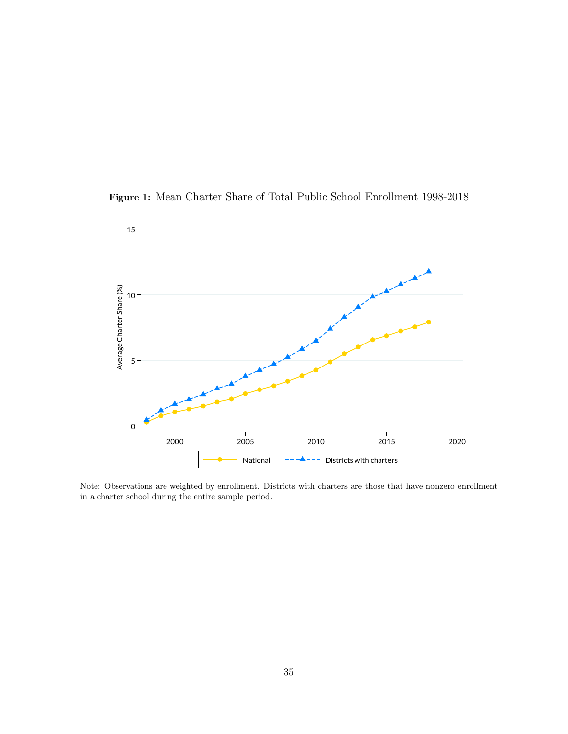**Figure 1:** Mean Charter Share of Total Public School Enrollment 1998-2018

Note: Observations are weighted by enrollment. Districts with charters are those that have nonzero enrollment in a charter school during the entire sample period.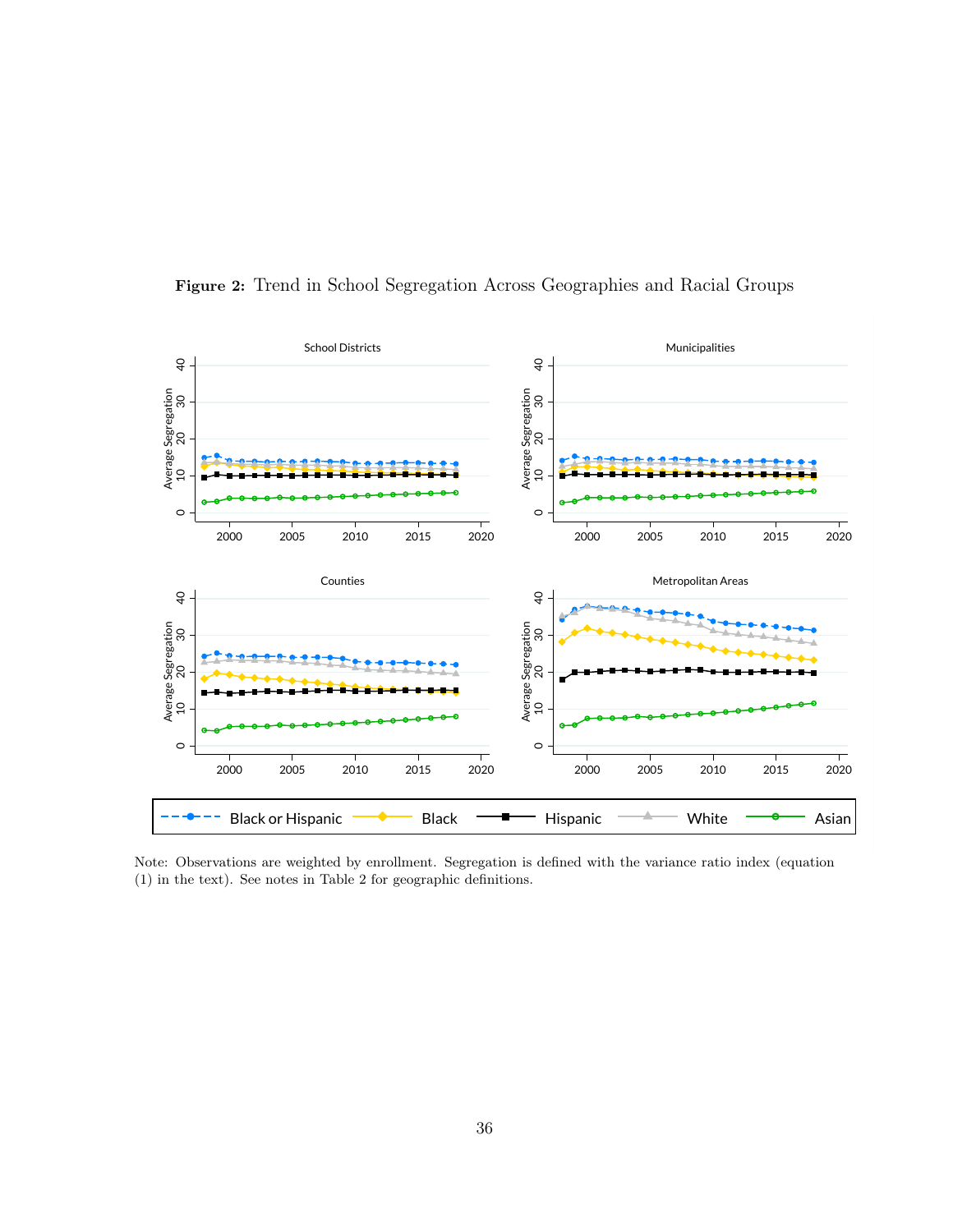**Figure 2:** Trend in School Segregation Across Geographies and Racial Groups

Note: Observations are weighted by enrollment. Segregation is defined with the variance ratio index (equation (1) in the text). See notes in Table 2 for geographic definitions.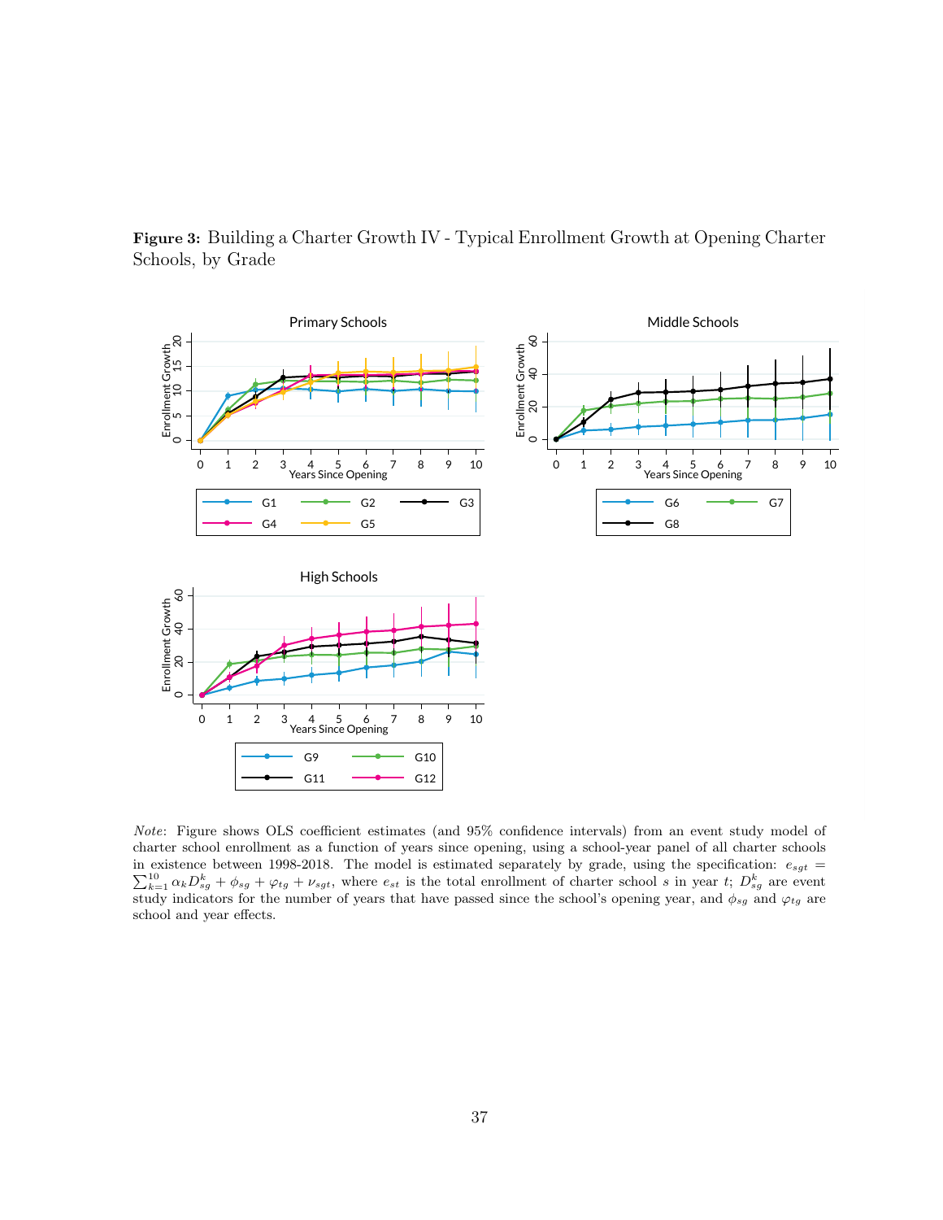**Figure 3:** Building a Charter Growth IV - Typical Enrollment Growth at Opening Charter Schools, by Grade

*Note*: Figure shows OLS coefficient estimates (and 95% confidence intervals) from an event study model of charter school enrollment as a function of years since opening, using a school-year panel of all charter schools in existence between 1998-2018. The model is estimated separately by grade, using the specification: $e_{sgt} = \sum_{k=1}^{10} \alpha_k D_{sg}^k + \phi_{sg} + \varphi_{tg} + \nu_{sgt}$, where $e_{st}$ is the total enrollment of charter school $s$ in year $t$; $D_{sg}^k$ are event study indicators for the number of years that have passed since the school's opening year, and $\phi_{sg}$ and $\varphi_{tg}$ are school and year effects.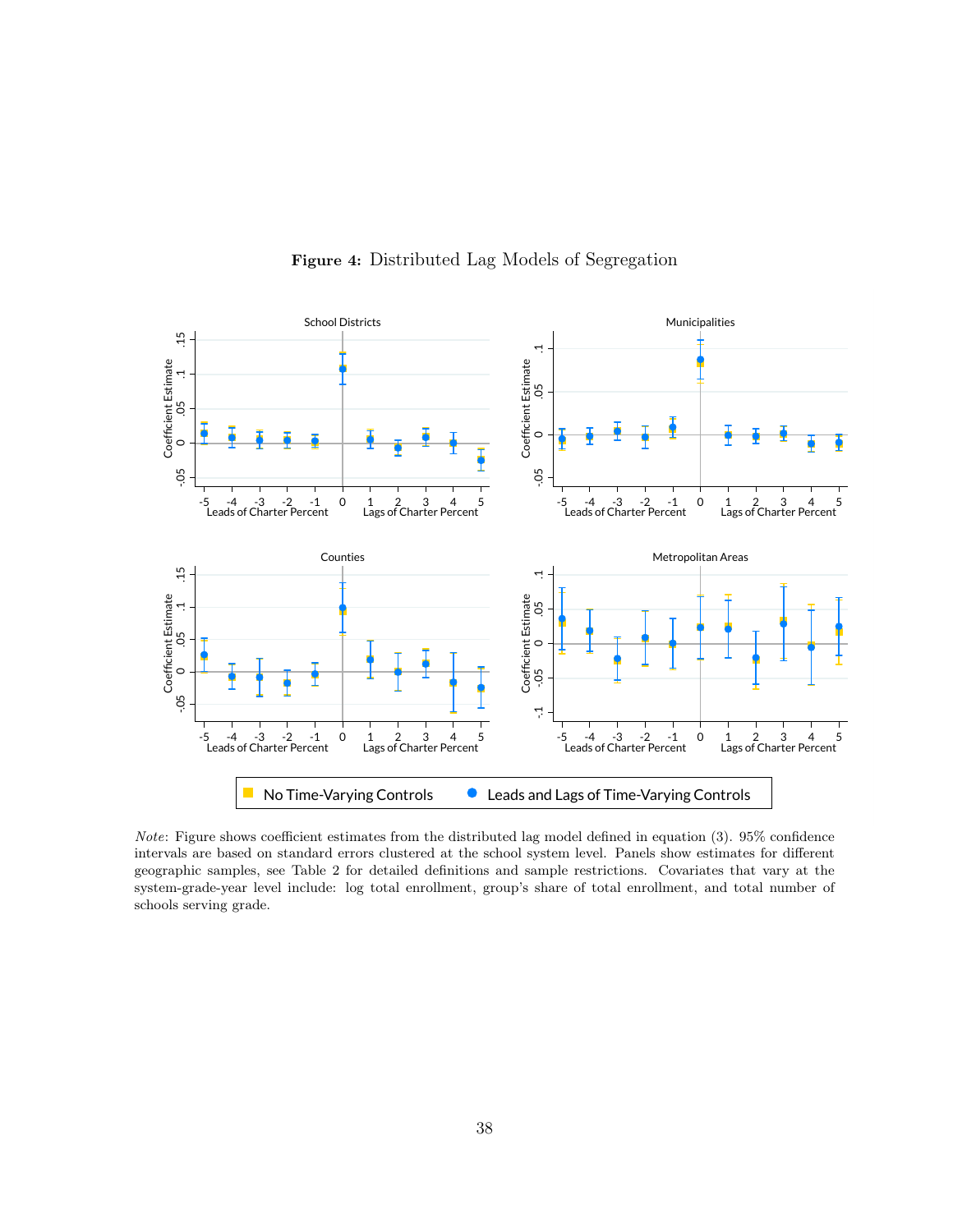**Figure 4:** Distributed Lag Models of Segregation

*Note*: Figure shows coefficient estimates from the distributed lag model defined in equation (3). 95% confidence intervals are based on standard errors clustered at the school system level. Panels show estimates for different geographic samples, see Table 2 for detailed definitions and sample restrictions. Covariates that vary at the system-grade-year level include: log total enrollment, group's share of total enrollment, and total number of schools serving grade.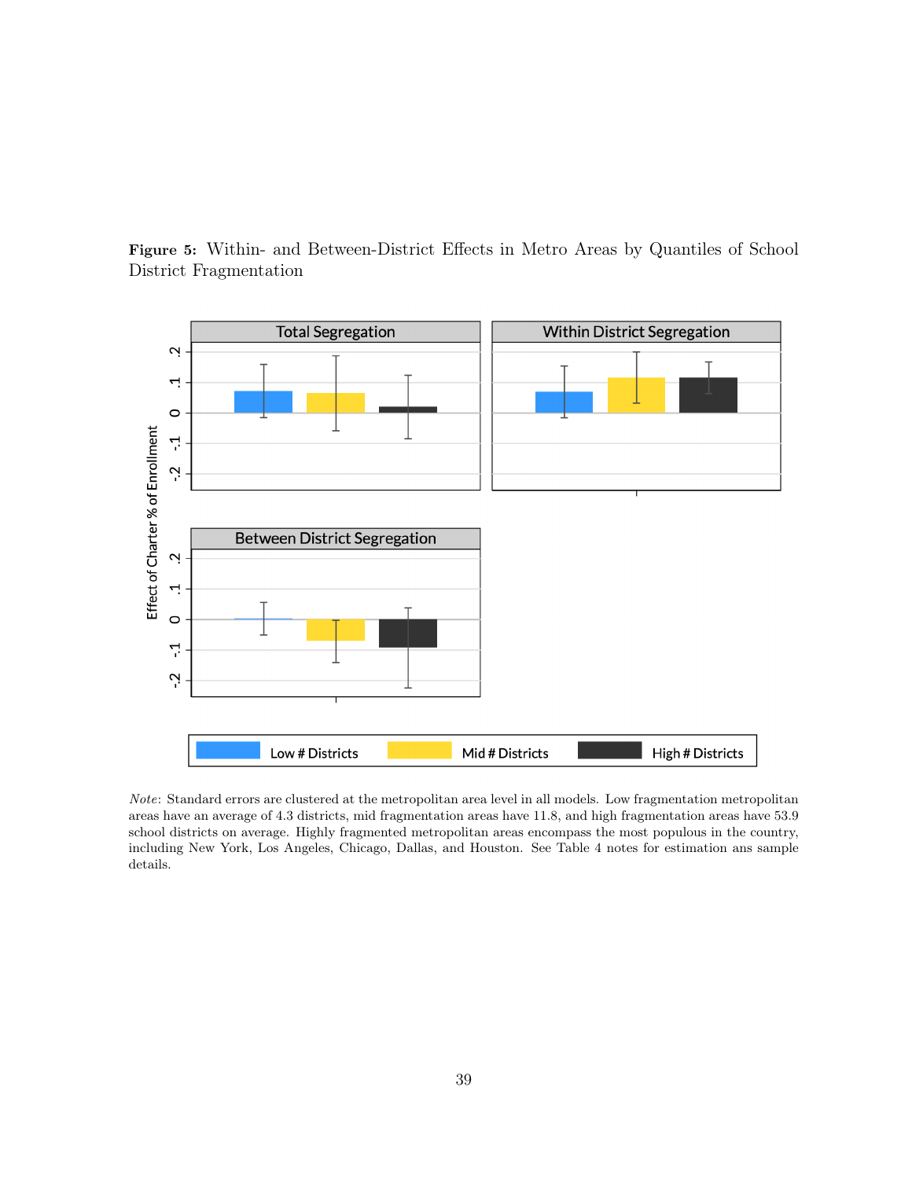**Figure 5:** Within- and Between-District Effects in Metro Areas by Quantiles of School District Fragmentation

*Note*: Standard errors are clustered at the metropolitan area level in all models. Low fragmentation metropolitan areas have an average of 4.3 districts, mid fragmentation areas have 11.8, and high fragmentation areas have 53.9 school districts on average. Highly fragmented metropolitan areas encompass the most populous in the country, including New York, Los Angeles, Chicago, Dallas, and Houston. See Table 4 notes for estimation ans sample details.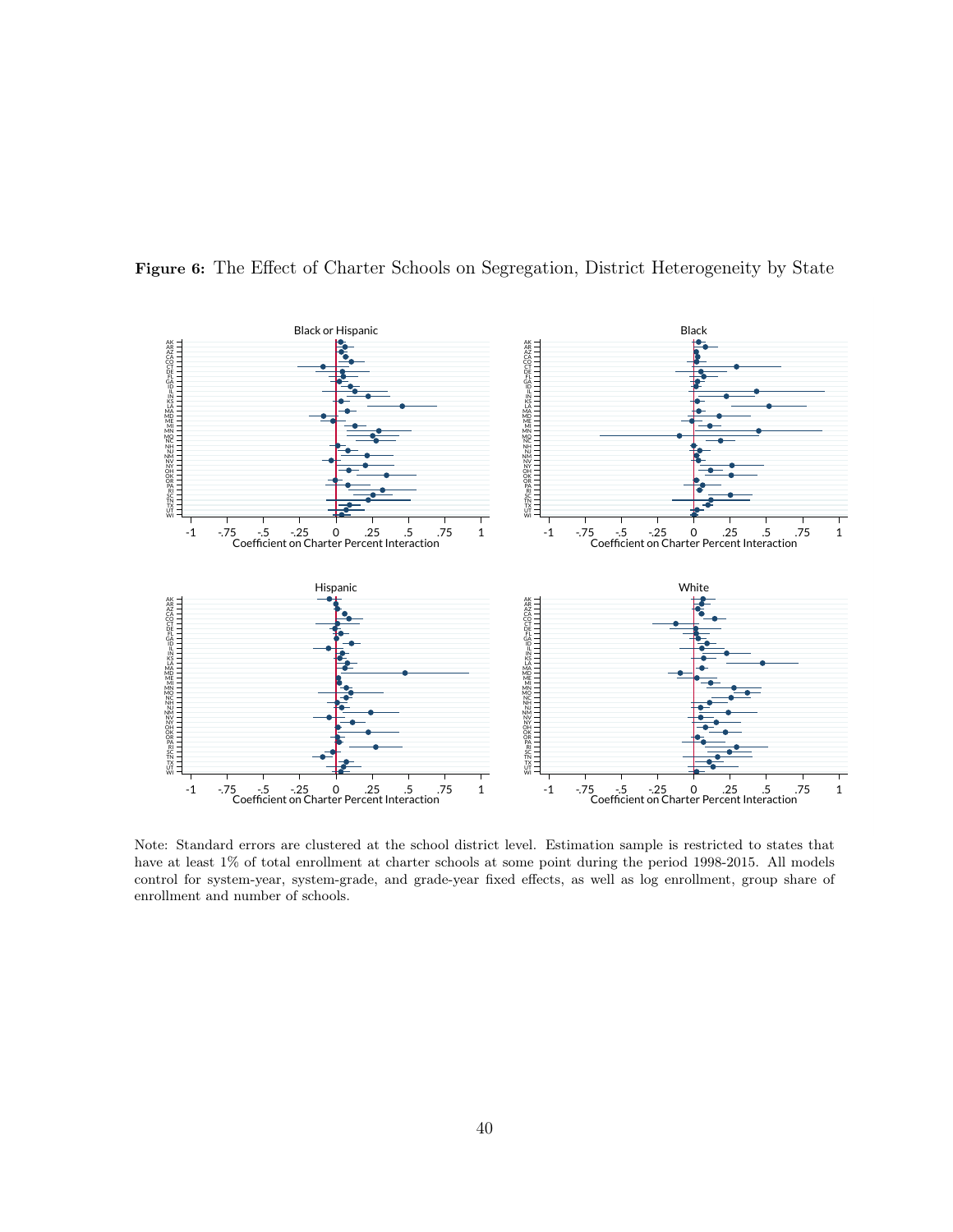**Figure 6:** The Effect of Charter Schools on Segregation, District Heterogeneity by State

Note: Standard errors are clustered at the school district level. Estimation sample is restricted to states that have at least 1% of total enrollment at charter schools at some point during the period 1998-2015. All models control for system-year, system-grade, and grade-year fixed effects, as well as log enrollment, group share of enrollment and number of schools.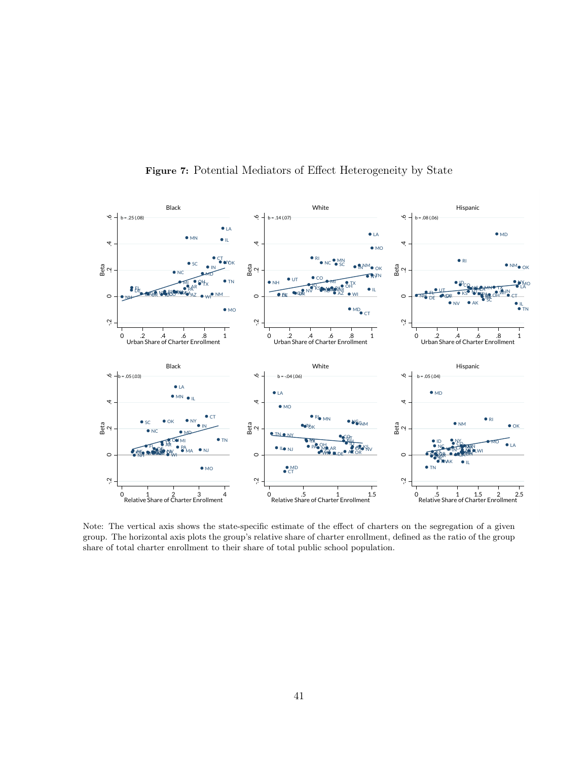**Figure 7:** Potential Mediators of Effect Heterogeneity by State

Note: The vertical axis shows the state-specific estimate of the effect of charters on the segregation of a given group. The horizontal axis plots the group's relative share of charter enrollment, defined as the ratio of the group share of total charter enrollment to their share of total public school population.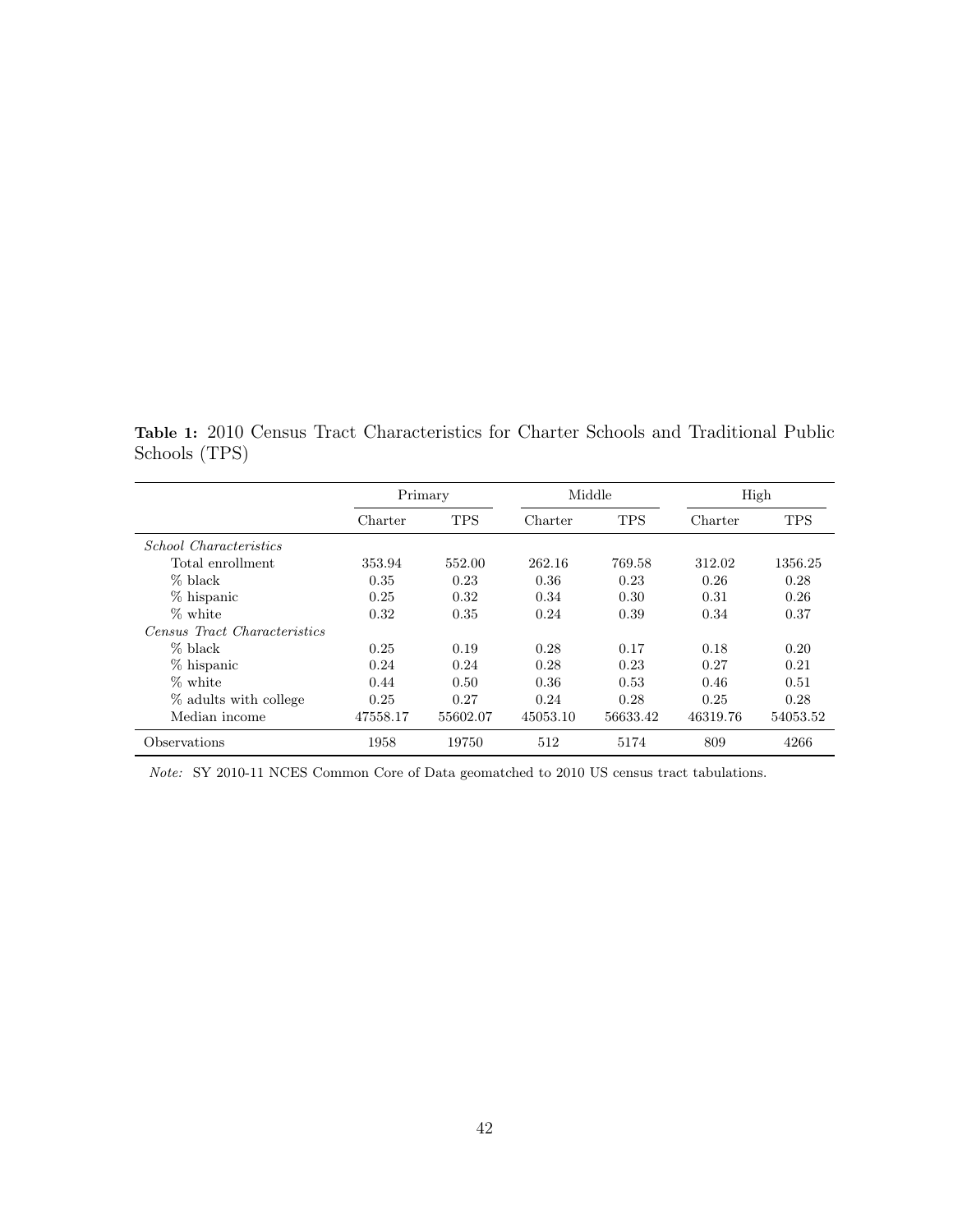**Table 1:** 2010 Census Tract Characteristics for Charter Schools and Traditional Public Schools (TPS)

| | Primary | | Middle | | High | |
|---|---|---|---|---|---|---|
| | Charter | TPS | Charter | TPS | Charter | TPS |
| *School Characteristics* | | | | | | |
| Total enrollment | 353.94 | 552.00 | 262.16 | 769.58 | 312.02 | 1356.25 |
| % black | 0.35 | 0.23 | 0.36 | 0.23 | 0.26 | 0.28 |
| % hispanic | 0.25 | 0.32 | 0.34 | 0.30 | 0.31 | 0.26 |
| % white | 0.32 | 0.35 | 0.24 | 0.39 | 0.34 | 0.37 |
| *Census Tract Characteristics* | | | | | | |
| % black | 0.25 | 0.19 | 0.28 | 0.17 | 0.18 | 0.20 |
| % hispanic | 0.24 | 0.24 | 0.28 | 0.23 | 0.27 | 0.21 |
| % white | 0.44 | 0.50 | 0.36 | 0.53 | 0.46 | 0.51 |
| % adults with college | 0.25 | 0.27 | 0.24 | 0.28 | 0.25 | 0.28 |
| Median income | 47558.17 | 55602.07 | 45053.10 | 56633.42 | 46319.76 | 54053.52 |
| Observations | 1958 | 19750 | 512 | 5174 | 809 | 4266 |

*Note:* SY 2010-11 NCES Common Core of Data geomatched to 2010 US census tract tabulations.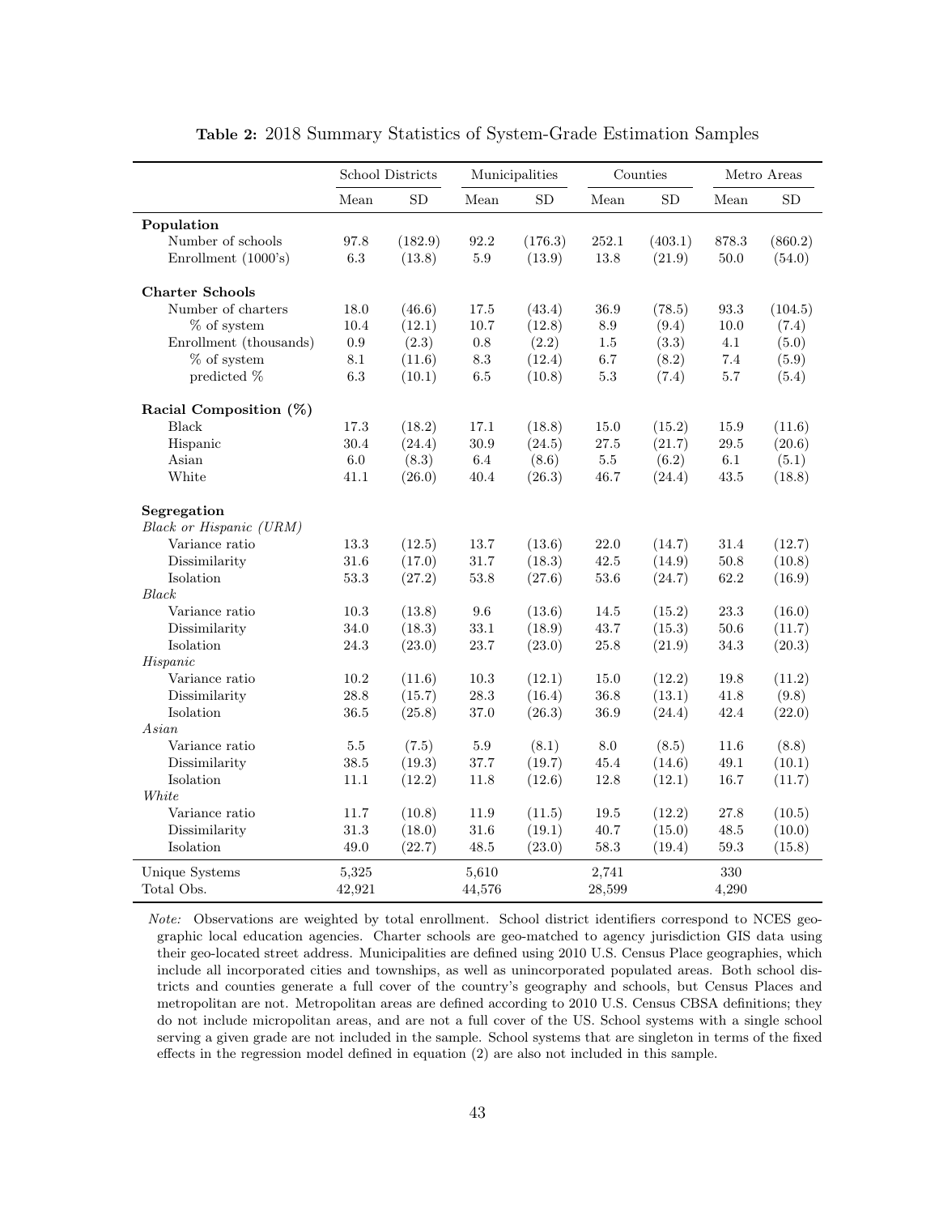**Table 2:** 2018 Summary Statistics of System-Grade Estimation Samples

| | School Districts | | Municipalities | | Counties | | Metro Areas | |
|---|---|---|---|---|---|---|---|---|
| | Mean | SD | Mean | SD | Mean | SD | Mean | SD |
| **Population** | | | | | | | | |
| Number of schools | 97.8 | (182.9) | 92.2 | (176.3) | 252.1 | (403.1) | 878.3 | (860.2) |
| Enrollment (1000's) | 6.3 | (13.8) | 5.9 | (13.9) | 13.8 | (21.9) | 50.0 | (54.0) |
| **Charter Schools** | | | | | | | | |
| Number of charters | 18.0 | (46.6) | 17.5 | (43.4) | 36.9 | (78.5) | 93.3 | (104.5) |
| % of system | 10.4 | (12.1) | 10.7 | (12.8) | 8.9 | (9.4) | 10.0 | (7.4) |
| Enrollment (thousands) | 0.9 | (2.3) | 0.8 | (2.2) | 1.5 | (3.3) | 4.1 | (5.0) |
| % of system | 8.1 | (11.6) | 8.3 | (12.4) | 6.7 | (8.2) | 7.4 | (5.9) |
| predicted % | 6.3 | (10.1) | 6.5 | (10.8) | 5.3 | (7.4) | 5.7 | (5.4) |
| **Racial Composition (%)** | | | | | | | | |
| Black | 17.3 | (18.2) | 17.1 | (18.8) | 15.0 | (15.2) | 15.9 | (11.6) |
| Hispanic | 30.4 | (24.4) | 30.9 | (24.5) | 27.5 | (21.7) | 29.5 | (20.6) |
| Asian | 6.0 | (8.3) | 6.4 | (8.6) | 5.5 | (6.2) | 6.1 | (5.1) |
| White | 41.1 | (26.0) | 40.4 | (26.3) | 46.7 | (24.4) | 43.5 | (18.8) |
| **Segregation** | | | | | | | | |
| *Black or Hispanic (URM)* | | | | | | | | |
| Variance ratio | 13.3 | (12.5) | 13.7 | (13.6) | 22.0 | (14.7) | 31.4 | (12.7) |
| Dissimilarity | 31.6 | (17.0) | 31.7 | (18.3) | 42.5 | (14.9) | 50.8 | (10.8) |
| Isolation | 53.3 | (27.2) | 53.8 | (27.6) | 53.6 | (24.7) | 62.2 | (16.9) |
| *Black* | | | | | | | | |
| Variance ratio | 10.3 | (13.8) | 9.6 | (13.6) | 14.5 | (15.2) | 23.3 | (16.0) |
| Dissimilarity | 34.0 | (18.3) | 33.1 | (18.9) | 43.7 | (15.3) | 50.6 | (11.7) |
| Isolation | 24.3 | (23.0) | 23.7 | (23.0) | 25.8 | (21.9) | 34.3 | (20.3) |
| *Hispanic* | | | | | | | | |
| Variance ratio | 10.2 | (11.6) | 10.3 | (12.1) | 15.0 | (12.2) | 19.8 | (11.2) |
| Dissimilarity | 28.8 | (15.7) | 28.3 | (16.4) | 36.8 | (13.1) | 41.8 | (9.8) |
| Isolation | 36.5 | (25.8) | 37.0 | (26.3) | 36.9 | (24.4) | 42.4 | (22.0) |
| *Asian* | | | | | | | | |
| Variance ratio | 5.5 | (7.5) | 5.9 | (8.1) | 8.0 | (8.5) | 11.6 | (8.8) |
| Dissimilarity | 38.5 | (19.3) | 37.7 | (19.7) | 45.4 | (14.6) | 49.1 | (10.1) |
| Isolation | 11.1 | (12.2) | 11.8 | (12.6) | 12.8 | (12.1) | 16.7 | (11.7) |
| *White* | | | | | | | | |
| Variance ratio | 11.7 | (10.8) | 11.9 | (11.5) | 19.5 | (12.2) | 27.8 | (10.5) |
| Dissimilarity | 31.3 | (18.0) | 31.6 | (19.1) | 40.7 | (15.0) | 48.5 | (10.0) |
| Isolation | 49.0 | (22.7) | 48.5 | (23.0) | 58.3 | (19.4) | 59.3 | (15.8) |
| Unique Systems | 5,325 | | 5,610 | | 2,741 | | 330 | |
| Total Obs. | 42,921 | | 44,576 | | 28,599 | | 4,290 | |

*Note:* Observations are weighted by total enrollment. School district identifiers correspond to NCES geographic local education agencies. Charter schools are geo-matched to agency jurisdiction GIS data using their geo-located street address. Municipalities are defined using 2010 U.S. Census Place geographies, which include all incorporated cities and townships, as well as unincorporated populated areas. Both school districts and counties generate a full cover of the country's geography and schools, but Census Places and metropolitan are not. Metropolitan areas are defined according to 2010 U.S. Census CBSA definitions; they do not include micropolitan areas, and are not a full cover of the US. School systems with a single school serving a given grade are not included in the sample. School systems that are singleton in terms of the fixed effects in the regression model defined in equation (2) are also not included in this sample.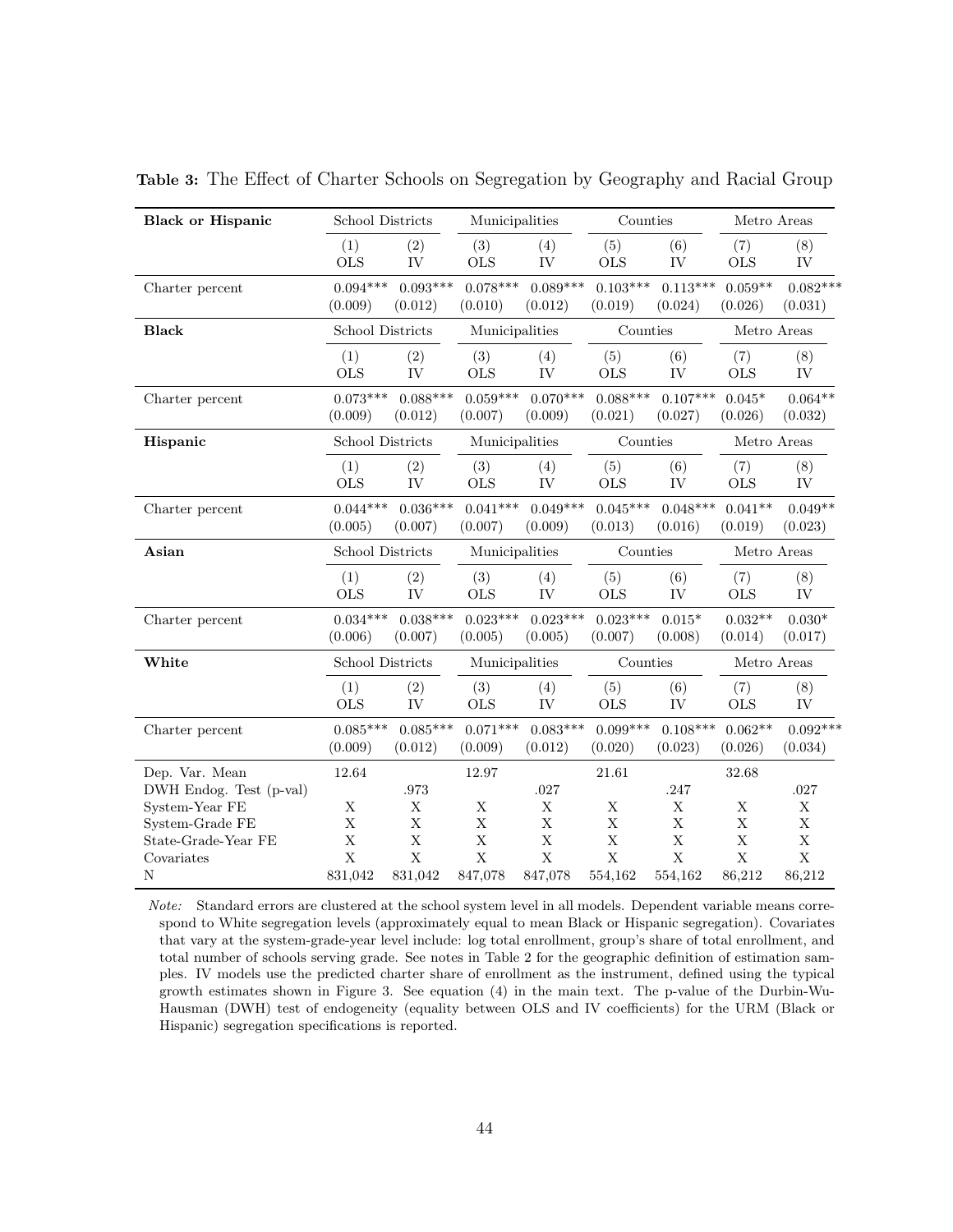**Table 3:** The Effect of Charter Schools on Segregation by Geography and Racial Group

| **Black or Hispanic** | School Districts | | Municipalities | | Counties | | Metro Areas | |
|---|---|---|---|---|---|---|---|---|
| | (1) OLS | (2) IV | (3) OLS | (4) IV | (5) OLS | (6) IV | (7) OLS | (8) IV |
| Charter percent | 0.094*** | 0.093*** | 0.078*** | 0.089*** | 0.103*** | 0.113*** | 0.059** | 0.082*** |
| | (0.009) | (0.012) | (0.010) | (0.012) | (0.019) | (0.024) | (0.026) | (0.031) |
| **Black** | School Districts | | Municipalities | | Counties | | Metro Areas | |
| | (1) OLS | (2) IV | (3) OLS | (4) IV | (5) OLS | (6) IV | (7) OLS | (8) IV |
| Charter percent | 0.073*** | 0.088*** | 0.059*** | 0.070*** | 0.088*** | 0.107*** | 0.045* | 0.064** |
| | (0.009) | (0.012) | (0.007) | (0.009) | (0.021) | (0.027) | (0.026) | (0.032) |
| **Hispanic** | School Districts | | Municipalities | | Counties | | Metro Areas | |
| | (1) OLS | (2) IV | (3) OLS | (4) IV | (5) OLS | (6) IV | (7) OLS | (8) IV |
| Charter percent | 0.044*** | 0.036*** | 0.041*** | 0.049*** | 0.045*** | 0.048*** | 0.041** | 0.049** |
| | (0.005) | (0.007) | (0.007) | (0.009) | (0.013) | (0.016) | (0.019) | (0.023) |
| **Asian** | School Districts | | Municipalities | | Counties | | Metro Areas | |
| | (1) OLS | (2) IV | (3) OLS | (4) IV | (5) OLS | (6) IV | (7) OLS | (8) IV |
| Charter percent | 0.034*** | 0.038*** | 0.023*** | 0.023*** | 0.023*** | 0.015* | 0.032** | 0.030* |
| | (0.006) | (0.007) | (0.005) | (0.005) | (0.007) | (0.008) | (0.014) | (0.017) |
| **White** | School Districts | | Municipalities | | Counties | | Metro Areas | |
| | (1) OLS | (2) IV | (3) OLS | (4) IV | (5) OLS | (6) IV | (7) OLS | (8) IV |
| Charter percent | 0.085*** | 0.085*** | 0.071*** | 0.083*** | 0.099*** | 0.108*** | 0.062** | 0.092*** |
| | (0.009) | (0.012) | (0.009) | (0.012) | (0.020) | (0.023) | (0.026) | (0.034) |
| Dep. Var. Mean | 12.64 | | 12.97 | | 21.61 | | 32.68 | |
| DWH Endog. Test (p-val) | | .973 | | .027 | | .247 | | .027 |
| System-Year FE | X | X | X | X | X | X | X | X |
| System-Grade FE | X | X | X | X | X | X | X | X |
| State-Grade-Year FE | X | X | X | X | X | X | X | X |
| Covariates | X | X | X | X | X | X | X | X |
| N | 831,042 | 831,042 | 847,078 | 847,078 | 554,162 | 554,162 | 86,212 | 86,212 |

*Note:* Standard errors are clustered at the school system level in all models. Dependent variable means correspond to White segregation levels (approximately equal to mean Black or Hispanic segregation). Covariates that vary at the system-grade-year level include: log total enrollment, group's share of total enrollment, and total number of schools serving grade. See notes in Table 2 for the geographic definition of estimation samples. IV models use the predicted charter share of enrollment as the instrument, defined using the typical growth estimates shown in Figure 3. See equation (4) in the main text. The p-value of the Durbin-Wu-Hausman (DWH) test of endogeneity (equality between OLS and IV coefficients) for the URM (Black or Hispanic) segregation specifications is reported.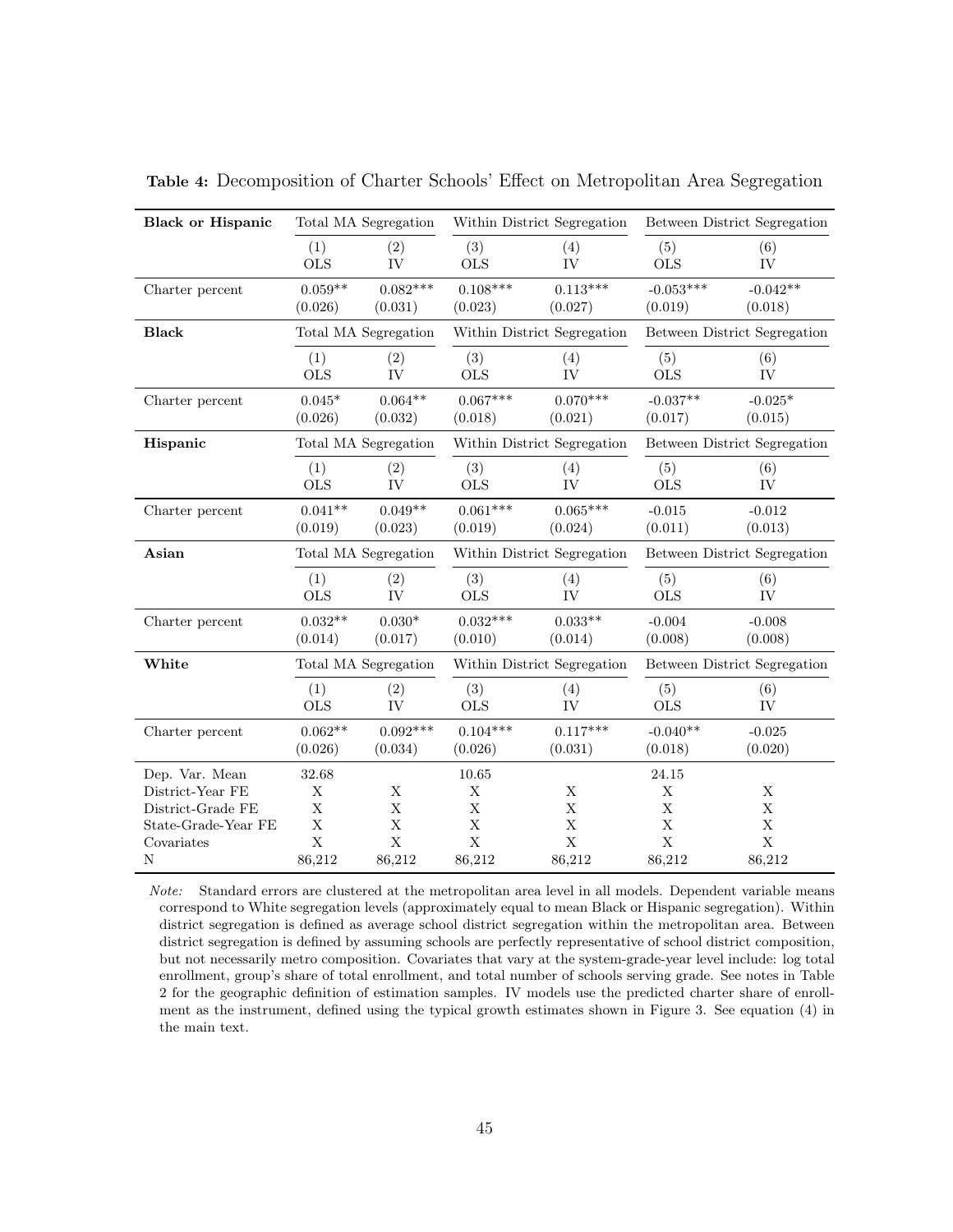**Table 4:** Decomposition of Charter Schools' Effect on Metropolitan Area Segregation

| **Black or Hispanic** | Total MA Segregation | | Within District Segregation | | Between District Segregation | |
|---|---|---|---|---|---|---|
| | (1) OLS | (2) IV | (3) OLS | (4) IV | (5) OLS | (6) IV |
| Charter percent | 0.059** | 0.082*** | 0.108*** | 0.113*** | -0.053*** | -0.042** |
| | (0.026) | (0.031) | (0.023) | (0.027) | (0.019) | (0.018) |
| **Black** | Total MA Segregation | | Within District Segregation | | Between District Segregation | |
| | (1) OLS | (2) IV | (3) OLS | (4) IV | (5) OLS | (6) IV |
| Charter percent | 0.045* | 0.064** | 0.067*** | 0.070*** | -0.037** | -0.025* |
| | (0.026) | (0.032) | (0.018) | (0.021) | (0.017) | (0.015) |
| **Hispanic** | Total MA Segregation | | Within District Segregation | | Between District Segregation | |
| | (1) OLS | (2) IV | (3) OLS | (4) IV | (5) OLS | (6) IV |
| Charter percent | 0.041** | 0.049** | 0.061*** | 0.065*** | -0.015 | -0.012 |
| | (0.019) | (0.023) | (0.019) | (0.024) | (0.011) | (0.013) |
| **Asian** | Total MA Segregation | | Within District Segregation | | Between District Segregation | |
| | (1) OLS | (2) IV | (3) OLS | (4) IV | (5) OLS | (6) IV |
| Charter percent | 0.032** | 0.030* | 0.032*** | 0.033** | -0.004 | -0.008 |
| | (0.014) | (0.017) | (0.010) | (0.014) | (0.008) | (0.008) |
| **White** | Total MA Segregation | | Within District Segregation | | Between District Segregation | |
| | (1) OLS | (2) IV | (3) OLS | (4) IV | (5) OLS | (6) IV |
| Charter percent | 0.062** | 0.092*** | 0.104*** | 0.117*** | -0.040** | -0.025 |
| | (0.026) | (0.034) | (0.026) | (0.031) | (0.018) | (0.020) |
| Dep. Var. Mean | 32.68 | | 10.65 | | 24.15 | |
| District-Year FE | X | X | X | X | X | X |
| District-Grade FE | X | X | X | X | X | X |
| State-Grade-Year FE | X | X | X | X | X | X |
| Covariates | X | X | X | X | X | X |
| N | 86,212 | 86,212 | 86,212 | 86,212 | 86,212 | 86,212 |

*Note:* Standard errors are clustered at the metropolitan area level in all models. Dependent variable means correspond to White segregation levels (approximately equal to mean Black or Hispanic segregation). Within district segregation is defined as average school district segregation within the metropolitan area. Between district segregation is defined by assuming schools are perfectly representative of school district composition, but not necessarily metro composition. Covariates that vary at the system-grade-year level include: log total enrollment, group's share of total enrollment, and total number of schools serving grade. See notes in Table 2 for the geographic definition of estimation samples. IV models use the predicted charter share of enrollment as the instrument, defined using the typical growth estimates shown in Figure 3. See equation (4) in the main text.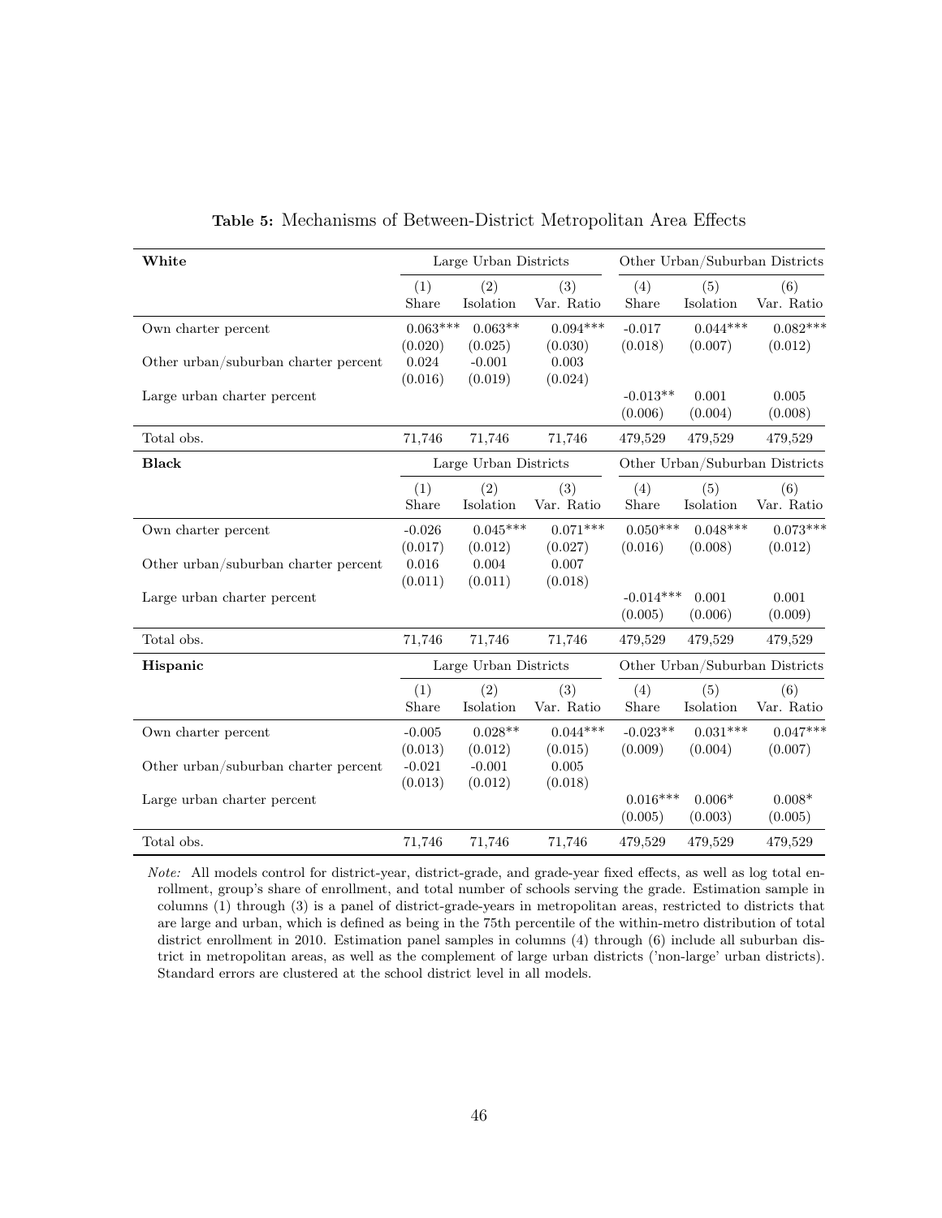**Table 5:** Mechanisms of Between-District Metropolitan Area Effects

| **White** | Large Urban Districts | | | Other Urban/Suburban Districts | | |
|---|---|---|---|---|---|---|
| | (1) Share | (2) Isolation | (3) Var. Ratio | (4) Share | (5) Isolation | (6) Var. Ratio |
| Own charter percent | 0.063*** | 0.063** | 0.094*** | -0.017 | 0.044*** | 0.082*** |
| | (0.020) | (0.025) | (0.030) | (0.018) | (0.007) | (0.012) |
| Other urban/suburban charter percent | 0.024 | -0.001 | 0.003 | | | |
| | (0.016) | (0.019) | (0.024) | | | |
| Large urban charter percent | | | | -0.013** | 0.001 | 0.005 |
| | | | | (0.006) | (0.004) | (0.008) |
| Total obs. | 71,746 | 71,746 | 71,746 | 479,529 | 479,529 | 479,529 |
| **Black** | Large Urban Districts | | | Other Urban/Suburban Districts | | |
| | (1) Share | (2) Isolation | (3) Var. Ratio | (4) Share | (5) Isolation | (6) Var. Ratio |
| Own charter percent | -0.026 | 0.045*** | 0.071*** | 0.050*** | 0.048*** | 0.073*** |
| | (0.017) | (0.012) | (0.027) | (0.016) | (0.008) | (0.012) |
| Other urban/suburban charter percent | 0.016 | 0.004 | 0.007 | | | |
| | (0.011) | (0.011) | (0.018) | | | |
| Large urban charter percent | | | | -0.014*** | 0.001 | 0.001 |
| | | | | (0.005) | (0.006) | (0.009) |
| Total obs. | 71,746 | 71,746 | 71,746 | 479,529 | 479,529 | 479,529 |
| **Hispanic** | Large Urban Districts | | | Other Urban/Suburban Districts | | |
| | (1) Share | (2) Isolation | (3) Var. Ratio | (4) Share | (5) Isolation | (6) Var. Ratio |
| Own charter percent | -0.005 | 0.028** | 0.044*** | -0.023** | 0.031*** | 0.047*** |
| | (0.013) | (0.012) | (0.015) | (0.009) | (0.004) | (0.007) |
| Other urban/suburban charter percent | -0.021 | -0.001 | 0.005 | | | |
| | (0.013) | (0.012) | (0.018) | | | |
| Large urban charter percent | | | | 0.016*** | 0.006* | 0.008* |
| | | | | (0.005) | (0.003) | (0.005) |
| Total obs. | 71,746 | 71,746 | 71,746 | 479,529 | 479,529 | 479,529 |

*Note:* All models control for district-year, district-grade, and grade-year fixed effects, as well as log total enrollment, group's share of enrollment, and total number of schools serving the grade. Estimation sample in columns (1) through (3) is a panel of district-grade-years in metropolitan areas, restricted to districts that are large and urban, which is defined as being in the 75th percentile of the within-metro distribution of total district enrollment in 2010. Estimation panel samples in columns (4) through (6) include all suburban district in metropolitan areas, as well as the complement of large urban districts ('non-large' urban districts). Standard errors are clustered at the school district level in all models.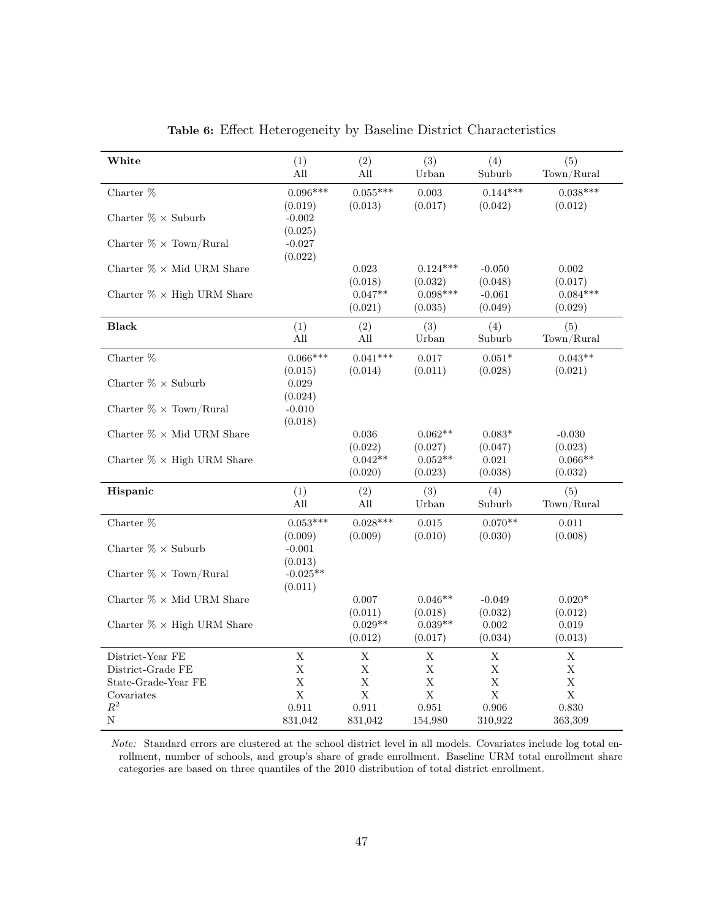**Table 6:** Effect Heterogeneity by Baseline District Characteristics

| **White** | (1) All | (2) All | (3) Urban | (4) Suburb | (5) Town/Rural |
|---|---|---|---|---|---|
| Charter % | 0.096*** | 0.055*** | 0.003 | 0.144*** | 0.038*** |
| | (0.019) | (0.013) | (0.017) | (0.042) | (0.012) |
| Charter % × Suburb | -0.002 | | | | |
| | (0.025) | | | | |
| Charter % × Town/Rural | -0.027 | | | | |
| | (0.022) | | | | |
| Charter % × Mid URM Share | | 0.023 | 0.124*** | -0.050 | 0.002 |
| | | (0.018) | (0.032) | (0.048) | (0.017) |
| Charter % × High URM Share | | 0.047** | 0.098*** | -0.061 | 0.084*** |
| | | (0.021) | (0.035) | (0.049) | (0.029) |
| **Black** | (1) All | (2) All | (3) Urban | (4) Suburb | (5) Town/Rural |
| Charter % | 0.066*** | 0.041*** | 0.017 | 0.051* | 0.043** |
| | (0.015) | (0.014) | (0.011) | (0.028) | (0.021) |
| Charter % × Suburb | 0.029 | | | | |
| | (0.024) | | | | |
| Charter % × Town/Rural | -0.010 | | | | |
| | (0.018) | | | | |
| Charter % × Mid URM Share | | 0.036 | 0.062** | 0.083* | -0.030 |
| | | (0.022) | (0.027) | (0.047) | (0.023) |
| Charter % × High URM Share | | 0.042** | 0.052** | 0.021 | 0.066** |
| | | (0.020) | (0.023) | (0.038) | (0.032) |
| **Hispanic** | (1) All | (2) All | (3) Urban | (4) Suburb | (5) Town/Rural |
| Charter % | 0.053*** | 0.028*** | 0.015 | 0.070** | 0.011 |
| | (0.009) | (0.009) | (0.010) | (0.030) | (0.008) |
| Charter % × Suburb | -0.001 | | | | |
| | (0.013) | | | | |
| Charter % × Town/Rural | -0.025** | | | | |
| | (0.011) | | | | |
| Charter % × Mid URM Share | | 0.007 | 0.046** | -0.049 | 0.020* |
| | | (0.011) | (0.018) | (0.032) | (0.012) |
| Charter % × High URM Share | | 0.029** | 0.039** | 0.002 | 0.019 |
| | | (0.012) | (0.017) | (0.034) | (0.013) |
| District-Year FE | X | X | X | X | X |
| District-Grade FE | X | X | X | X | X |
| State-Grade-Year FE | X | X | X | X | X |
| Covariates | X | X | X | X | X |
| $R^2$ | 0.911 | 0.911 | 0.951 | 0.906 | 0.830 |
| N | 831,042 | 831,042 | 154,980 | 310,922 | 363,309 |

*Note:* Standard errors are clustered at the school district level in all models. Covariates include log total enrollment, number of schools, and group's share of grade enrollment. Baseline URM total enrollment share categories are based on three quantiles of the 2010 distribution of total district enrollment.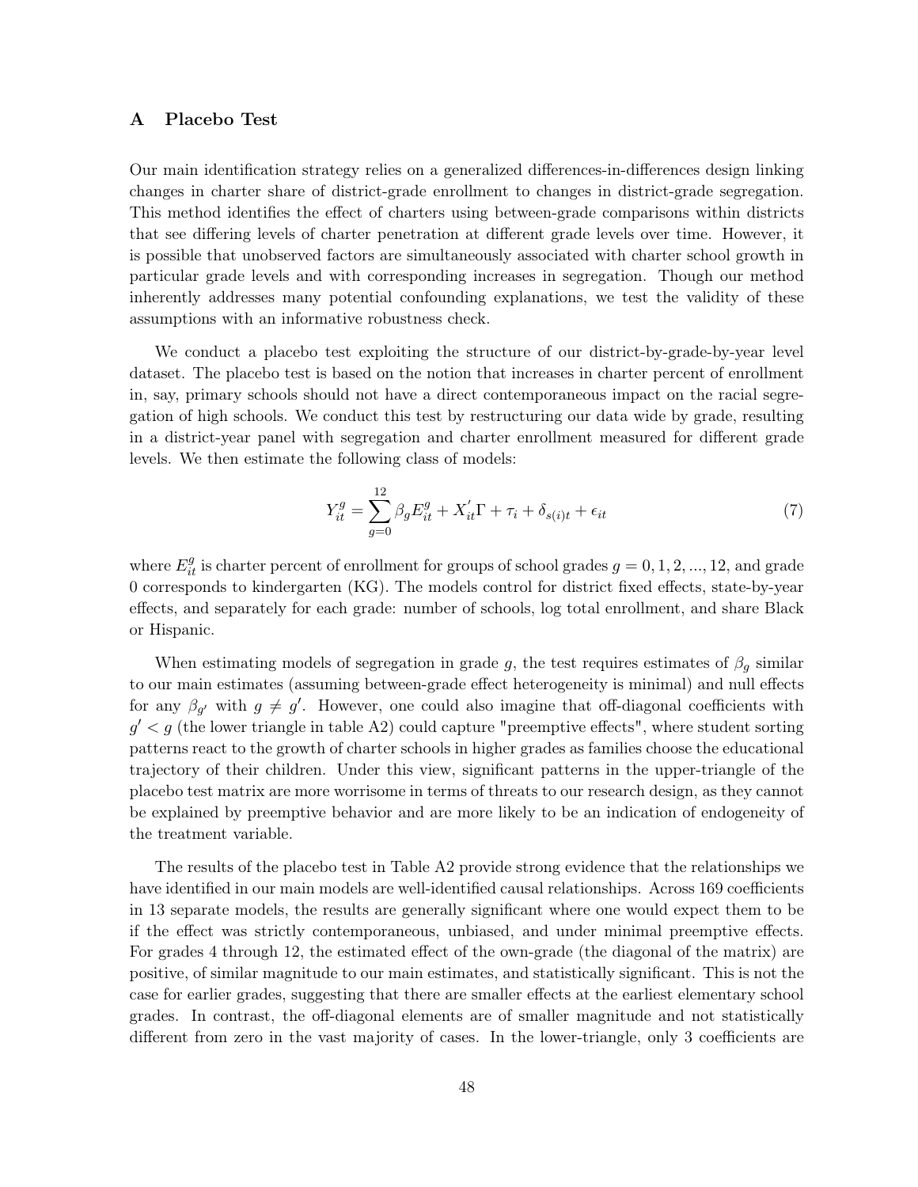## A Placebo Test

Our main identification strategy relies on a generalized differences-in-differences design linking changes in charter share of district-grade enrollment to changes in district-grade segregation. This method identifies the effect of charters using between-grade comparisons within districts that see differing levels of charter penetration at different grade levels over time. However, it is possible that unobserved factors are simultaneously associated with charter school growth in particular grade levels and with corresponding increases in segregation. Though our method inherently addresses many potential confounding explanations, we test the validity of these assumptions with an informative robustness check.

We conduct a placebo test exploiting the structure of our district-by-grade-by-year level dataset. The placebo test is based on the notion that increases in charter percent of enrollment in, say, primary schools should not have a direct contemporaneous impact on the racial segregation of high schools. We conduct this test by restructuring our data wide by grade, resulting in a district-year panel with segregation and charter enrollment measured for different grade levels. We then estimate the following class of models:

$$Y_{it}^{g} = \sum_{g=0}^{12} \beta_g E_{it}^{g} + X_{it}^{'}\Gamma + \tau_i + \delta_{s(i)t} + \epsilon_{it} \tag{7}$$

where $E_{it}^{g}$ is charter percent of enrollment for groups of school grades $g = 0, 1, 2, ..., 12$, and grade 0 corresponds to kindergarten (KG). The models control for district fixed effects, state-by-year effects, and separately for each grade: number of schools, log total enrollment, and share Black or Hispanic.

When estimating models of segregation in grade $g$, the test requires estimates of $\beta_g$ similar to our main estimates (assuming between-grade effect heterogeneity is minimal) and null effects for any $\beta_{g'}$ with $g \neq g'$. However, one could also imagine that off-diagonal coefficients with $g' < g$ (the lower triangle in table A2) could capture "preemptive effects", where student sorting patterns react to the growth of charter schools in higher grades as families choose the educational trajectory of their children. Under this view, significant patterns in the upper-triangle of the placebo test matrix are more worrisome in terms of threats to our research design, as they cannot be explained by preemptive behavior and are more likely to be an indication of endogeneity of the treatment variable.

The results of the placebo test in Table A2 provide strong evidence that the relationships we have identified in our main models are well-identified causal relationships. Across 169 coefficients in 13 separate models, the results are generally significant where one would expect them to be if the effect was strictly contemporaneous, unbiased, and under minimal preemptive effects. For grades 4 through 12, the estimated effect of the own-grade (the diagonal of the matrix) are positive, of similar magnitude to our main estimates, and statistically significant. This is not the case for earlier grades, suggesting that there are smaller effects at the earliest elementary school grades. In contrast, the off-diagonal elements are of smaller magnitude and not statistically different from zero in the vast majority of cases. In the lower-triangle, only 3 coefficients are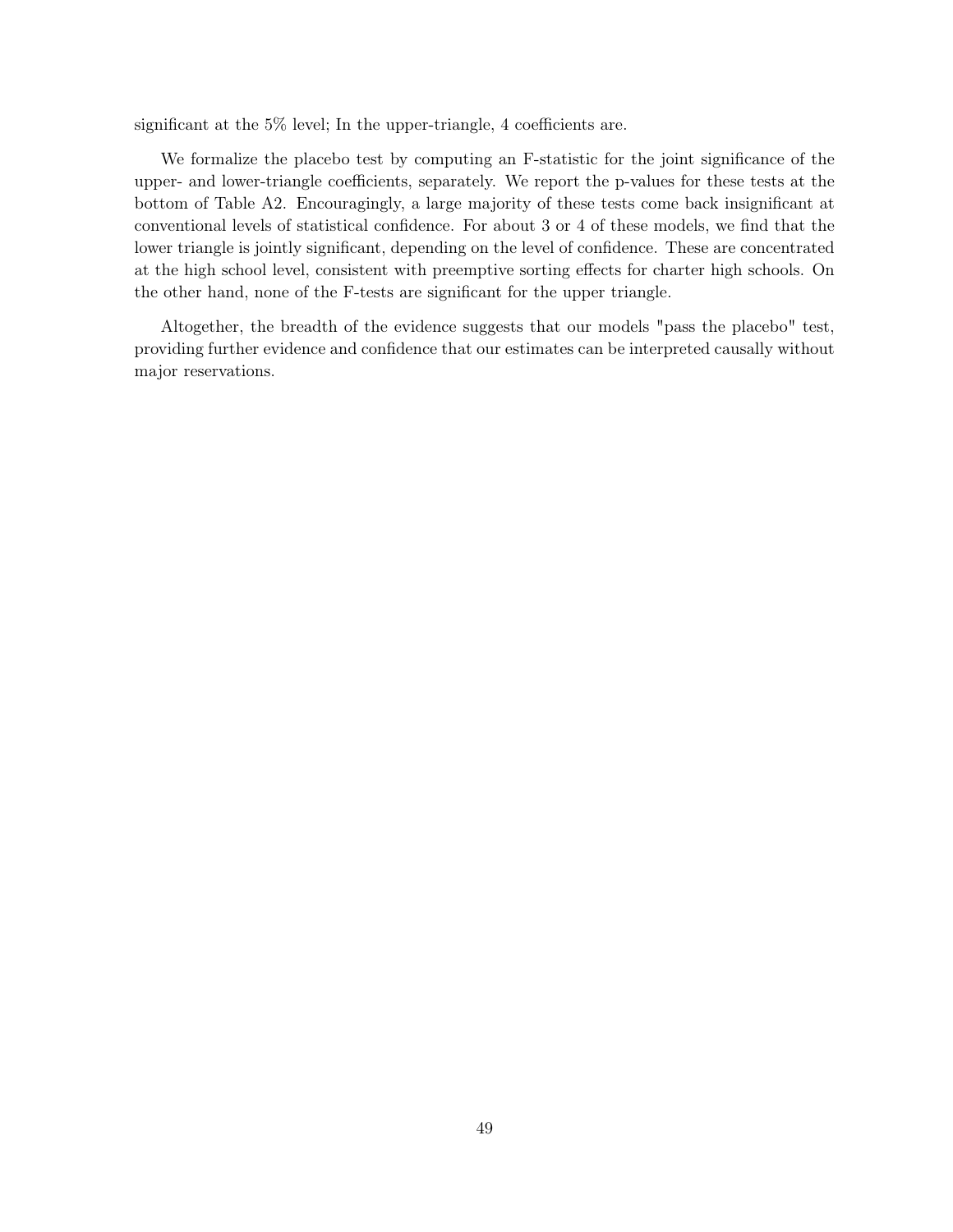significant at the 5% level; In the upper-triangle, 4 coefficients are.

We formalize the placebo test by computing an F-statistic for the joint significance of the upper- and lower-triangle coefficients, separately. We report the p-values for these tests at the bottom of Table A2. Encouragingly, a large majority of these tests come back insignificant at conventional levels of statistical confidence. For about 3 or 4 of these models, we find that the lower triangle is jointly significant, depending on the level of confidence. These are concentrated at the high school level, consistent with preemptive sorting effects for charter high schools. On the other hand, none of the F-tests are significant for the upper triangle.

Altogether, the breadth of the evidence suggests that our models "pass the placebo" test, providing further evidence and confidence that our estimates can be interpreted causally without major reservations.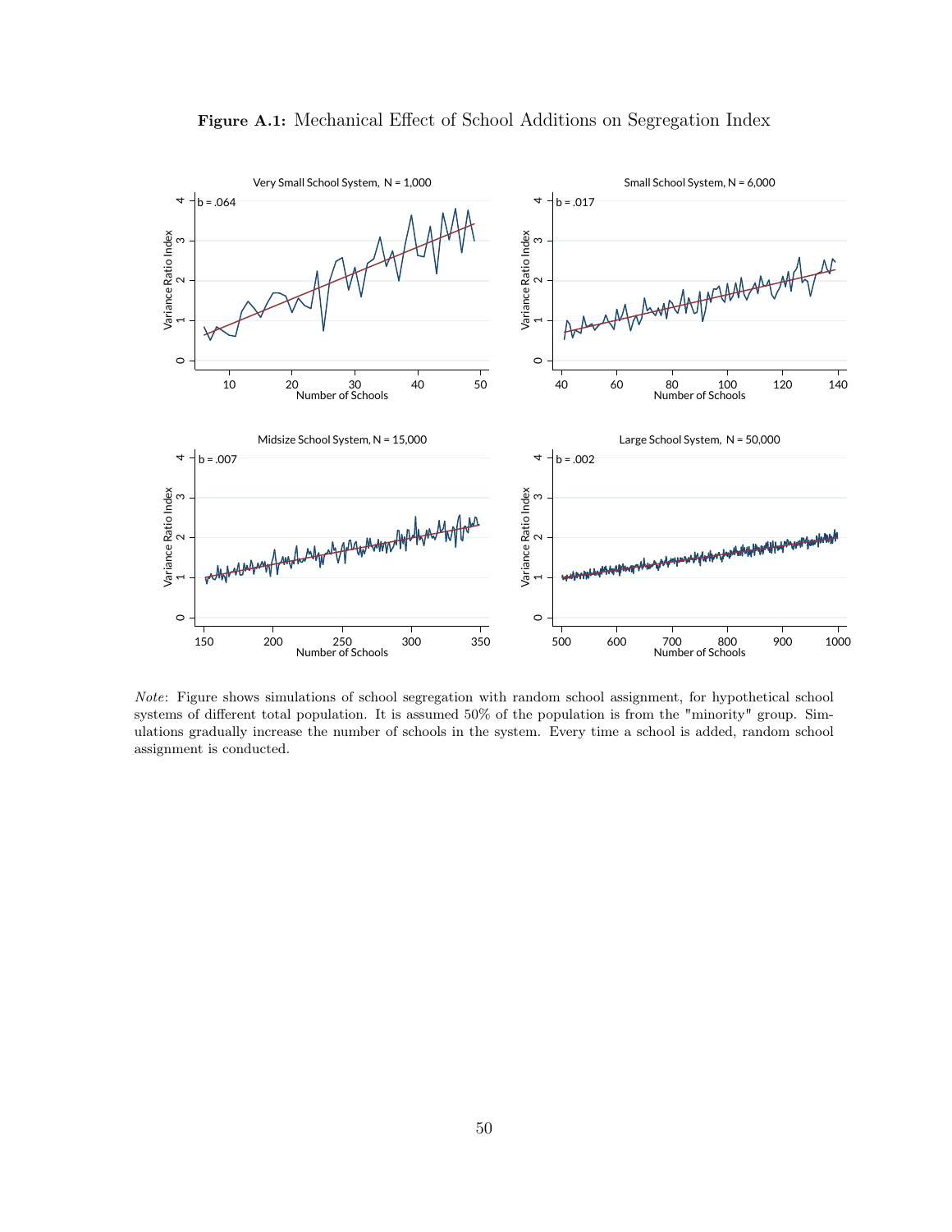**Figure A.1:** Mechanical Effect of School Additions on Segregation Index

*Note*: Figure shows simulations of school segregation with random school assignment, for hypothetical school systems of different total population. It is assumed 50% of the population is from the "minority" group. Simulations gradually increase the number of schools in the system. Every time a school is added, random school assignment is conducted.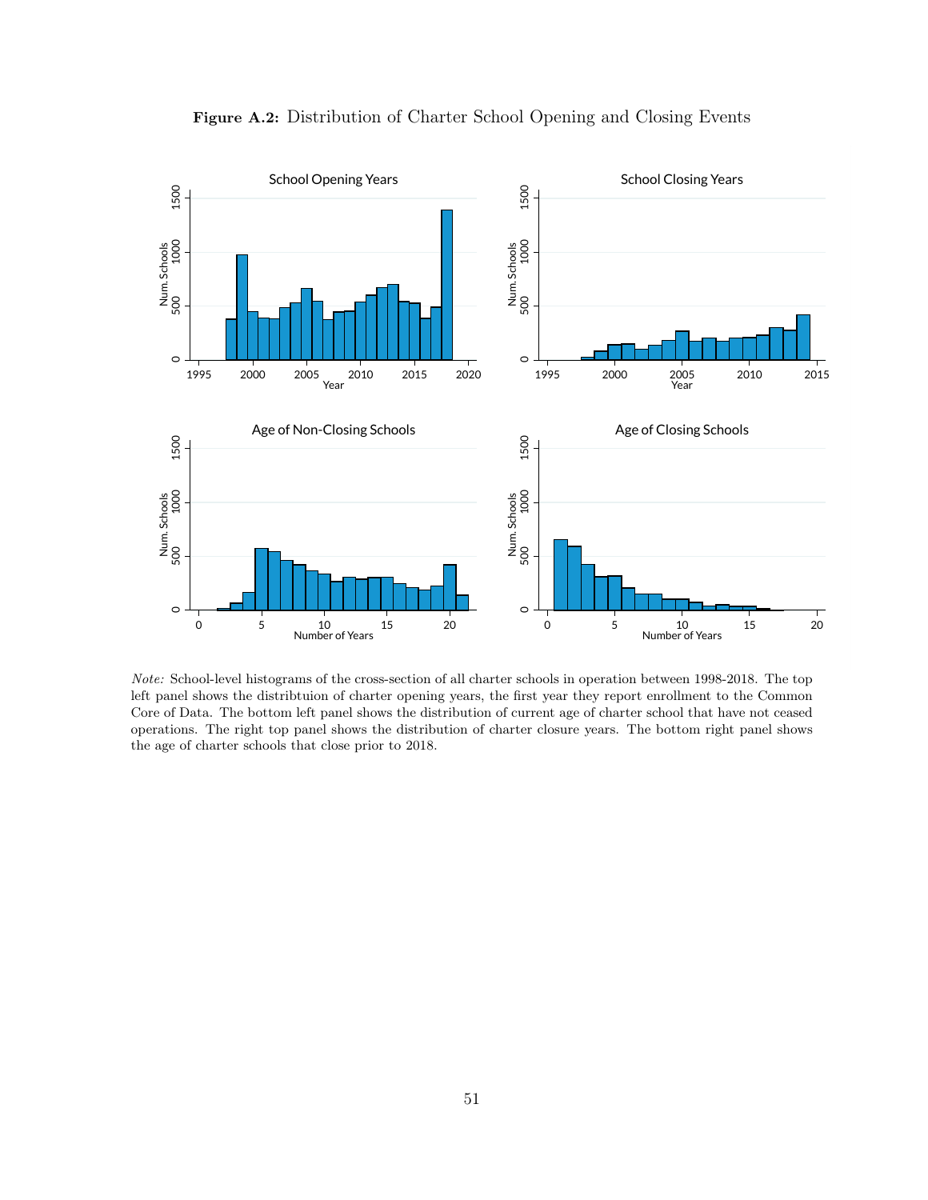**Figure A.2:** Distribution of Charter School Opening and Closing Events

*Note:* School-level histograms of the cross-section of all charter schools in operation between 1998-2018. The top left panel shows the distribtuion of charter opening years, the first year they report enrollment to the Common Core of Data. The bottom left panel shows the distribution of current age of charter school that have not ceased operations. The right top panel shows the distribution of charter closure years. The bottom right panel shows the age of charter schools that close prior to 2018.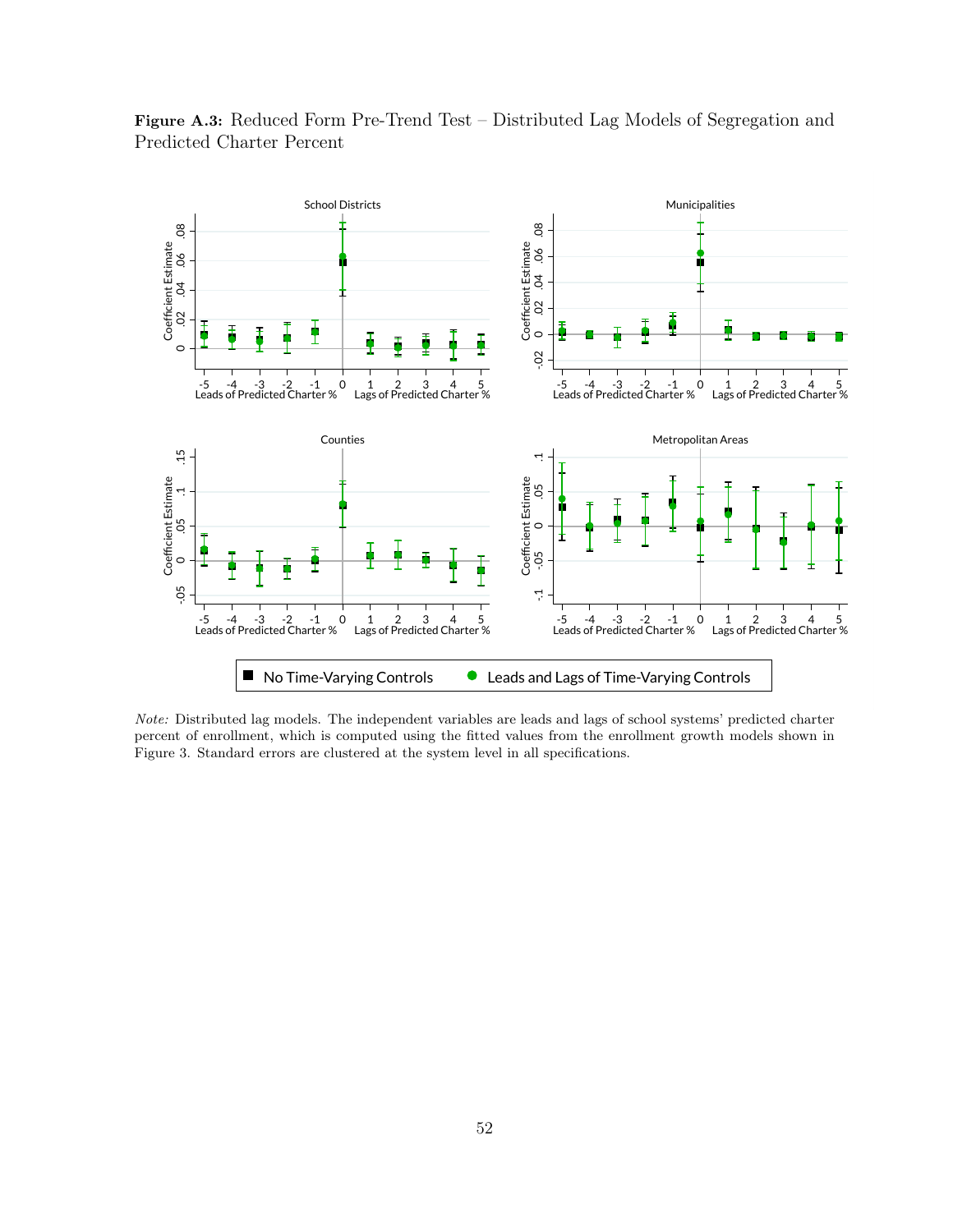**Figure A.3:** Reduced Form Pre-Trend Test – Distributed Lag Models of Segregation and Predicted Charter Percent

*Note:* Distributed lag models. The independent variables are leads and lags of school systems' predicted charter percent of enrollment, which is computed using the fitted values from the enrollment growth models shown in Figure 3. Standard errors are clustered at the system level in all specifications.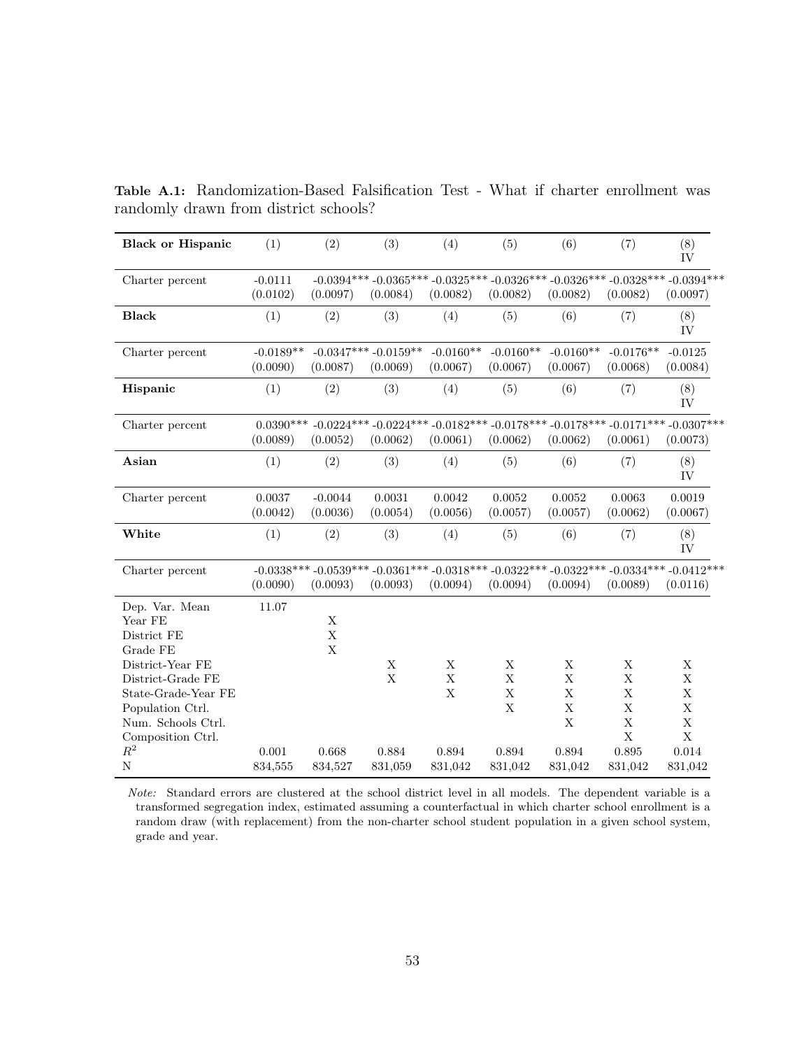**Table A.1:** Randomization-Based Falsification Test - What if charter enrollment was randomly drawn from district schools?

| **Black or Hispanic** | (1) | (2) | (3) | (4) | (5) | (6) | (7) | (8) IV |
|---|---|---|---|---|---|---|---|---|
| Charter percent | -0.0111 | -0.0394*** | -0.0365*** | -0.0325*** | -0.0326*** | -0.0326*** | -0.0328*** | -0.0394*** |
| | (0.0102) | (0.0097) | (0.0084) | (0.0082) | (0.0082) | (0.0082) | (0.0082) | (0.0097) |
| **Black** | (1) | (2) | (3) | (4) | (5) | (6) | (7) | (8) IV |
| Charter percent | -0.0189** | -0.0347*** | -0.0159** | -0.0160** | -0.0160** | -0.0160** | -0.0176** | -0.0125 |
| | (0.0090) | (0.0087) | (0.0069) | (0.0067) | (0.0067) | (0.0067) | (0.0068) | (0.0084) |
| **Hispanic** | (1) | (2) | (3) | (4) | (5) | (6) | (7) | (8) IV |
| Charter percent | 0.0390*** | -0.0224*** | -0.0224*** | -0.0182*** | -0.0178*** | -0.0178*** | -0.0171*** | -0.0307*** |
| | (0.0089) | (0.0052) | (0.0062) | (0.0061) | (0.0062) | (0.0062) | (0.0061) | (0.0073) |
| **Asian** | (1) | (2) | (3) | (4) | (5) | (6) | (7) | (8) IV |
| Charter percent | 0.0037 | -0.0044 | 0.0031 | 0.0042 | 0.0052 | 0.0052 | 0.0063 | 0.0019 |
| | (0.0042) | (0.0036) | (0.0054) | (0.0056) | (0.0057) | (0.0057) | (0.0062) | (0.0067) |
| **White** | (1) | (2) | (3) | (4) | (5) | (6) | (7) | (8) IV |
| Charter percent | -0.0338*** | -0.0539*** | -0.0361*** | -0.0318*** | -0.0322*** | -0.0322*** | -0.0334*** | -0.0412*** |
| | (0.0090) | (0.0093) | (0.0093) | (0.0094) | (0.0094) | (0.0094) | (0.0089) | (0.0116) |
| Dep. Var. Mean | 11.07 | | | | | | | |
| Year FE | | X | | | | | | |
| District FE | | X | | | | | | |
| Grade FE | | X | | | | | | |
| District-Year FE | | | X | X | X | X | X | X |
| District-Grade FE | | | X | X | X | X | X | X |
| State-Grade-Year FE | | | | X | X | X | X | X |
| Population Ctrl. | | | | | X | X | X | X |
| Num. Schools Ctrl. | | | | | | X | X | X |
| Composition Ctrl. | | | | | | | X | X |
| $R^2$ | 0.001 | 0.668 | 0.884 | 0.894 | 0.894 | 0.894 | 0.895 | 0.014 |
| N | 834,555 | 834,527 | 831,059 | 831,042 | 831,042 | 831,042 | 831,042 | 831,042 |

*Note:* Standard errors are clustered at the school district level in all models. The dependent variable is a transformed segregation index, estimated assuming a counterfactual in which charter school enrollment is a random draw (with replacement) from the non-charter school student population in a given school system, grade and year.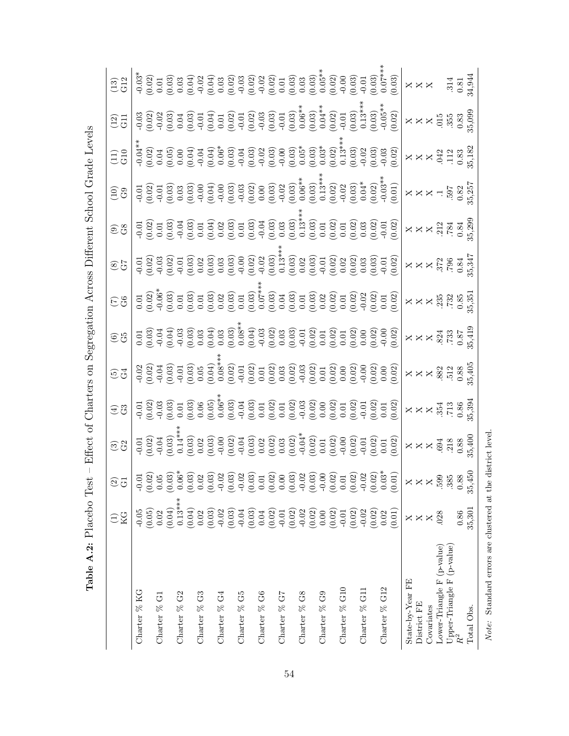**Table A.2:** Placebo Test – Effect of Charters on Segregation Across Different School Grade Levels

| | (1) KG | (2) G1 | (3) G2 | (4) G3 | (5) G4 | (6) G5 | (7) G6 | (8) G7 | (9) G8 | (10) G9 | (11) G10 | (12) G11 | (13) G12 |
|---|---|---|---|---|---|---|---|---|---|---|---|---|---|
| Charter % KG | -0.05 | -0.01 | -0.01 | -0.01 | -0.02 | 0.01 | 0.01 | -0.01 | -0.01 | -0.01 | -0.04** | -0.03 | -0.03* |
| | (0.05) | (0.02) | (0.02) | (0.02) | (0.02) | (0.03) | (0.02) | (0.02) | (0.02) | (0.02) | (0.02) | (0.02) | (0.02) |
| Charter % G1 | 0.02 | 0.05 | -0.04 | -0.03 | -0.04 | -0.04 | -0.06* | -0.03 | 0.01 | -0.01 | 0.04 | -0.02 | 0.01 |
| | (0.04) | (0.03) | (0.03) | (0.03) | (0.03) | (0.04) | (0.03) | (0.02) | (0.03) | (0.03) | (0.05) | (0.03) | (0.03) |
| Charter % G2 | 0.13*** | 0.06* | 0.14*** | 0.01 | -0.01 | -0.03 | 0.01 | -0.01 | -0.04 | 0.03 | 0.00 | 0.04 | 0.03 |
| | (0.04) | (0.03) | (0.03) | (0.03) | (0.03) | (0.03) | (0.03) | (0.03) | (0.03) | (0.03) | (0.04) | (0.03) | (0.04) |
| Charter % G3 | 0.02 | 0.02 | 0.02 | 0.06 | 0.05 | 0.03 | 0.01 | 0.02 | 0.01 | -0.00 | -0.04 | -0.01 | -0.02 |
| | (0.03) | (0.03) | (0.03) | (0.05) | (0.04) | (0.04) | (0.03) | (0.03) | (0.04) | (0.04) | (0.04) | (0.04) | (0.04) |
| Charter % G4 | -0.02 | -0.02 | -0.00 | 0.06** | 0.08*** | 0.03 | 0.02 | 0.03 | 0.02 | -0.00 | 0.06* | 0.01 | 0.03 |
| | (0.03) | (0.03) | (0.02) | (0.03) | (0.02) | (0.03) | (0.03) | (0.03) | (0.03) | (0.03) | (0.03) | (0.02) | (0.02) |
| Charter % G5 | -0.04 | -0.02 | -0.04 | -0.04 | -0.01 | 0.08** | 0.01 | -0.00 | 0.01 | -0.03 | -0.04 | -0.01 | -0.03 |
| | (0.03) | (0.03) | (0.03) | (0.03) | (0.02) | (0.04) | (0.03) | (0.02) | (0.03) | (0.02) | (0.03) | (0.02) | (0.02) |
| Charter % G6 | 0.04 | 0.01 | 0.02 | 0.01 | 0.01 | -0.03 | 0.07*** | -0.02 | -0.04 | 0.00 | -0.02 | -0.03 | -0.02 |
| | (0.02) | (0.02) | (0.02) | (0.02) | (0.02) | (0.02) | (0.03) | (0.03) | (0.03) | (0.03) | (0.03) | (0.03) | (0.02) |
| Charter % G7 | -0.01 | 0.00 | 0.03 | 0.01 | 0.03 | 0.03 | 0.04 | 0.13*** | 0.03 | -0.02 | -0.00 | -0.01 | 0.01 |
| | (0.02) | (0.03) | (0.02) | (0.02) | (0.02) | (0.03) | (0.03) | (0.03) | (0.03) | (0.03) | (0.03) | (0.03) | (0.03) |
| Charter % G8 | -0.02 | -0.02 | -0.04* | -0.03 | -0.03 | -0.01 | 0.01 | 0.02 | 0.13*** | 0.06** | 0.05* | 0.06** | 0.03 |
| | (0.02) | (0.03) | (0.02) | (0.02) | (0.02) | (0.02) | (0.03) | (0.03) | (0.03) | (0.03) | (0.03) | (0.03) | (0.03) |
| Charter % G9 | 0.00 | -0.00 | 0.01 | 0.00 | 0.01 | 0.01 | 0.02 | -0.01 | 0.01 | 0.13*** | 0.03* | 0.04** | 0.05** |
| | (0.02) | (0.02) | (0.02) | (0.02) | (0.02) | (0.02) | (0.02) | (0.02) | (0.02) | (0.02) | (0.02) | (0.02) | (0.02) |
| Charter % G10 | -0.01 | 0.01 | -0.00 | 0.01 | 0.00 | 0.01 | 0.01 | 0.02 | 0.01 | -0.02 | 0.13*** | -0.01 | -0.00 |
| | (0.02) | (0.02) | (0.02) | (0.02) | (0.02) | (0.02) | (0.02) | (0.02) | (0.02) | (0.03) | (0.03) | (0.03) | (0.03) |
| Charter % G11 | -0.02 | -0.02 | -0.01 | -0.01 | -0.00 | 0.00 | -0.02 | 0.03 | 0.03 | 0.04* | -0.02 | 0.13*** | -0.01 |
| | (0.02) | (0.02) | (0.02) | (0.02) | (0.02) | (0.02) | (0.02) | (0.03) | (0.02) | (0.02) | (0.03) | (0.03) | (0.03) |
| Charter % G12 | 0.02 | 0.03* | 0.01 | 0.01 | 0.00 | -0.00 | 0.01 | -0.01 | -0.01 | -0.03** | -0.03 | -0.05** | 0.07*** |
| | (0.01) | (0.01) | (0.02) | (0.02) | (0.02) | (0.02) | (0.02) | (0.02) | (0.02) | (0.01) | (0.02) | (0.02) | (0.03) |
| State-by-Year FE | X | X | X | X | X | X | X | X | X | X | X | X | X |
| District FE | X | X | X | X | X | X | X | X | X | X | X | X | X |
| Covariates | X | X | X | X | X | X | X | X | X | X | X | X | X |
| Lower-Triangle F (p-value) | .028 | .599 | .694 | .354 | .882 | .824 | .235 | .372 | .212 | 1 | .042 | .015 | |
| Upper-Triangle F (p-value) | | .385 | .218 | .713 | .512 | .733 | .732 | .796 | .784 | .597 | .112 | .355 | .314 |
| $R^2$ | 0.86 | 0.88 | 0.88 | 0.86 | 0.88 | 0.87 | 0.85 | 0.84 | 0.84 | 0.82 | 0.83 | 0.83 | 0.81 |
| Total Obs. | 35,301 | 35,450 | 35,400 | 35,394 | 35,405 | 35,419 | 35,351 | 35,347 | 35,299 | 35,257 | 35,182 | 35,099 | 34,944 |

*Note:* Standard errors are clustered at the district level.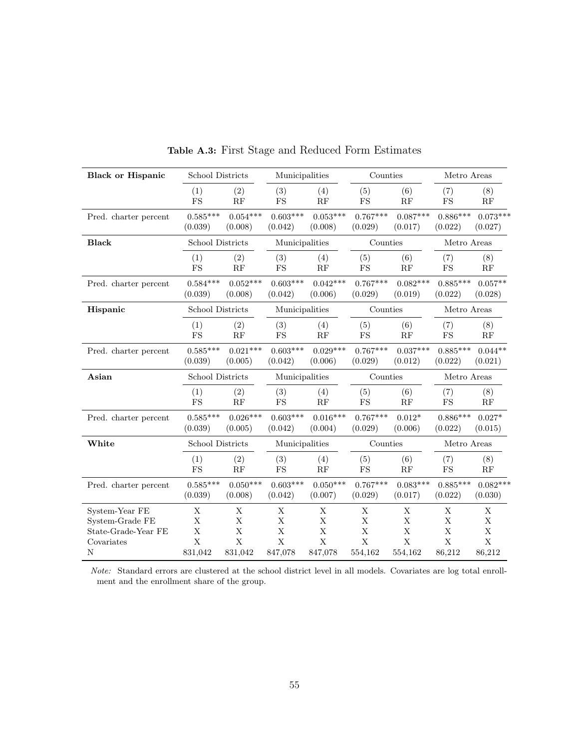**Table A.3:** First Stage and Reduced Form Estimates

| **Black or Hispanic** | School Districts | | Municipalities | | Counties | | Metro Areas | |
|---|---|---|---|---|---|---|---|---|
| | (1) FS | (2) RF | (3) FS | (4) RF | (5) FS | (6) RF | (7) FS | (8) RF |
| Pred. charter percent | 0.585*** | 0.054*** | 0.603*** | 0.053*** | 0.767*** | 0.087*** | 0.886*** | 0.073*** |
| | (0.039) | (0.008) | (0.042) | (0.008) | (0.029) | (0.017) | (0.022) | (0.027) |
| **Black** | School Districts | | Municipalities | | Counties | | Metro Areas | |
| | (1) FS | (2) RF | (3) FS | (4) RF | (5) FS | (6) RF | (7) FS | (8) RF |
| Pred. charter percent | 0.584*** | 0.052*** | 0.603*** | 0.042*** | 0.767*** | 0.082*** | 0.885*** | 0.057** |
| | (0.039) | (0.008) | (0.042) | (0.006) | (0.029) | (0.019) | (0.022) | (0.028) |
| **Hispanic** | School Districts | | Municipalities | | Counties | | Metro Areas | |
| | (1) FS | (2) RF | (3) FS | (4) RF | (5) FS | (6) RF | (7) FS | (8) RF |
| Pred. charter percent | 0.585*** | 0.021*** | 0.603*** | 0.029*** | 0.767*** | 0.037*** | 0.885*** | 0.044** |
| | (0.039) | (0.005) | (0.042) | (0.006) | (0.029) | (0.012) | (0.022) | (0.021) |
| **Asian** | School Districts | | Municipalities | | Counties | | Metro Areas | |
| | (1) FS | (2) RF | (3) FS | (4) RF | (5) FS | (6) RF | (7) FS | (8) RF |
| Pred. charter percent | 0.585*** | 0.026*** | 0.603*** | 0.016*** | 0.767*** | 0.012* | 0.886*** | 0.027* |
| | (0.039) | (0.005) | (0.042) | (0.004) | (0.029) | (0.006) | (0.022) | (0.015) |
| **White** | School Districts | | Municipalities | | Counties | | Metro Areas | |
| | (1) FS | (2) RF | (3) FS | (4) RF | (5) FS | (6) RF | (7) FS | (8) RF |
| Pred. charter percent | 0.585*** | 0.050*** | 0.603*** | 0.050*** | 0.767*** | 0.083*** | 0.885*** | 0.082*** |
| | (0.039) | (0.008) | (0.042) | (0.007) | (0.029) | (0.017) | (0.022) | (0.030) |
| System-Year FE | X | X | X | X | X | X | X | X |
| System-Grade FE | X | X | X | X | X | X | X | X |
| State-Grade-Year FE | X | X | X | X | X | X | X | X |
| Covariates | X | X | X | X | X | X | X | X |
| N | 831,042 | 831,042 | 847,078 | 847,078 | 554,162 | 554,162 | 86,212 | 86,212 |

*Note:* Standard errors are clustered at the school district level in all models. Covariates are log total enrollment and the enrollment share of the group.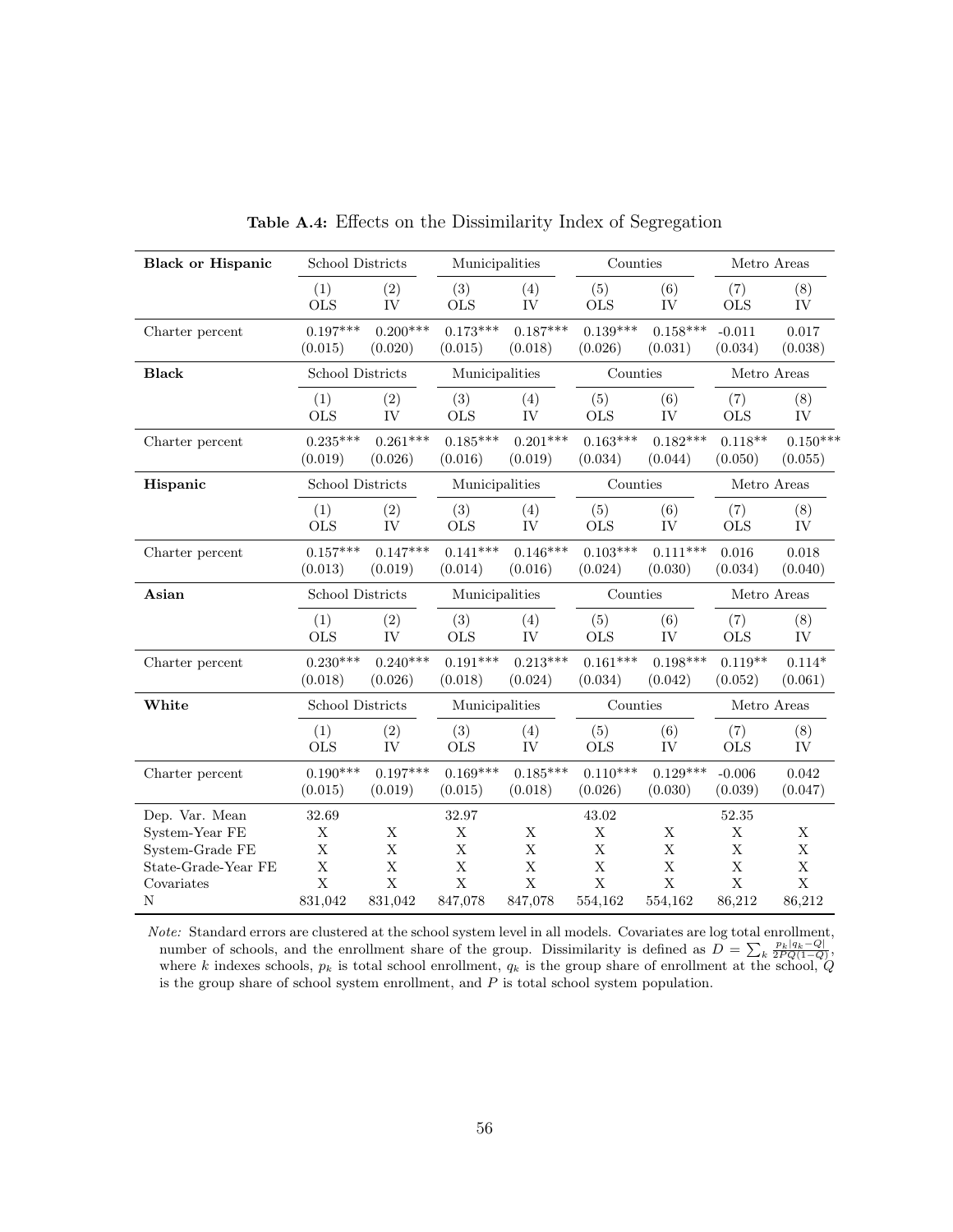**Table A.4:** Effects on the Dissimilarity Index of Segregation

| **Black or Hispanic** | School Districts | | Municipalities | | Counties | | Metro Areas | |
|---|---|---|---|---|---|---|---|---|
| | (1) OLS | (2) IV | (3) OLS | (4) IV | (5) OLS | (6) IV | (7) OLS | (8) IV |
| Charter percent | 0.197*** | 0.200*** | 0.173*** | 0.187*** | 0.139*** | 0.158*** | -0.011 | 0.017 |
| | (0.015) | (0.020) | (0.015) | (0.018) | (0.026) | (0.031) | (0.034) | (0.038) |
| **Black** | School Districts | | Municipalities | | Counties | | Metro Areas | |
| | (1) OLS | (2) IV | (3) OLS | (4) IV | (5) OLS | (6) IV | (7) OLS | (8) IV |
| Charter percent | 0.235*** | 0.261*** | 0.185*** | 0.201*** | 0.163*** | 0.182*** | 0.118** | 0.150*** |
| | (0.019) | (0.026) | (0.016) | (0.019) | (0.034) | (0.044) | (0.050) | (0.055) |
| **Hispanic** | School Districts | | Municipalities | | Counties | | Metro Areas | |
| | (1) OLS | (2) IV | (3) OLS | (4) IV | (5) OLS | (6) IV | (7) OLS | (8) IV |
| Charter percent | 0.157*** | 0.147*** | 0.141*** | 0.146*** | 0.103*** | 0.111*** | 0.016 | 0.018 |
| | (0.013) | (0.019) | (0.014) | (0.016) | (0.024) | (0.030) | (0.034) | (0.040) |
| **Asian** | School Districts | | Municipalities | | Counties | | Metro Areas | |
| | (1) OLS | (2) IV | (3) OLS | (4) IV | (5) OLS | (6) IV | (7) OLS | (8) IV |
| Charter percent | 0.230*** | 0.240*** | 0.191*** | 0.213*** | 0.161*** | 0.198*** | 0.119** | 0.114* |
| | (0.018) | (0.026) | (0.018) | (0.024) | (0.034) | (0.042) | (0.052) | (0.061) |
| **White** | School Districts | | Municipalities | | Counties | | Metro Areas | |
| | (1) OLS | (2) IV | (3) OLS | (4) IV | (5) OLS | (6) IV | (7) OLS | (8) IV |
| Charter percent | 0.190*** | 0.197*** | 0.169*** | 0.185*** | 0.110*** | 0.129*** | -0.006 | 0.042 |
| | (0.015) | (0.019) | (0.015) | (0.018) | (0.026) | (0.030) | (0.039) | (0.047) |
| Dep. Var. Mean | 32.69 | | 32.97 | | 43.02 | | 52.35 | |
| System-Year FE | X | X | X | X | X | X | X | X |
| System-Grade FE | X | X | X | X | X | X | X | X |
| State-Grade-Year FE | X | X | X | X | X | X | X | X |
| Covariates | X | X | X | X | X | X | X | X |
| N | 831,042 | 831,042 | 847,078 | 847,078 | 554,162 | 554,162 | 86,212 | 86,212 |

*Note:* Standard errors are clustered at the school system level in all models. Covariates are log total enrollment, number of schools, and the enrollment share of the group. Dissimilarity is defined as $D = \sum_k \frac{p_k |q_k - Q|}{2PQ(1-Q)}$, where $k$ indexes schools, $p_k$ is total school enrollment, $q_k$ is the group share of enrollment at the school, $Q$ is the group share of school system enrollment, and $P$ is total school system population.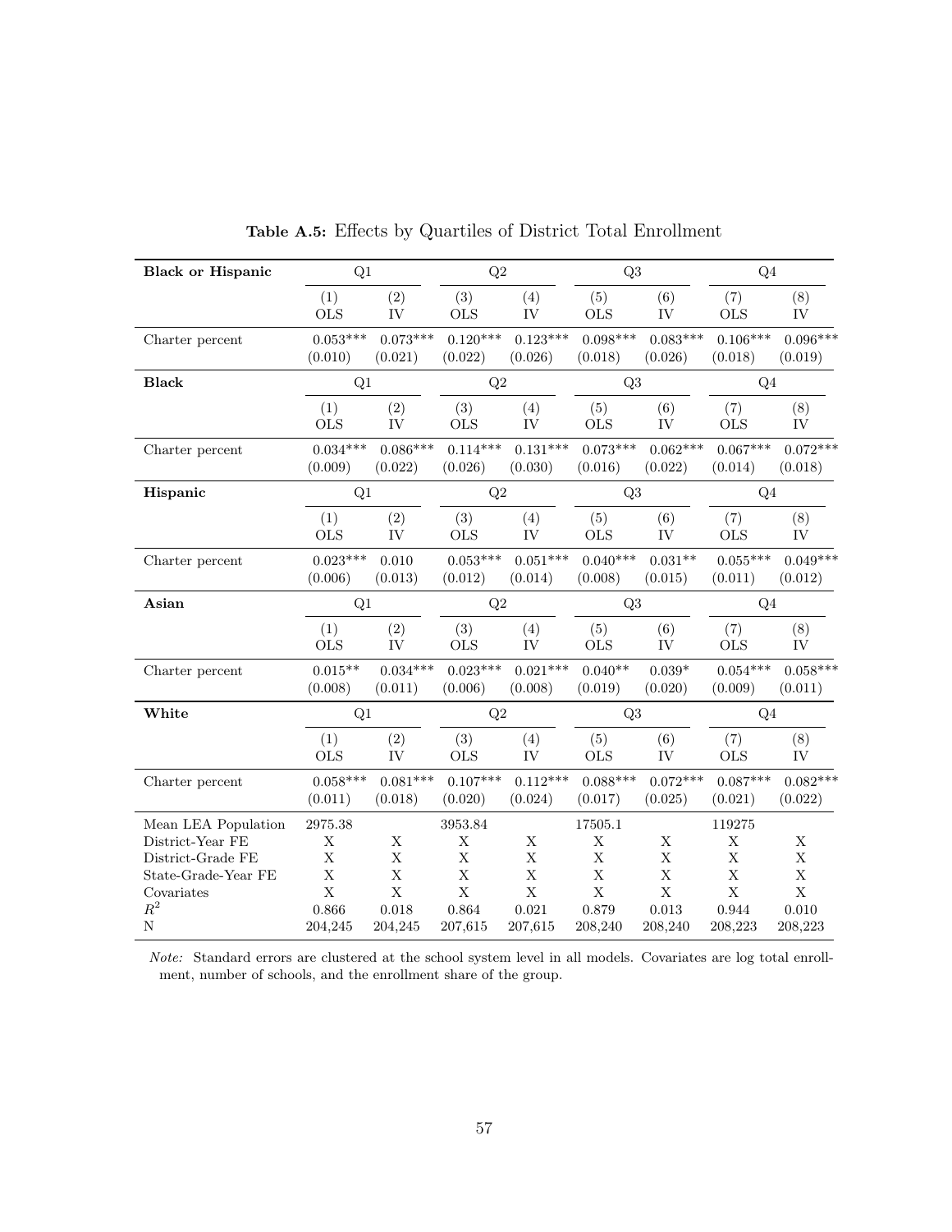**Table A.5:** Effects by Quartiles of District Total Enrollment

| **Black or Hispanic** | Q1 | | Q2 | | Q3 | | Q4 | |
|---|---|---|---|---|---|---|---|---|
| | (1) OLS | (2) IV | (3) OLS | (4) IV | (5) OLS | (6) IV | (7) OLS | (8) IV |
| Charter percent | 0.053*** | 0.073*** | 0.120*** | 0.123*** | 0.098*** | 0.083*** | 0.106*** | 0.096*** |
| | (0.010) | (0.021) | (0.022) | (0.026) | (0.018) | (0.026) | (0.018) | (0.019) |
| **Black** | Q1 | | Q2 | | Q3 | | Q4 | |
| | (1) OLS | (2) IV | (3) OLS | (4) IV | (5) OLS | (6) IV | (7) OLS | (8) IV |
| Charter percent | 0.034*** | 0.086*** | 0.114*** | 0.131*** | 0.073*** | 0.062*** | 0.067*** | 0.072*** |
| | (0.009) | (0.022) | (0.026) | (0.030) | (0.016) | (0.022) | (0.014) | (0.018) |
| **Hispanic** | Q1 | | Q2 | | Q3 | | Q4 | |
| | (1) OLS | (2) IV | (3) OLS | (4) IV | (5) OLS | (6) IV | (7) OLS | (8) IV |
| Charter percent | 0.023*** | 0.010 | 0.053*** | 0.051*** | 0.040*** | 0.031** | 0.055*** | 0.049*** |
| | (0.006) | (0.013) | (0.012) | (0.014) | (0.008) | (0.015) | (0.011) | (0.012) |
| **Asian** | Q1 | | Q2 | | Q3 | | Q4 | |
| | (1) OLS | (2) IV | (3) OLS | (4) IV | (5) OLS | (6) IV | (7) OLS | (8) IV |
| Charter percent | 0.015** | 0.034*** | 0.023*** | 0.021*** | 0.040** | 0.039* | 0.054*** | 0.058*** |
| | (0.008) | (0.011) | (0.006) | (0.008) | (0.019) | (0.020) | (0.009) | (0.011) |
| **White** | Q1 | | Q2 | | Q3 | | Q4 | |
| | (1) OLS | (2) IV | (3) OLS | (4) IV | (5) OLS | (6) IV | (7) OLS | (8) IV |
| Charter percent | 0.058*** | 0.081*** | 0.107*** | 0.112*** | 0.088*** | 0.072*** | 0.087*** | 0.082*** |
| | (0.011) | (0.018) | (0.020) | (0.024) | (0.017) | (0.025) | (0.021) | (0.022) |
| Mean LEA Population | 2975.38 | | 3953.84 | | 17505.1 | | 119275 | |
| District-Year FE | X | X | X | X | X | X | X | X |
| District-Grade FE | X | X | X | X | X | X | X | X |
| State-Grade-Year FE | X | X | X | X | X | X | X | X |
| Covariates | X | X | X | X | X | X | X | X |
| $R^2$ | 0.866 | 0.018 | 0.864 | 0.021 | 0.879 | 0.013 | 0.944 | 0.010 |
| N | 204,245 | 204,245 | 207,615 | 207,615 | 208,240 | 208,240 | 208,223 | 208,223 |

*Note:* Standard errors are clustered at the school system level in all models. Covariates are log total enrollment, number of schools, and the enrollment share of the group.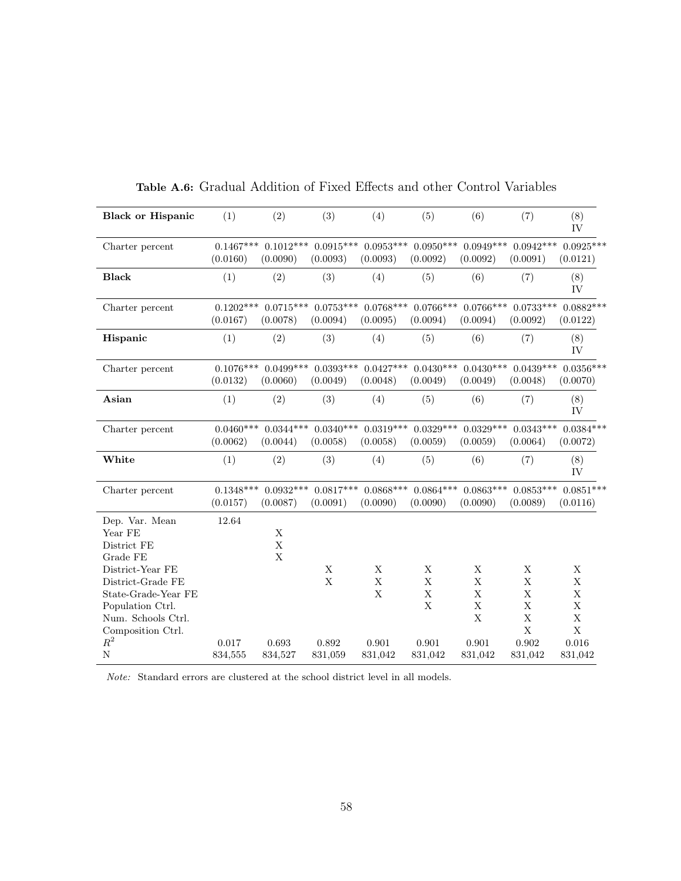**Table A.6:** Gradual Addition of Fixed Effects and other Control Variables

| **Black or Hispanic** | (1) | (2) | (3) | (4) | (5) | (6) | (7) | (8) IV |
|---|---|---|---|---|---|---|---|---|
| Charter percent | 0.1467*** | 0.1012*** | 0.0915*** | 0.0953*** | 0.0950*** | 0.0949*** | 0.0942*** | 0.0925*** |
| | (0.0160) | (0.0090) | (0.0093) | (0.0093) | (0.0092) | (0.0092) | (0.0091) | (0.0121) |
| **Black** | (1) | (2) | (3) | (4) | (5) | (6) | (7) | (8) IV |
| Charter percent | 0.1202*** | 0.0715*** | 0.0753*** | 0.0768*** | 0.0766*** | 0.0766*** | 0.0733*** | 0.0882*** |
| | (0.0167) | (0.0078) | (0.0094) | (0.0095) | (0.0094) | (0.0094) | (0.0092) | (0.0122) |
| **Hispanic** | (1) | (2) | (3) | (4) | (5) | (6) | (7) | (8) IV |
| Charter percent | 0.1076*** | 0.0499*** | 0.0393*** | 0.0427*** | 0.0430*** | 0.0430*** | 0.0439*** | 0.0356*** |
| | (0.0132) | (0.0060) | (0.0049) | (0.0048) | (0.0049) | (0.0049) | (0.0048) | (0.0070) |
| **Asian** | (1) | (2) | (3) | (4) | (5) | (6) | (7) | (8) IV |
| Charter percent | 0.0460*** | 0.0344*** | 0.0340*** | 0.0319*** | 0.0329*** | 0.0329*** | 0.0343*** | 0.0384*** |
| | (0.0062) | (0.0044) | (0.0058) | (0.0058) | (0.0059) | (0.0059) | (0.0064) | (0.0072) |
| **White** | (1) | (2) | (3) | (4) | (5) | (6) | (7) | (8) IV |
| Charter percent | 0.1348*** | 0.0932*** | 0.0817*** | 0.0868*** | 0.0864*** | 0.0863*** | 0.0853*** | 0.0851*** |
| | (0.0157) | (0.0087) | (0.0091) | (0.0090) | (0.0090) | (0.0090) | (0.0089) | (0.0116) |
| Dep. Var. Mean | 12.64 | | | | | | | |
| Year FE | | X | | | | | | |
| District FE | | X | | | | | | |
| Grade FE | | X | | | | | | |
| District-Year FE | | | X | X | X | X | X | X |
| District-Grade FE | | | X | X | X | X | X | X |
| State-Grade-Year FE | | | | X | X | X | X | X |
| Population Ctrl. | | | | | X | X | X | X |
| Num. Schools Ctrl. | | | | | | X | X | X |
| Composition Ctrl. | | | | | | | X | X |
| $R^2$ | 0.017 | 0.693 | 0.892 | 0.901 | 0.901 | 0.901 | 0.902 | 0.016 |
| N | 834,555 | 834,527 | 831,059 | 831,042 | 831,042 | 831,042 | 831,042 | 831,042 |

*Note:* Standard errors are clustered at the school district level in all models.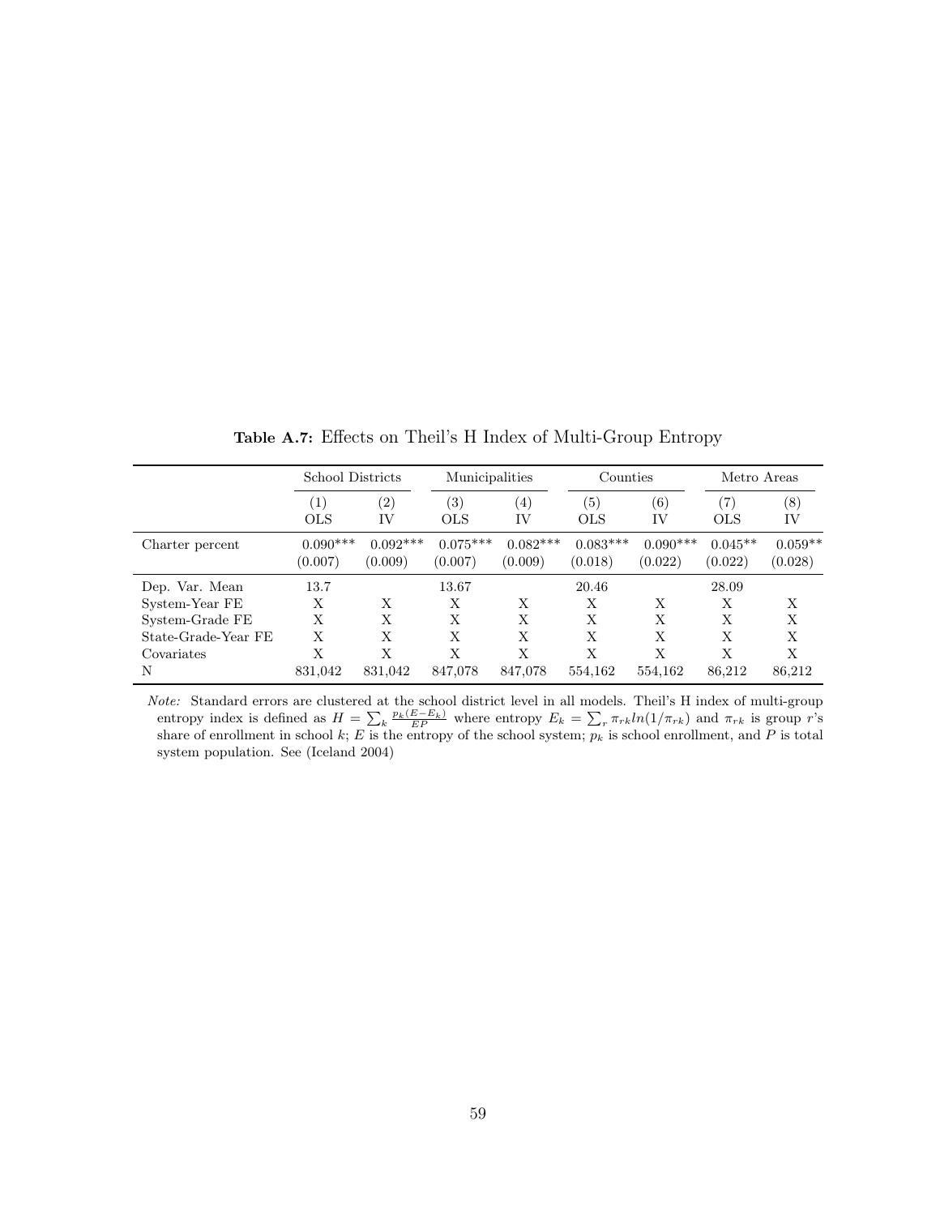**Table A.7:** Effects on Theil's H Index of Multi-Group Entropy

| | School Districts | | Municipalities | | Counties | | Metro Areas | |
|---|---|---|---|---|---|---|---|---|
| | (1) | (2) | (3) | (4) | (5) | (6) | (7) | (8) |
| | OLS | IV | OLS | IV | OLS | IV | OLS | IV |
| Charter percent | 0.090*** | 0.092*** | 0.075*** | 0.082*** | 0.083*** | 0.090*** | 0.045** | 0.059** |
| | (0.007) | (0.009) | (0.007) | (0.009) | (0.018) | (0.022) | (0.022) | (0.028) |
| Dep. Var. Mean | 13.7 | | 13.67 | | 20.46 | | 28.09 | |
| System-Year FE | X | X | X | X | X | X | X | X |
| System-Grade FE | X | X | X | X | X | X | X | X |
| State-Grade-Year FE | X | X | X | X | X | X | X | X |
| Covariates | X | X | X | X | X | X | X | X |
| N | 831,042 | 831,042 | 847,078 | 847,078 | 554,162 | 554,162 | 86,212 | 86,212 |

*Note:* Standard errors are clustered at the school district level in all models. Theil's H index of multi-group entropy index is defined as $H = \sum_k \frac{p_k(E-E_k)}{EP}$ where entropy $E_k = \sum_r \pi_{rk} ln(1/\pi_{rk})$ and $\pi_{rk}$ is group $r$'s share of enrollment in school $k$; $E$ is the entropy of the school system; $p_k$ is school enrollment, and $P$ is total system population. See (Iceland 2004)